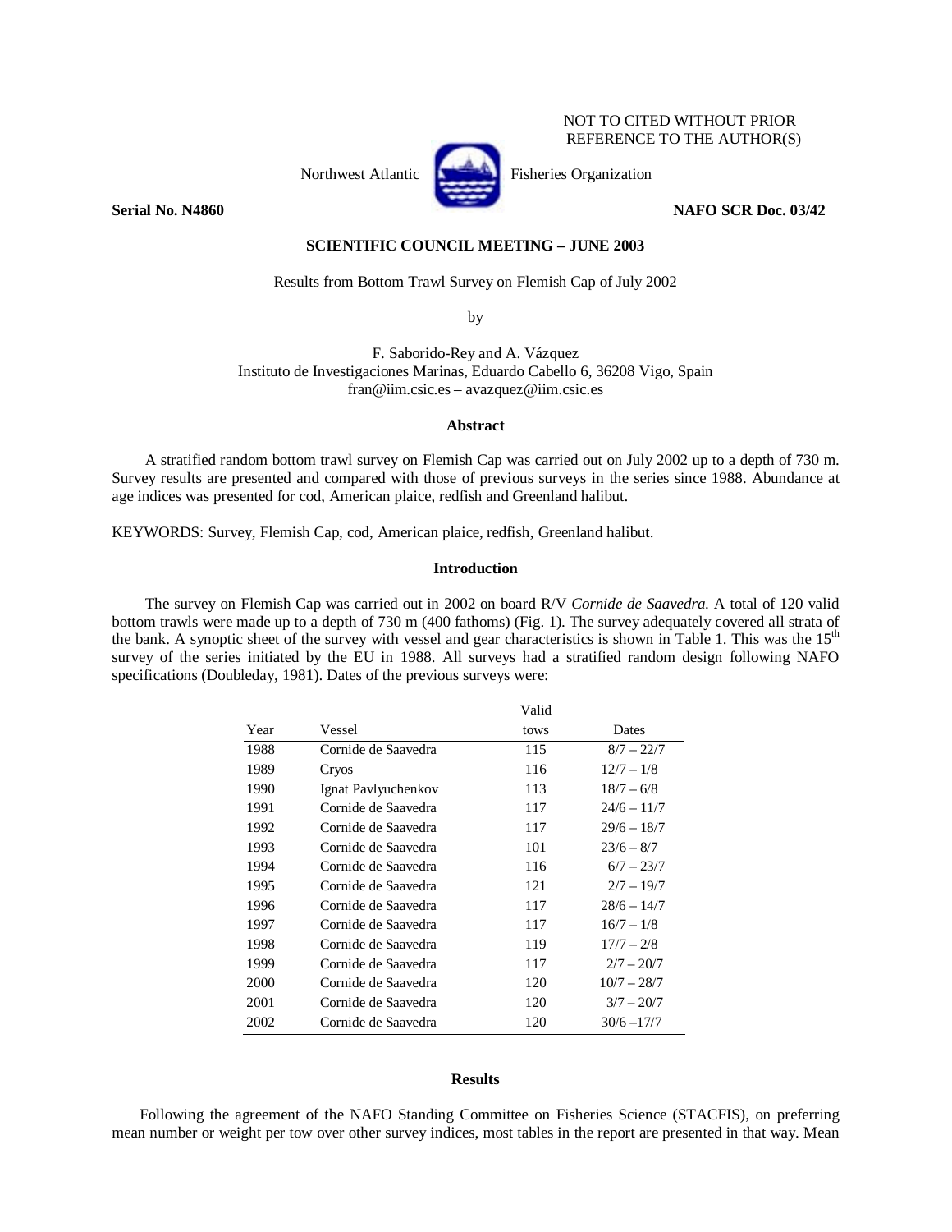NOT TO CITED WITHOUT PRIOR
REFERENCE TO THE AUTHOR(S)

Northwest Atlantic Fisheries Organization

**Serial No. N4860** **NAFO SCR Doc. 03/42**

**SCIENTIFIC COUNCIL MEETING – JUNE 2003**

Results from Bottom Trawl Survey on Flemish Cap of July 2002

by

F. Saborido-Rey and A. Vázquez
Instituto de Investigaciones Marinas, Eduardo Cabello 6, 36208 Vigo, Spain
fran@iim.csic.es – avazquez@iim.csic.es

## Abstract

A stratified random bottom trawl survey on Flemish Cap was carried out on July 2002 up to a depth of 730 m. Survey results are presented and compared with those of previous surveys in the series since 1988. Abundance at age indices was presented for cod, American plaice, redfish and Greenland halibut.

KEYWORDS: Survey, Flemish Cap, cod, American plaice, redfish, Greenland halibut.

## Introduction

The survey on Flemish Cap was carried out in 2002 on board R/V *Cornide de Saavedra*. A total of 120 valid bottom trawls were made up to a depth of 730 m (400 fathoms) (Fig. 1). The survey adequately covered all strata of the bank. A synoptic sheet of the survey with vessel and gear characteristics is shown in Table 1. This was the 15th survey of the series initiated by the EU in 1988. All surveys had a stratified random design following NAFO specifications (Doubleday, 1981). Dates of the previous surveys were:

| Year | Vessel | Valid tows | Dates |
|---|---|---|---|
| 1988 | Cornide de Saavedra | 115 | 8/7 – 22/7 |
| 1989 | Cryos | 116 | 12/7 – 1/8 |
| 1990 | Ignat Pavlyuchenkov | 113 | 18/7 – 6/8 |
| 1991 | Cornide de Saavedra | 117 | 24/6 – 11/7 |
| 1992 | Cornide de Saavedra | 117 | 29/6 – 18/7 |
| 1993 | Cornide de Saavedra | 101 | 23/6 – 8/7 |
| 1994 | Cornide de Saavedra | 116 | 6/7 – 23/7 |
| 1995 | Cornide de Saavedra | 121 | 2/7 – 19/7 |
| 1996 | Cornide de Saavedra | 117 | 28/6 – 14/7 |
| 1997 | Cornide de Saavedra | 117 | 16/7 – 1/8 |
| 1998 | Cornide de Saavedra | 119 | 17/7 – 2/8 |
| 1999 | Cornide de Saavedra | 117 | 2/7 – 20/7 |
| 2000 | Cornide de Saavedra | 120 | 10/7 – 28/7 |
| 2001 | Cornide de Saavedra | 120 | 3/7 – 20/7 |
| 2002 | Cornide de Saavedra | 120 | 30/6 –17/7 |

## Results

Following the agreement of the NAFO Standing Committee on Fisheries Science (STACFIS), on preferring mean number or weight per tow over other survey indices, most tables in the report are presented in that way. Mean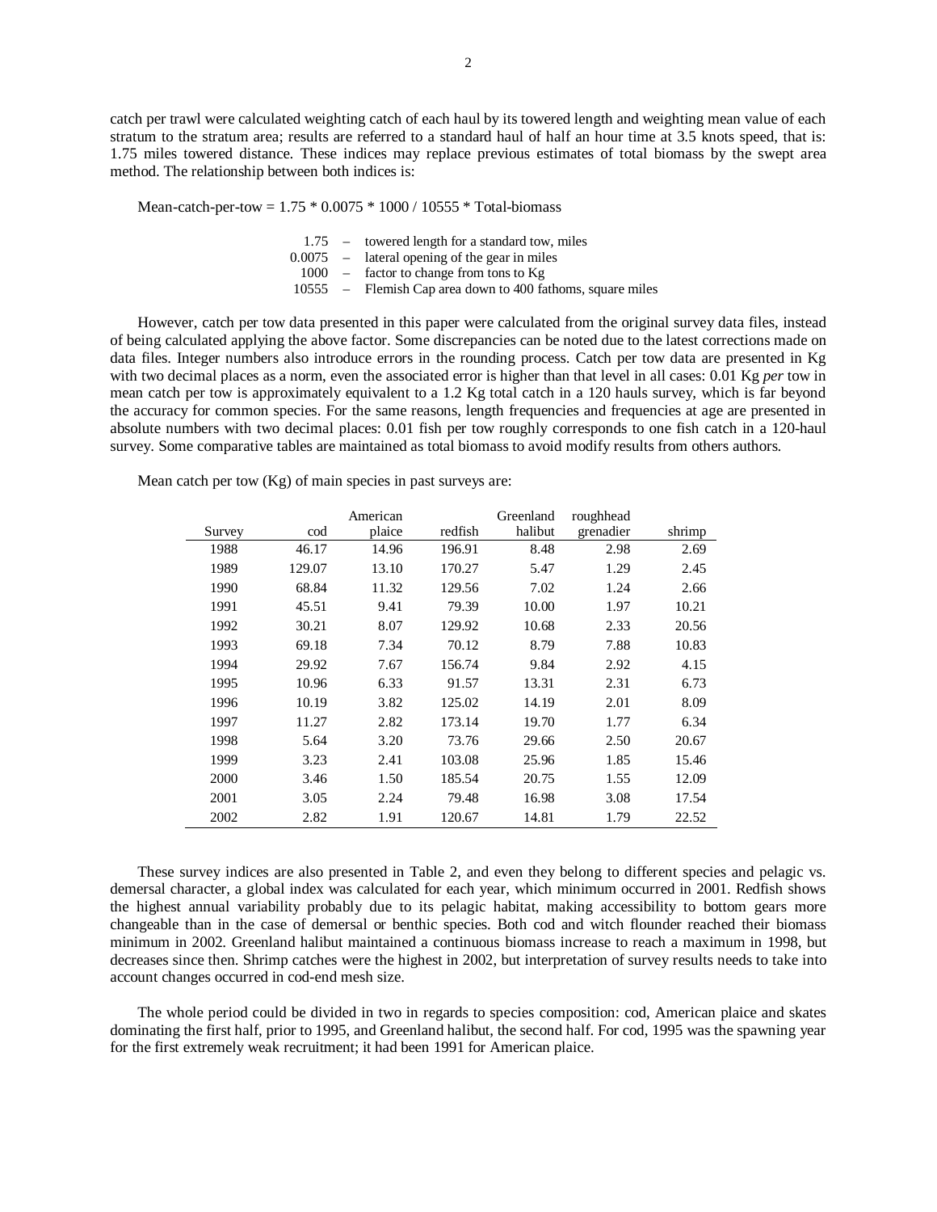catch per trawl were calculated weighting catch of each haul by its towered length and weighting mean value of each stratum to the stratum area; results are referred to a standard haul of half an hour time at 3.5 knots speed, that is: 1.75 miles towered distance. These indices may replace previous estimates of total biomass by the swept area method. The relationship between both indices is:

Mean-catch-per-tow = 1.75 * 0.0075 * 1000 / 10555 * Total-biomass

| | | |
|---|---|---|
| 1.75 | – | towered length for a standard tow, miles |
| 0.0075 | – | lateral opening of the gear in miles |
| 1000 | – | factor to change from tons to Kg |
| 10555 | – | Flemish Cap area down to 400 fathoms, square miles |

However, catch per tow data presented in this paper were calculated from the original survey data files, instead of being calculated applying the above factor. Some discrepancies can be noted due to the latest corrections made on data files. Integer numbers also introduce errors in the rounding process. Catch per tow data are presented in Kg with two decimal places as a norm, even the associated error is higher than that level in all cases: 0.01 Kg *per* tow in mean catch per tow is approximately equivalent to a 1.2 Kg total catch in a 120 hauls survey, which is far beyond the accuracy for common species. For the same reasons, length frequencies and frequencies at age are presented in absolute numbers with two decimal places: 0.01 fish per tow roughly corresponds to one fish catch in a 120-haul survey. Some comparative tables are maintained as total biomass to avoid modify results from others authors.

Mean catch per tow (Kg) of main species in past surveys are:

| Survey | cod | American plaice | redfish | Greenland halibut | roughhead grenadier | shrimp |
|---|---|---|---|---|---|---|
| 1988 | 46.17 | 14.96 | 196.91 | 8.48 | 2.98 | 2.69 |
| 1989 | 129.07 | 13.10 | 170.27 | 5.47 | 1.29 | 2.45 |
| 1990 | 68.84 | 11.32 | 129.56 | 7.02 | 1.24 | 2.66 |
| 1991 | 45.51 | 9.41 | 79.39 | 10.00 | 1.97 | 10.21 |
| 1992 | 30.21 | 8.07 | 129.92 | 10.68 | 2.33 | 20.56 |
| 1993 | 69.18 | 7.34 | 70.12 | 8.79 | 7.88 | 10.83 |
| 1994 | 29.92 | 7.67 | 156.74 | 9.84 | 2.92 | 4.15 |
| 1995 | 10.96 | 6.33 | 91.57 | 13.31 | 2.31 | 6.73 |
| 1996 | 10.19 | 3.82 | 125.02 | 14.19 | 2.01 | 8.09 |
| 1997 | 11.27 | 2.82 | 173.14 | 19.70 | 1.77 | 6.34 |
| 1998 | 5.64 | 3.20 | 73.76 | 29.66 | 2.50 | 20.67 |
| 1999 | 3.23 | 2.41 | 103.08 | 25.96 | 1.85 | 15.46 |
| 2000 | 3.46 | 1.50 | 185.54 | 20.75 | 1.55 | 12.09 |
| 2001 | 3.05 | 2.24 | 79.48 | 16.98 | 3.08 | 17.54 |
| 2002 | 2.82 | 1.91 | 120.67 | 14.81 | 1.79 | 22.52 |

These survey indices are also presented in Table 2, and even they belong to different species and pelagic vs. demersal character, a global index was calculated for each year, which minimum occurred in 2001. Redfish shows the highest annual variability probably due to its pelagic habitat, making accessibility to bottom gears more changeable than in the case of demersal or benthic species. Both cod and witch flounder reached their biomass minimum in 2002. Greenland halibut maintained a continuous biomass increase to reach a maximum in 1998, but decreases since then. Shrimp catches were the highest in 2002, but interpretation of survey results needs to take into account changes occurred in cod-end mesh size.

The whole period could be divided in two in regards to species composition: cod, American plaice and skates dominating the first half, prior to 1995, and Greenland halibut, the second half. For cod, 1995 was the spawning year for the first extremely weak recruitment; it had been 1991 for American plaice.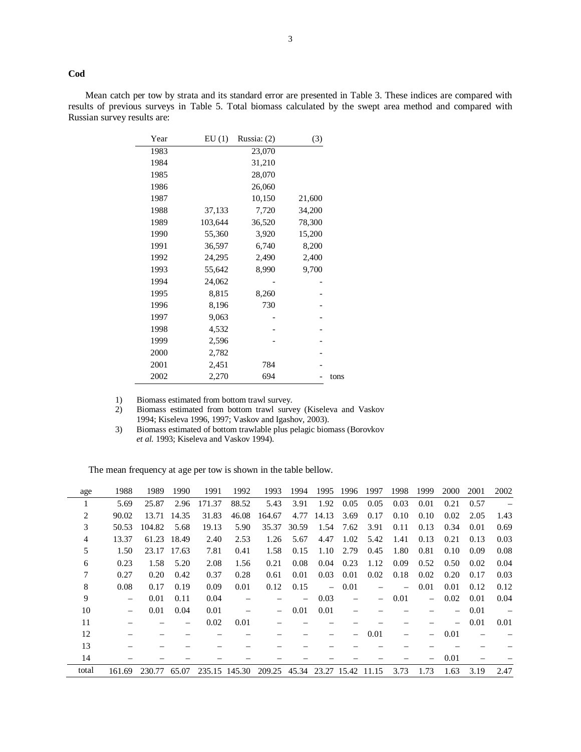**Cod**

Mean catch per tow by strata and its standard error are presented in Table 3. These indices are compared with results of previous surveys in Table 5. Total biomass calculated by the swept area method and compared with Russian survey results are:

| Year | EU (1) | Russia: (2) | (3) | |
|---|---|---|---|---|
| 1983 | | 23,070 | | |
| 1984 | | 31,210 | | |
| 1985 | | 28,070 | | |
| 1986 | | 26,060 | | |
| 1987 | | 10,150 | 21,600 | |
| 1988 | 37,133 | 7,720 | 34,200 | |
| 1989 | 103,644 | 36,520 | 78,300 | |
| 1990 | 55,360 | 3,920 | 15,200 | |
| 1991 | 36,597 | 6,740 | 8,200 | |
| 1992 | 24,295 | 2,490 | 2,400 | |
| 1993 | 55,642 | 8,990 | 9,700 | |
| 1994 | 24,062 | - | - | |
| 1995 | 8,815 | 8,260 | - | |
| 1996 | 8,196 | 730 | - | |
| 1997 | 9,063 | - | - | |
| 1998 | 4,532 | - | - | |
| 1999 | 2,596 | - | - | |
| 2000 | 2,782 | | - | |
| 2001 | 2,451 | 784 | - | |
| 2002 | 2,270 | 694 | - | tons |

1) Biomass estimated from bottom trawl survey.
2) Biomass estimated from bottom trawl survey (Kiseleva and Vaskov 1994; Kiseleva 1996, 1997; Vaskov and Igashov, 2003).
3) Biomass estimated of bottom trawlable plus pelagic biomass (Borovkov *et al.* 1993; Kiseleva and Vaskov 1994).

The mean frequency at age per tow is shown in the table bellow.

| age | 1988 | 1989 | 1990 | 1991 | 1992 | 1993 | 1994 | 1995 | 1996 | 1997 | 1998 | 1999 | 2000 | 2001 | 2002 |
|---|---|---|---|---|---|---|---|---|---|---|---|---|---|---|---|
| 1 | 5.69 | 25.87 | 2.96 | 171.37 | 88.52 | 5.43 | 3.91 | 1.92 | 0.05 | 0.05 | 0.03 | 0.01 | 0.21 | 0.57 | – |
| 2 | 90.02 | 13.71 | 14.35 | 31.83 | 46.08 | 164.67 | 4.77 | 14.13 | 3.69 | 0.17 | 0.10 | 0.10 | 0.02 | 2.05 | 1.43 |
| 3 | 50.53 | 104.82 | 5.68 | 19.13 | 5.90 | 35.37 | 30.59 | 1.54 | 7.62 | 3.91 | 0.11 | 0.13 | 0.34 | 0.01 | 0.69 |
| 4 | 13.37 | 61.23 | 18.49 | 2.40 | 2.53 | 1.26 | 5.67 | 4.47 | 1.02 | 5.42 | 1.41 | 0.13 | 0.21 | 0.13 | 0.03 |
| 5 | 1.50 | 23.17 | 17.63 | 7.81 | 0.41 | 1.58 | 0.15 | 1.10 | 2.79 | 0.45 | 1.80 | 0.81 | 0.10 | 0.09 | 0.08 |
| 6 | 0.23 | 1.58 | 5.20 | 2.08 | 1.56 | 0.21 | 0.08 | 0.04 | 0.23 | 1.12 | 0.09 | 0.52 | 0.50 | 0.02 | 0.04 |
| 7 | 0.27 | 0.20 | 0.42 | 0.37 | 0.28 | 0.61 | 0.01 | 0.03 | 0.01 | 0.02 | 0.18 | 0.02 | 0.20 | 0.17 | 0.03 |
| 8 | 0.08 | 0.17 | 0.19 | 0.09 | 0.01 | 0.12 | 0.15 | – | 0.01 | – | – | 0.01 | 0.01 | 0.12 | 0.12 |
| 9 | – | 0.01 | 0.11 | 0.04 | – | – | – | 0.03 | – | – | 0.01 | – | 0.02 | 0.01 | 0.04 |
| 10 | – | 0.01 | 0.04 | 0.01 | – | – | 0.01 | 0.01 | – | – | – | – | – | 0.01 | – |
| 11 | – | – | – | 0.02 | 0.01 | – | – | – | – | – | – | – | – | 0.01 | 0.01 |
| 12 | – | – | – | – | – | – | – | – | – | 0.01 | – | – | 0.01 | – | – |
| 13 | – | – | – | – | – | – | – | – | – | – | – | – | – | – | – |
| 14 | – | – | – | – | – | – | – | – | – | – | – | – | 0.01 | – | – |
| total | 161.69 | 230.77 | 65.07 | 235.15 | 145.30 | 209.25 | 45.34 | 23.27 | 15.42 | 11.15 | 3.73 | 1.73 | 1.63 | 3.19 | 2.47 |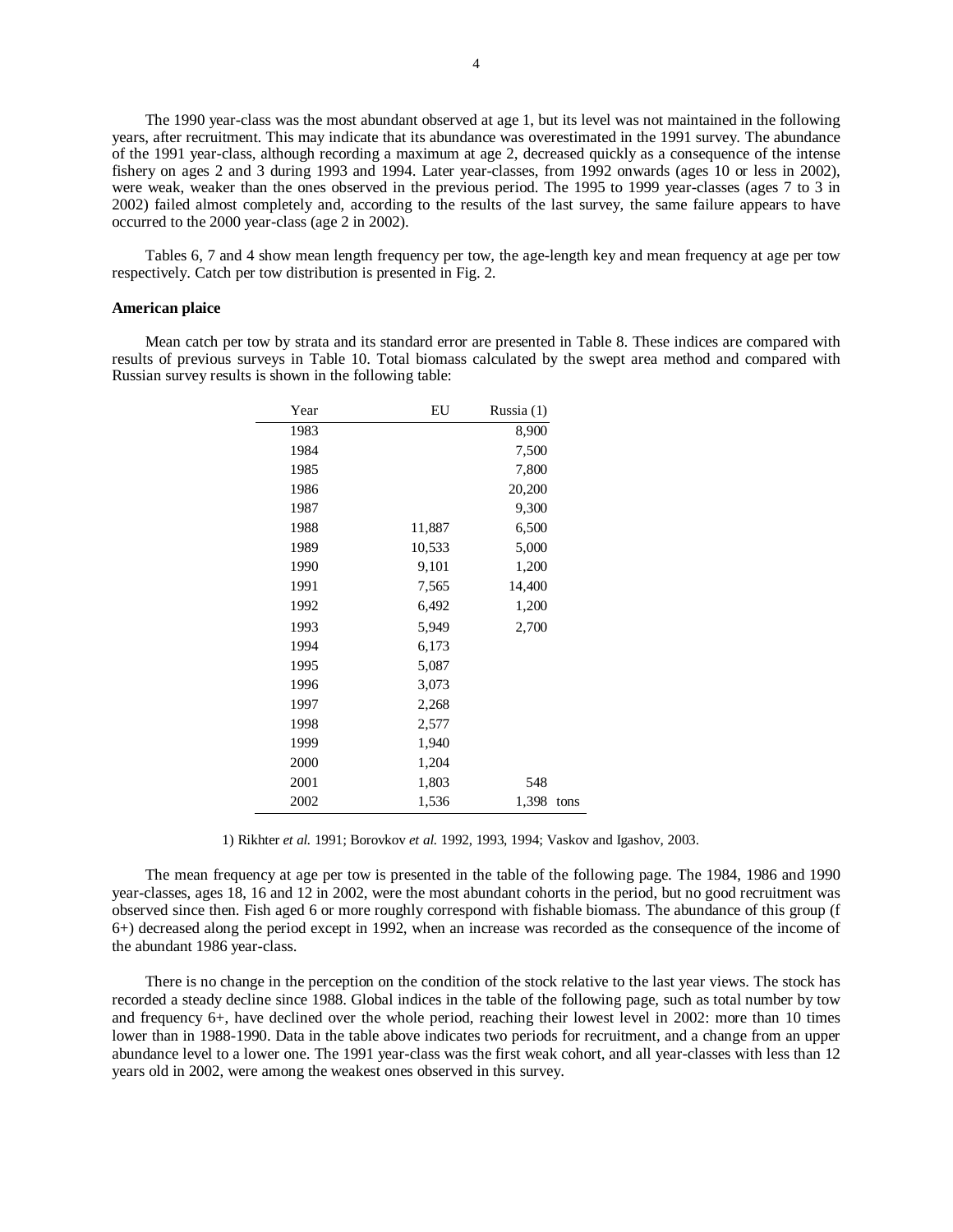The 1990 year-class was the most abundant observed at age 1, but its level was not maintained in the following years, after recruitment. This may indicate that its abundance was overestimated in the 1991 survey. The abundance of the 1991 year-class, although recording a maximum at age 2, decreased quickly as a consequence of the intense fishery on ages 2 and 3 during 1993 and 1994. Later year-classes, from 1992 onwards (ages 10 or less in 2002), were weak, weaker than the ones observed in the previous period. The 1995 to 1999 year-classes (ages 7 to 3 in 2002) failed almost completely and, according to the results of the last survey, the same failure appears to have occurred to the 2000 year-class (age 2 in 2002).

Tables 6, 7 and 4 show mean length frequency per tow, the age-length key and mean frequency at age per tow respectively. Catch per tow distribution is presented in Fig. 2.

**American plaice**

Mean catch per tow by strata and its standard error are presented in Table 8. These indices are compared with results of previous surveys in Table 10. Total biomass calculated by the swept area method and compared with Russian survey results is shown in the following table:

| Year | EU | Russia (1) |
|---|---|---|
| 1983 | | 8,900 |
| 1984 | | 7,500 |
| 1985 | | 7,800 |
| 1986 | | 20,200 |
| 1987 | | 9,300 |
| 1988 | 11,887 | 6,500 |
| 1989 | 10,533 | 5,000 |
| 1990 | 9,101 | 1,200 |
| 1991 | 7,565 | 14,400 |
| 1992 | 6,492 | 1,200 |
| 1993 | 5,949 | 2,700 |
| 1994 | 6,173 | |
| 1995 | 5,087 | |
| 1996 | 3,073 | |
| 1997 | 2,268 | |
| 1998 | 2,577 | |
| 1999 | 1,940 | |
| 2000 | 1,204 | |
| 2001 | 1,803 | 548 |
| 2002 | 1,536 | 1,398 tons |

1) Rikhter *et al.* 1991; Borovkov *et al.* 1992, 1993, 1994; Vaskov and Igashov, 2003.

The mean frequency at age per tow is presented in the table of the following page. The 1984, 1986 and 1990 year-classes, ages 18, 16 and 12 in 2002, were the most abundant cohorts in the period, but no good recruitment was observed since then. Fish aged 6 or more roughly correspond with fishable biomass. The abundance of this group (f 6+) decreased along the period except in 1992, when an increase was recorded as the consequence of the income of the abundant 1986 year-class.

There is no change in the perception on the condition of the stock relative to the last year views. The stock has recorded a steady decline since 1988. Global indices in the table of the following page, such as total number by tow and frequency 6+, have declined over the whole period, reaching their lowest level in 2002: more than 10 times lower than in 1988-1990. Data in the table above indicates two periods for recruitment, and a change from an upper abundance level to a lower one. The 1991 year-class was the first weak cohort, and all year-classes with less than 12 years old in 2002, were among the weakest ones observed in this survey.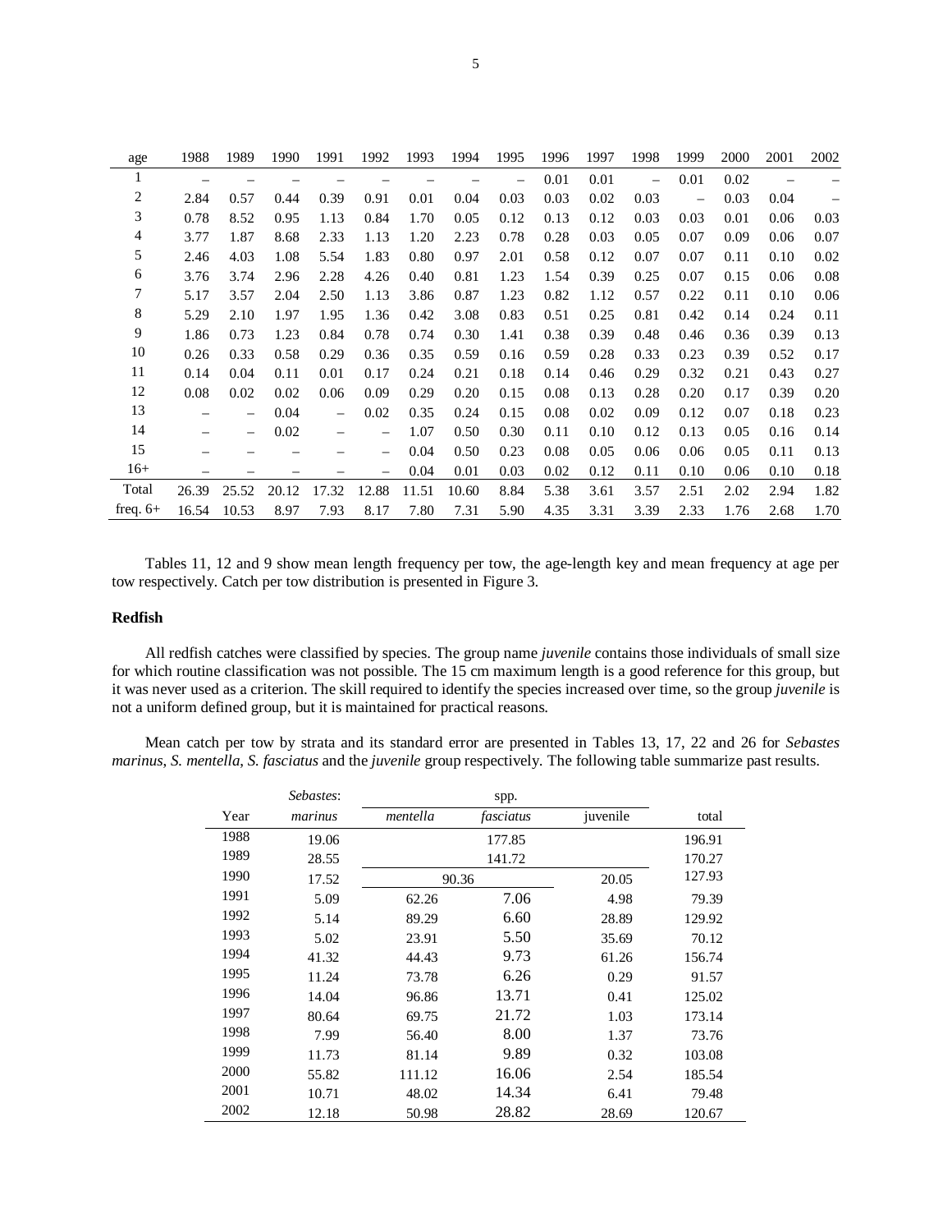| age | 1988 | 1989 | 1990 | 1991 | 1992 | 1993 | 1994 | 1995 | 1996 | 1997 | 1998 | 1999 | 2000 | 2001 | 2002 |
|---|---|---|---|---|---|---|---|---|---|---|---|---|---|---|---|
| 1 | – | – | – | – | – | – | – | – | 0.01 | 0.01 | – | 0.01 | 0.02 | – | – |
| 2 | 2.84 | 0.57 | 0.44 | 0.39 | 0.91 | 0.01 | 0.04 | 0.03 | 0.03 | 0.02 | 0.03 | – | 0.03 | 0.04 | – |
| 3 | 0.78 | 8.52 | 0.95 | 1.13 | 0.84 | 1.70 | 0.05 | 0.12 | 0.13 | 0.12 | 0.03 | 0.03 | 0.01 | 0.06 | 0.03 |
| 4 | 3.77 | 1.87 | 8.68 | 2.33 | 1.13 | 1.20 | 2.23 | 0.78 | 0.28 | 0.03 | 0.05 | 0.07 | 0.09 | 0.06 | 0.07 |
| 5 | 2.46 | 4.03 | 1.08 | 5.54 | 1.83 | 0.80 | 0.97 | 2.01 | 0.58 | 0.12 | 0.07 | 0.07 | 0.11 | 0.10 | 0.02 |
| 6 | 3.76 | 3.74 | 2.96 | 2.28 | 4.26 | 0.40 | 0.81 | 1.23 | 1.54 | 0.39 | 0.25 | 0.07 | 0.15 | 0.06 | 0.08 |
| 7 | 5.17 | 3.57 | 2.04 | 2.50 | 1.13 | 3.86 | 0.87 | 1.23 | 0.82 | 1.12 | 0.57 | 0.22 | 0.11 | 0.10 | 0.06 |
| 8 | 5.29 | 2.10 | 1.97 | 1.95 | 1.36 | 0.42 | 3.08 | 0.83 | 0.51 | 0.25 | 0.81 | 0.42 | 0.14 | 0.24 | 0.11 |
| 9 | 1.86 | 0.73 | 1.23 | 0.84 | 0.78 | 0.74 | 0.30 | 1.41 | 0.38 | 0.39 | 0.48 | 0.46 | 0.36 | 0.39 | 0.13 |
| 10 | 0.26 | 0.33 | 0.58 | 0.29 | 0.36 | 0.35 | 0.59 | 0.16 | 0.59 | 0.28 | 0.33 | 0.23 | 0.39 | 0.52 | 0.17 |
| 11 | 0.14 | 0.04 | 0.11 | 0.01 | 0.17 | 0.24 | 0.21 | 0.18 | 0.14 | 0.46 | 0.29 | 0.32 | 0.21 | 0.43 | 0.27 |
| 12 | 0.08 | 0.02 | 0.02 | 0.06 | 0.09 | 0.29 | 0.20 | 0.15 | 0.08 | 0.13 | 0.28 | 0.20 | 0.17 | 0.39 | 0.20 |
| 13 | – | – | 0.04 | – | 0.02 | 0.35 | 0.24 | 0.15 | 0.08 | 0.02 | 0.09 | 0.12 | 0.07 | 0.18 | 0.23 |
| 14 | – | – | 0.02 | – | – | 1.07 | 0.50 | 0.30 | 0.11 | 0.10 | 0.12 | 0.13 | 0.05 | 0.16 | 0.14 |
| 15 | – | – | – | – | – | 0.04 | 0.50 | 0.23 | 0.08 | 0.05 | 0.06 | 0.06 | 0.05 | 0.11 | 0.13 |
| 16+ | – | – | – | – | – | 0.04 | 0.01 | 0.03 | 0.02 | 0.12 | 0.11 | 0.10 | 0.06 | 0.10 | 0.18 |
| Total | 26.39 | 25.52 | 20.12 | 17.32 | 12.88 | 11.51 | 10.60 | 8.84 | 5.38 | 3.61 | 3.57 | 2.51 | 2.02 | 2.94 | 1.82 |
| freq. 6+ | 16.54 | 10.53 | 8.97 | 7.93 | 8.17 | 7.80 | 7.31 | 5.90 | 4.35 | 3.31 | 3.39 | 2.33 | 1.76 | 2.68 | 1.70 |

Tables 11, 12 and 9 show mean length frequency per tow, the age-length key and mean frequency at age per tow respectively. Catch per tow distribution is presented in Figure 3.

### Redfish

All redfish catches were classified by species. The group name *juvenile* contains those individuals of small size for which routine classification was not possible. The 15 cm maximum length is a good reference for this group, but it was never used as a criterion. The skill required to identify the species increased over time, so the group *juvenile* is not a uniform defined group, but it is maintained for practical reasons.

Mean catch per tow by strata and its standard error are presented in Tables 13, 17, 22 and 26 for *Sebastes marinus*, *S. mentella*, *S. fasciatus* and the *juvenile* group respectively. The following table summarize past results.

| | *Sebastes*: | spp. | | | |
|---|---|---|---|---|---|
| Year | *marinus* | *mentella* | *fasciatus* | juvenile | total |
| 1988 | 19.06 | 177.85 | | | 196.91 |
| 1989 | 28.55 | 141.72 | | | 170.27 |
| 1990 | 17.52 | 90.36 | | 20.05 | 127.93 |
| 1991 | 5.09 | 62.26 | 7.06 | 4.98 | 79.39 |
| 1992 | 5.14 | 89.29 | 6.60 | 28.89 | 129.92 |
| 1993 | 5.02 | 23.91 | 5.50 | 35.69 | 70.12 |
| 1994 | 41.32 | 44.43 | 9.73 | 61.26 | 156.74 |
| 1995 | 11.24 | 73.78 | 6.26 | 0.29 | 91.57 |
| 1996 | 14.04 | 96.86 | 13.71 | 0.41 | 125.02 |
| 1997 | 80.64 | 69.75 | 21.72 | 1.03 | 173.14 |
| 1998 | 7.99 | 56.40 | 8.00 | 1.37 | 73.76 |
| 1999 | 11.73 | 81.14 | 9.89 | 0.32 | 103.08 |
| 2000 | 55.82 | 111.12 | 16.06 | 2.54 | 185.54 |
| 2001 | 10.71 | 48.02 | 14.34 | 6.41 | 79.48 |
| 2002 | 12.18 | 50.98 | 28.82 | 28.69 | 120.67 |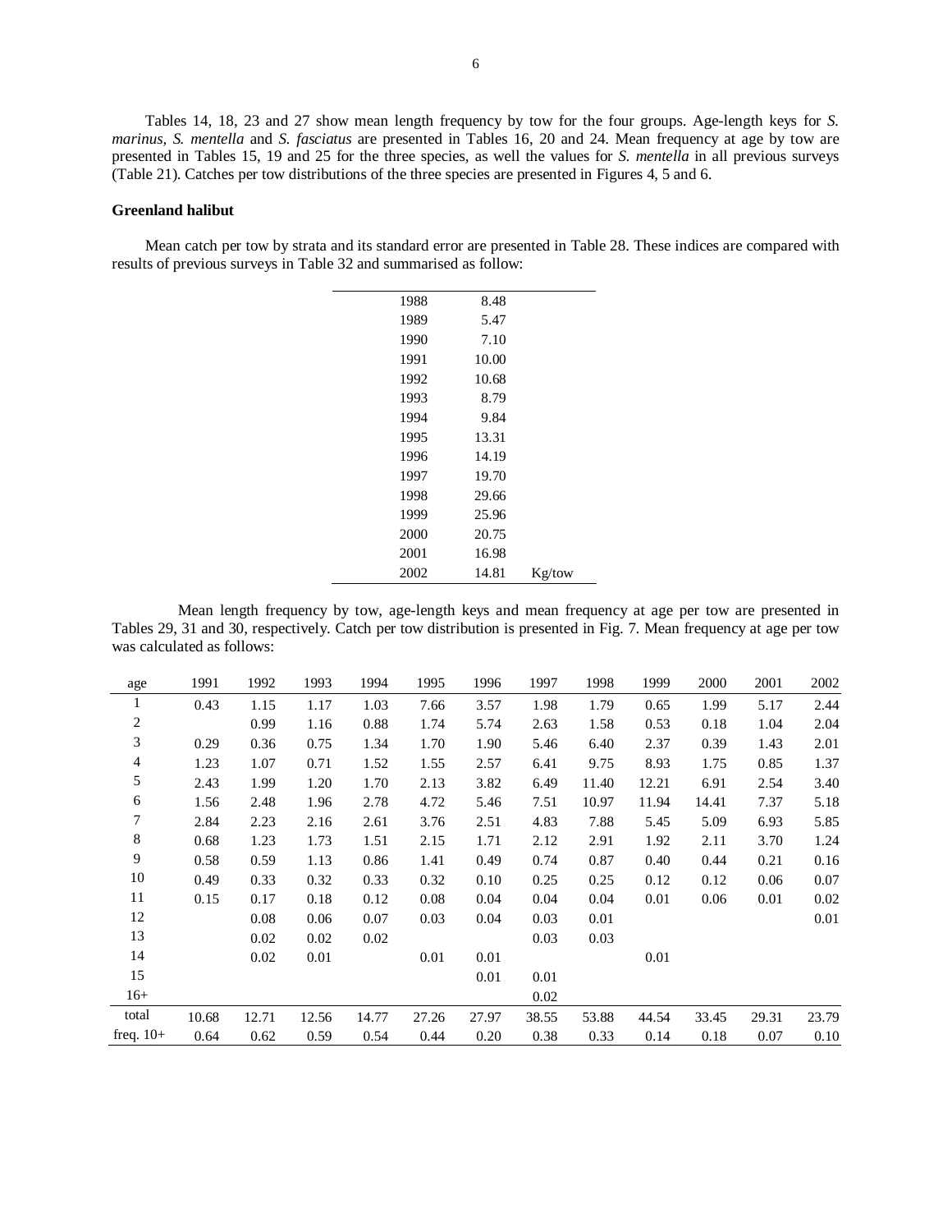Tables 14, 18, 23 and 27 show mean length frequency by tow for the four groups. Age-length keys for *S. marinus, S. mentella* and *S. fasciatus* are presented in Tables 16, 20 and 24. Mean frequency at age by tow are presented in Tables 15, 19 and 25 for the three species, as well the values for *S. mentella* in all previous surveys (Table 21). Catches per tow distributions of the three species are presented in Figures 4, 5 and 6.

**Greenland halibut**

Mean catch per tow by strata and its standard error are presented in Table 28. These indices are compared with results of previous surveys in Table 32 and summarised as follow:

| | | |
|---|---|---|
| 1988 | 8.48 | |
| 1989 | 5.47 | |
| 1990 | 7.10 | |
| 1991 | 10.00 | |
| 1992 | 10.68 | |
| 1993 | 8.79 | |
| 1994 | 9.84 | |
| 1995 | 13.31 | |
| 1996 | 14.19 | |
| 1997 | 19.70 | |
| 1998 | 29.66 | |
| 1999 | 25.96 | |
| 2000 | 20.75 | |
| 2001 | 16.98 | |
| 2002 | 14.81 | Kg/tow |

Mean length frequency by tow, age-length keys and mean frequency at age per tow are presented in Tables 29, 31 and 30, respectively. Catch per tow distribution is presented in Fig. 7. Mean frequency at age per tow was calculated as follows:

| age | 1991 | 1992 | 1993 | 1994 | 1995 | 1996 | 1997 | 1998 | 1999 | 2000 | 2001 | 2002 |
|---|---|---|---|---|---|---|---|---|---|---|---|---|
| 1 | 0.43 | 1.15 | 1.17 | 1.03 | 7.66 | 3.57 | 1.98 | 1.79 | 0.65 | 1.99 | 5.17 | 2.44 |
| 2 | | 0.99 | 1.16 | 0.88 | 1.74 | 5.74 | 2.63 | 1.58 | 0.53 | 0.18 | 1.04 | 2.04 |
| 3 | 0.29 | 0.36 | 0.75 | 1.34 | 1.70 | 1.90 | 5.46 | 6.40 | 2.37 | 0.39 | 1.43 | 2.01 |
| 4 | 1.23 | 1.07 | 0.71 | 1.52 | 1.55 | 2.57 | 6.41 | 9.75 | 8.93 | 1.75 | 0.85 | 1.37 |
| 5 | 2.43 | 1.99 | 1.20 | 1.70 | 2.13 | 3.82 | 6.49 | 11.40 | 12.21 | 6.91 | 2.54 | 3.40 |
| 6 | 1.56 | 2.48 | 1.96 | 2.78 | 4.72 | 5.46 | 7.51 | 10.97 | 11.94 | 14.41 | 7.37 | 5.18 |
| 7 | 2.84 | 2.23 | 2.16 | 2.61 | 3.76 | 2.51 | 4.83 | 7.88 | 5.45 | 5.09 | 6.93 | 5.85 |
| 8 | 0.68 | 1.23 | 1.73 | 1.51 | 2.15 | 1.71 | 2.12 | 2.91 | 1.92 | 2.11 | 3.70 | 1.24 |
| 9 | 0.58 | 0.59 | 1.13 | 0.86 | 1.41 | 0.49 | 0.74 | 0.87 | 0.40 | 0.44 | 0.21 | 0.16 |
| 10 | 0.49 | 0.33 | 0.32 | 0.33 | 0.32 | 0.10 | 0.25 | 0.25 | 0.12 | 0.12 | 0.06 | 0.07 |
| 11 | 0.15 | 0.17 | 0.18 | 0.12 | 0.08 | 0.04 | 0.04 | 0.04 | 0.01 | 0.06 | 0.01 | 0.02 |
| 12 | | 0.08 | 0.06 | 0.07 | 0.03 | 0.04 | 0.03 | 0.01 | | | | 0.01 |
| 13 | | 0.02 | 0.02 | 0.02 | | | 0.03 | 0.03 | | | | |
| 14 | | 0.02 | 0.01 | | 0.01 | 0.01 | | | 0.01 | | | |
| 15 | | | | | | 0.01 | 0.01 | | | | | |
| 16+ | | | | | | | 0.02 | | | | | |
| total | 10.68 | 12.71 | 12.56 | 14.77 | 27.26 | 27.97 | 38.55 | 53.88 | 44.54 | 33.45 | 29.31 | 23.79 |
| freq. 10+ | 0.64 | 0.62 | 0.59 | 0.54 | 0.44 | 0.20 | 0.38 | 0.33 | 0.14 | 0.18 | 0.07 | 0.10 |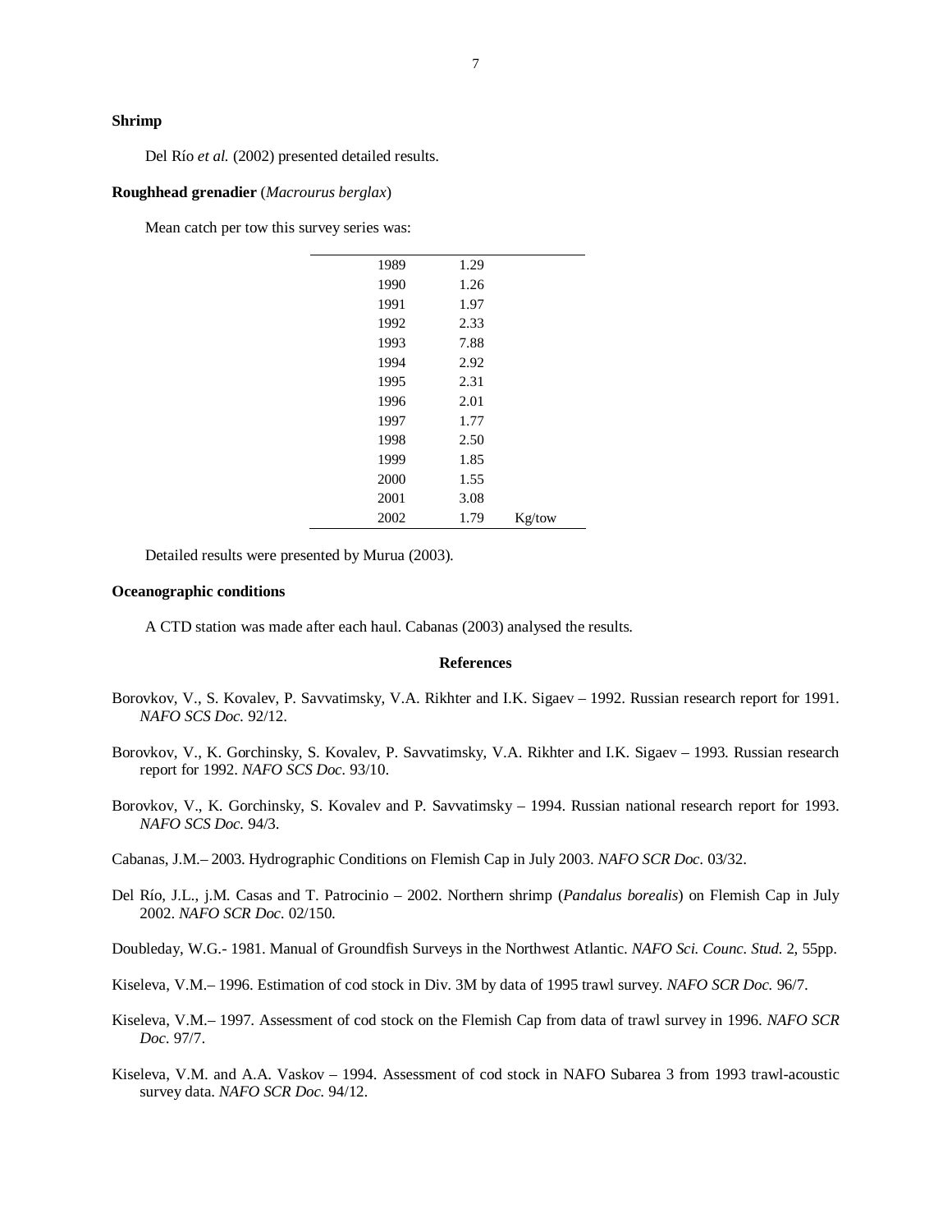**Shrimp**

Del Río *et al.* (2002) presented detailed results.

**Roughhead grenadier** (*Macrourus berglax*)

Mean catch per tow this survey series was:

| | | |
|---|---|---|
| 1989 | 1.29 | |
| 1990 | 1.26 | |
| 1991 | 1.97 | |
| 1992 | 2.33 | |
| 1993 | 7.88 | |
| 1994 | 2.92 | |
| 1995 | 2.31 | |
| 1996 | 2.01 | |
| 1997 | 1.77 | |
| 1998 | 2.50 | |
| 1999 | 1.85 | |
| 2000 | 1.55 | |
| 2001 | 3.08 | |
| 2002 | 1.79 | Kg/tow |

Detailed results were presented by Murua (2003).

**Oceanographic conditions**

A CTD station was made after each haul. Cabanas (2003) analysed the results.

**References**

Borovkov, V., S. Kovalev, P. Savvatimsky, V.A. Rikhter and I.K. Sigaev – 1992. Russian research report for 1991. *NAFO SCS Doc.* 92/12.

Borovkov, V., K. Gorchinsky, S. Kovalev, P. Savvatimsky, V.A. Rikhter and I.K. Sigaev – 1993. Russian research report for 1992. *NAFO SCS Doc.* 93/10.

Borovkov, V., K. Gorchinsky, S. Kovalev and P. Savvatimsky – 1994. Russian national research report for 1993. *NAFO SCS Doc.* 94/3.

Cabanas, J.M.– 2003. Hydrographic Conditions on Flemish Cap in July 2003. *NAFO SCR Doc.* 03/32.

Del Río, J.L., j.M. Casas and T. Patrocinio – 2002. Northern shrimp (*Pandalus borealis*) on Flemish Cap in July 2002. *NAFO SCR Doc.* 02/150.

Doubleday, W.G.- 1981. Manual of Groundfish Surveys in the Northwest Atlantic. *NAFO Sci. Counc. Stud.* 2, 55pp.

Kiseleva, V.M.– 1996. Estimation of cod stock in Div. 3M by data of 1995 trawl survey. *NAFO SCR Doc.* 96/7.

Kiseleva, V.M.– 1997. Assessment of cod stock on the Flemish Cap from data of trawl survey in 1996. *NAFO SCR Doc.* 97/7.

Kiseleva, V.M. and A.A. Vaskov – 1994. Assessment of cod stock in NAFO Subarea 3 from 1993 trawl-acoustic survey data. *NAFO SCR Doc.* 94/12.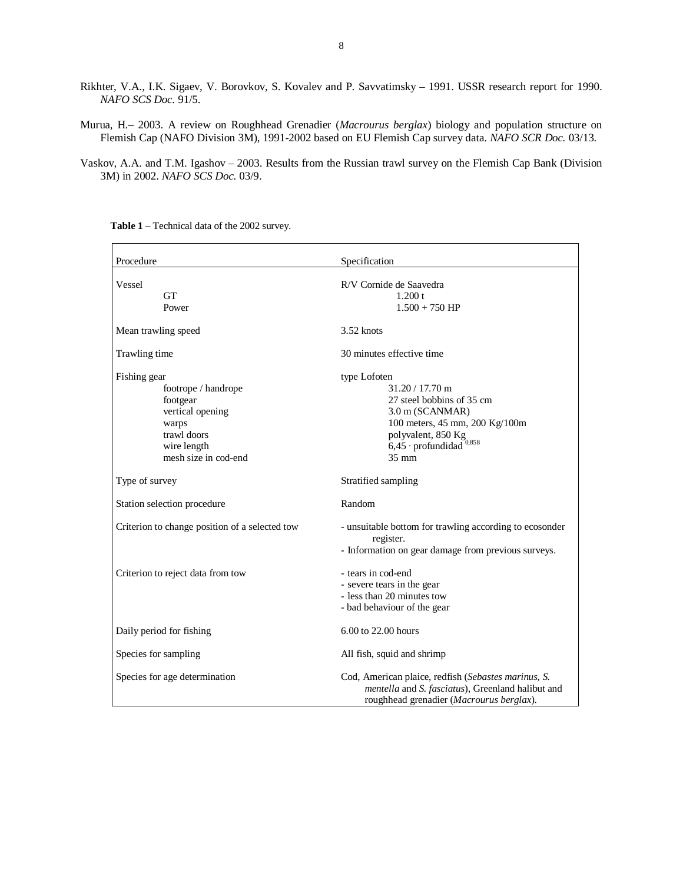Rikhter, V.A., I.K. Sigaev, V. Borovkov, S. Kovalev and P. Savvatimsky – 1991. USSR research report for 1990. *NAFO SCS Doc.* 91/5.

Murua, H.– 2003. A review on Roughhead Grenadier (*Macrourus berglax*) biology and population structure on Flemish Cap (NAFO Division 3M), 1991-2002 based on EU Flemish Cap survey data. *NAFO SCR Doc.* 03/13.

Vaskov, A.A. and T.M. Igashov – 2003. Results from the Russian trawl survey on the Flemish Cap Bank (Division 3M) in 2002. *NAFO SCS Doc.* 03/9.

**Table 1** – Technical data of the 2002 survey.

| Procedure | Specification |
|---|---|
| Vessel | R/V Cornide de Saavedra |
| GT | 1.200 t |
| Power | 1.500 + 750 HP |
| Mean trawling speed | 3.52 knots |
| Trawling time | 30 minutes effective time |
| Fishing gear | type Lofoten |
| footrope / handrope | 31.20 / 17.70 m |
| footgear | 27 steel bobbins of 35 cm |
| vertical opening | 3.0 m (SCANMAR) |
| warps | 100 meters, 45 mm, 200 Kg/100m |
| trawl doors | polyvalent, 850 Kg |
| wire length | $6{,}45 \cdot \text{profundidad}^{0{,}858}$ |
| mesh size in cod-end | 35 mm |
| Type of survey | Stratified sampling |
| Station selection procedure | Random |
| Criterion to change position of a selected tow | - unsuitable bottom for trawling according to ecosonder register.<br>- Information on gear damage from previous surveys. |
| Criterion to reject data from tow | - tears in cod-end<br>- severe tears in the gear<br>- less than 20 minutes tow<br>- bad behaviour of the gear |
| Daily period for fishing | 6.00 to 22.00 hours |
| Species for sampling | All fish, squid and shrimp |
| Species for age determination | Cod, American plaice, redfish (*Sebastes marinus*, *S. mentella* and *S. fasciatus*), Greenland halibut and roughhead grenadier (*Macrourus berglax*). |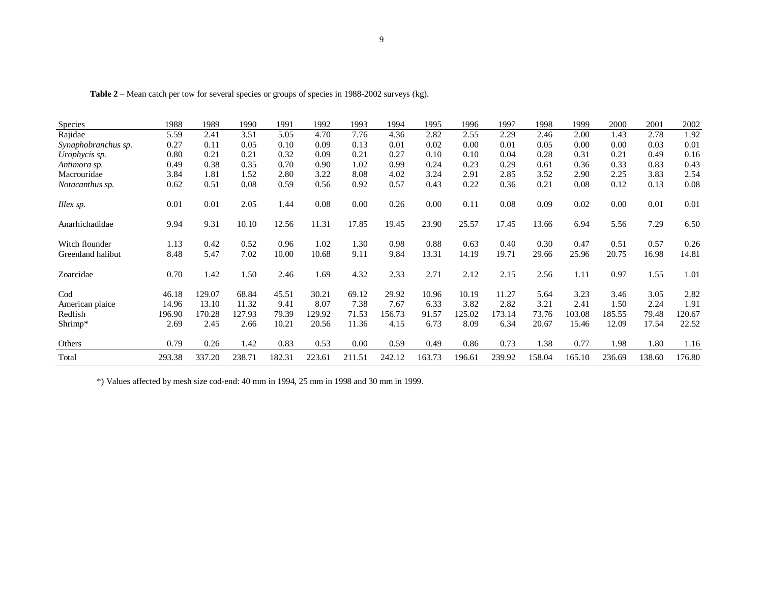**Table 2** – Mean catch per tow for several species or groups of species in 1988-2002 surveys (kg).

| Species | 1988 | 1989 | 1990 | 1991 | 1992 | 1993 | 1994 | 1995 | 1996 | 1997 | 1998 | 1999 | 2000 | 2001 | 2002 |
|---|---|---|---|---|---|---|---|---|---|---|---|---|---|---|---|
| Rajidae | 5.59 | 2.41 | 3.51 | 5.05 | 4.70 | 7.76 | 4.36 | 2.82 | 2.55 | 2.29 | 2.46 | 2.00 | 1.43 | 2.78 | 1.92 |
| *Synaphobranchus sp.* | 0.27 | 0.11 | 0.05 | 0.10 | 0.09 | 0.13 | 0.01 | 0.02 | 0.00 | 0.01 | 0.05 | 0.00 | 0.00 | 0.03 | 0.01 |
| *Urophycis sp.* | 0.80 | 0.21 | 0.21 | 0.32 | 0.09 | 0.21 | 0.27 | 0.10 | 0.10 | 0.04 | 0.28 | 0.31 | 0.21 | 0.49 | 0.16 |
| *Antimora sp.* | 0.49 | 0.38 | 0.35 | 0.70 | 0.90 | 1.02 | 0.99 | 0.24 | 0.23 | 0.29 | 0.61 | 0.36 | 0.33 | 0.83 | 0.43 |
| Macrouridae | 3.84 | 1.81 | 1.52 | 2.80 | 3.22 | 8.08 | 4.02 | 3.24 | 2.91 | 2.85 | 3.52 | 2.90 | 2.25 | 3.83 | 2.54 |
| *Notacanthus sp.* | 0.62 | 0.51 | 0.08 | 0.59 | 0.56 | 0.92 | 0.57 | 0.43 | 0.22 | 0.36 | 0.21 | 0.08 | 0.12 | 0.13 | 0.08 |
| *Illex sp.* | 0.01 | 0.01 | 2.05 | 1.44 | 0.08 | 0.00 | 0.26 | 0.00 | 0.11 | 0.08 | 0.09 | 0.02 | 0.00 | 0.01 | 0.01 |
| Anarhichadidae | 9.94 | 9.31 | 10.10 | 12.56 | 11.31 | 17.85 | 19.45 | 23.90 | 25.57 | 17.45 | 13.66 | 6.94 | 5.56 | 7.29 | 6.50 |
| Witch flounder | 1.13 | 0.42 | 0.52 | 0.96 | 1.02 | 1.30 | 0.98 | 0.88 | 0.63 | 0.40 | 0.30 | 0.47 | 0.51 | 0.57 | 0.26 |
| Greenland halibut | 8.48 | 5.47 | 7.02 | 10.00 | 10.68 | 9.11 | 9.84 | 13.31 | 14.19 | 19.71 | 29.66 | 25.96 | 20.75 | 16.98 | 14.81 |
| Zoarcidae | 0.70 | 1.42 | 1.50 | 2.46 | 1.69 | 4.32 | 2.33 | 2.71 | 2.12 | 2.15 | 2.56 | 1.11 | 0.97 | 1.55 | 1.01 |
| Cod | 46.18 | 129.07 | 68.84 | 45.51 | 30.21 | 69.12 | 29.92 | 10.96 | 10.19 | 11.27 | 5.64 | 3.23 | 3.46 | 3.05 | 2.82 |
| American plaice | 14.96 | 13.10 | 11.32 | 9.41 | 8.07 | 7.38 | 7.67 | 6.33 | 3.82 | 2.82 | 3.21 | 2.41 | 1.50 | 2.24 | 1.91 |
| Redfish | 196.90 | 170.28 | 127.93 | 79.39 | 129.92 | 71.53 | 156.73 | 91.57 | 125.02 | 173.14 | 73.76 | 103.08 | 185.55 | 79.48 | 120.67 |
| Shrimp* | 2.69 | 2.45 | 2.66 | 10.21 | 20.56 | 11.36 | 4.15 | 6.73 | 8.09 | 6.34 | 20.67 | 15.46 | 12.09 | 17.54 | 22.52 |
| Others | 0.79 | 0.26 | 1.42 | 0.83 | 0.53 | 0.00 | 0.59 | 0.49 | 0.86 | 0.73 | 1.38 | 0.77 | 1.98 | 1.80 | 1.16 |
| Total | 293.38 | 337.20 | 238.71 | 182.31 | 223.61 | 211.51 | 242.12 | 163.73 | 196.61 | 239.92 | 158.04 | 165.10 | 236.69 | 138.60 | 176.80 |

*) Values affected by mesh size cod-end: 40 mm in 1994, 25 mm in 1998 and 30 mm in 1999.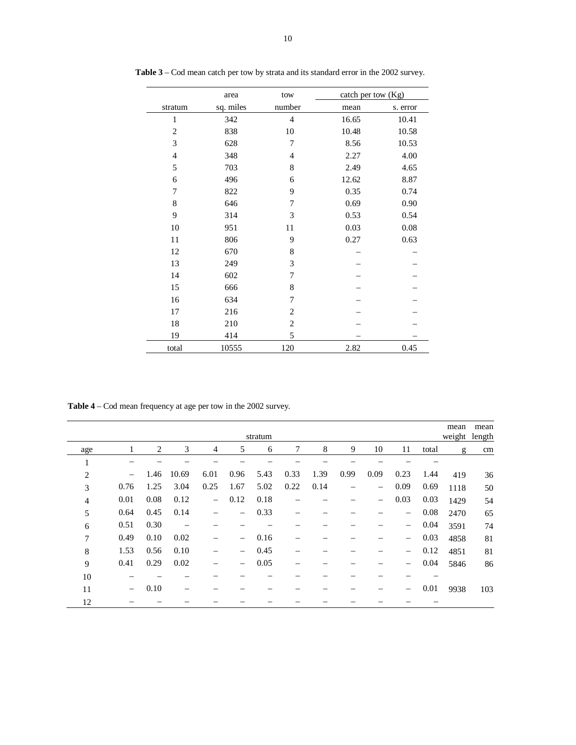**Table 3** – Cod mean catch per tow by strata and its standard error in the 2002 survey.

| | area | tow | catch per tow (Kg) | |
|---|---|---|---|---|
| stratum | sq. miles | number | mean | s. error |
| 1 | 342 | 4 | 16.65 | 10.41 |
| 2 | 838 | 10 | 10.48 | 10.58 |
| 3 | 628 | 7 | 8.56 | 10.53 |
| 4 | 348 | 4 | 2.27 | 4.00 |
| 5 | 703 | 8 | 2.49 | 4.65 |
| 6 | 496 | 6 | 12.62 | 8.87 |
| 7 | 822 | 9 | 0.35 | 0.74 |
| 8 | 646 | 7 | 0.69 | 0.90 |
| 9 | 314 | 3 | 0.53 | 0.54 |
| 10 | 951 | 11 | 0.03 | 0.08 |
| 11 | 806 | 9 | 0.27 | 0.63 |
| 12 | 670 | 8 | – | – |
| 13 | 249 | 3 | – | – |
| 14 | 602 | 7 | – | – |
| 15 | 666 | 8 | – | – |
| 16 | 634 | 7 | – | – |
| 17 | 216 | 2 | – | – |
| 18 | 210 | 2 | – | – |
| 19 | 414 | 5 | – | – |
| total | 10555 | 120 | 2.82 | 0.45 |

**Table 4** – Cod mean frequency at age per tow in the 2002 survey.

| | stratum | | | | | | | | | | | | mean weight | mean length |
|---|---|---|---|---|---|---|---|---|---|---|---|---|---|---|
| age | 1 | 2 | 3 | 4 | 5 | 6 | 7 | 8 | 9 | 10 | 11 | total | g | cm |
| 1 | – | – | – | – | – | – | – | – | – | – | – | – | | |
| 2 | – | 1.46 | 10.69 | 6.01 | 0.96 | 5.43 | 0.33 | 1.39 | 0.99 | 0.09 | 0.23 | 1.44 | 419 | 36 |
| 3 | 0.76 | 1.25 | 3.04 | 0.25 | 1.67 | 5.02 | 0.22 | 0.14 | – | – | 0.09 | 0.69 | 1118 | 50 |
| 4 | 0.01 | 0.08 | 0.12 | – | 0.12 | 0.18 | – | – | – | – | 0.03 | 0.03 | 1429 | 54 |
| 5 | 0.64 | 0.45 | 0.14 | – | – | 0.33 | – | – | – | – | – | 0.08 | 2470 | 65 |
| 6 | 0.51 | 0.30 | – | – | – | – | – | – | – | – | – | 0.04 | 3591 | 74 |
| 7 | 0.49 | 0.10 | 0.02 | – | – | 0.16 | – | – | – | – | – | 0.03 | 4858 | 81 |
| 8 | 1.53 | 0.56 | 0.10 | – | – | 0.45 | – | – | – | – | – | 0.12 | 4851 | 81 |
| 9 | 0.41 | 0.29 | 0.02 | – | – | 0.05 | – | – | – | – | – | 0.04 | 5846 | 86 |
| 10 | – | – | – | – | – | – | – | – | – | – | – | – | | |
| 11 | – | 0.10 | – | – | – | – | – | – | – | – | – | 0.01 | 9938 | 103 |
| 12 | – | – | – | – | – | – | – | – | – | – | – | – | | |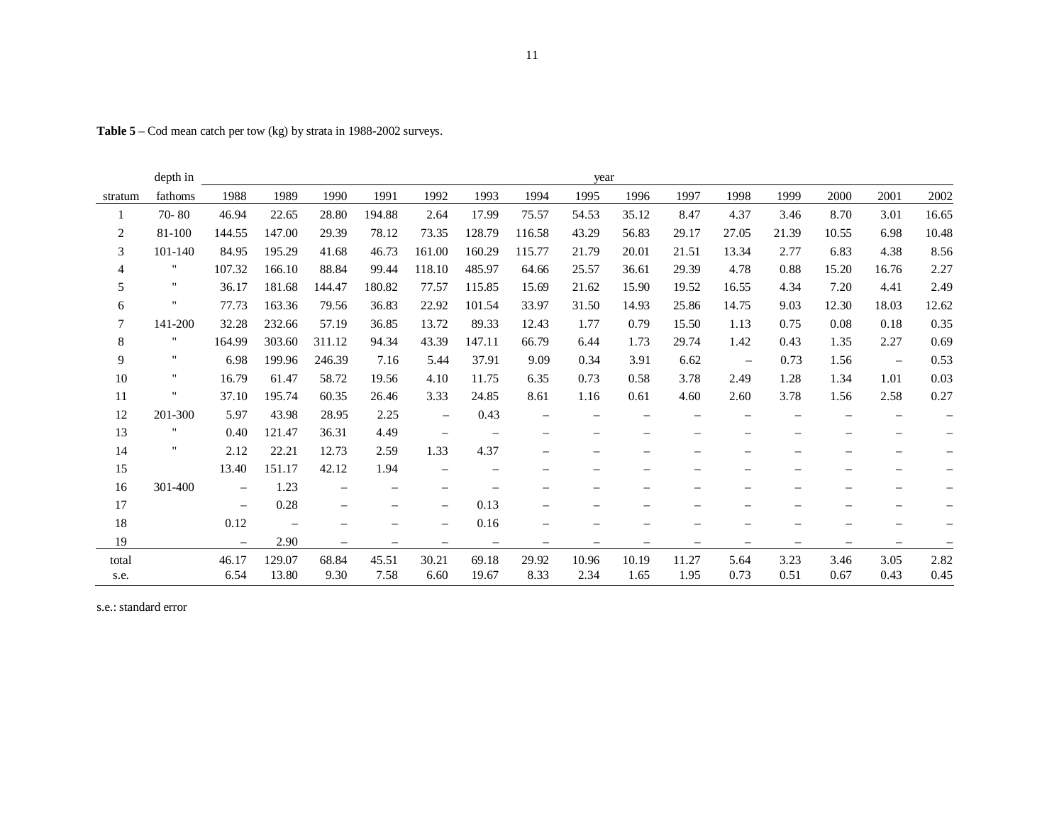**Table 5** – Cod mean catch per tow (kg) by strata in 1988-2002 surveys.

| stratum | depth in fathoms | 1988 | 1989 | 1990 | 1991 | 1992 | 1993 | 1994 | 1995 | 1996 | 1997 | 1998 | 1999 | 2000 | 2001 | 2002 |
|---|---|---|---|---|---|---|---|---|---|---|---|---|---|---|---|---|
| 1 | 70- 80 | 46.94 | 22.65 | 28.80 | 194.88 | 2.64 | 17.99 | 75.57 | 54.53 | 35.12 | 8.47 | 4.37 | 3.46 | 8.70 | 3.01 | 16.65 |
| 2 | 81-100 | 144.55 | 147.00 | 29.39 | 78.12 | 73.35 | 128.79 | 116.58 | 43.29 | 56.83 | 29.17 | 27.05 | 21.39 | 10.55 | 6.98 | 10.48 |
| 3 | 101-140 | 84.95 | 195.29 | 41.68 | 46.73 | 161.00 | 160.29 | 115.77 | 21.79 | 20.01 | 21.51 | 13.34 | 2.77 | 6.83 | 4.38 | 8.56 |
| 4 | " | 107.32 | 166.10 | 88.84 | 99.44 | 118.10 | 485.97 | 64.66 | 25.57 | 36.61 | 29.39 | 4.78 | 0.88 | 15.20 | 16.76 | 2.27 |
| 5 | " | 36.17 | 181.68 | 144.47 | 180.82 | 77.57 | 115.85 | 15.69 | 21.62 | 15.90 | 19.52 | 16.55 | 4.34 | 7.20 | 4.41 | 2.49 |
| 6 | " | 77.73 | 163.36 | 79.56 | 36.83 | 22.92 | 101.54 | 33.97 | 31.50 | 14.93 | 25.86 | 14.75 | 9.03 | 12.30 | 18.03 | 12.62 |
| 7 | 141-200 | 32.28 | 232.66 | 57.19 | 36.85 | 13.72 | 89.33 | 12.43 | 1.77 | 0.79 | 15.50 | 1.13 | 0.75 | 0.08 | 0.18 | 0.35 |
| 8 | " | 164.99 | 303.60 | 311.12 | 94.34 | 43.39 | 147.11 | 66.79 | 6.44 | 1.73 | 29.74 | 1.42 | 0.43 | 1.35 | 2.27 | 0.69 |
| 9 | " | 6.98 | 199.96 | 246.39 | 7.16 | 5.44 | 37.91 | 9.09 | 0.34 | 3.91 | 6.62 | – | 0.73 | 1.56 | – | 0.53 |
| 10 | " | 16.79 | 61.47 | 58.72 | 19.56 | 4.10 | 11.75 | 6.35 | 0.73 | 0.58 | 3.78 | 2.49 | 1.28 | 1.34 | 1.01 | 0.03 |
| 11 | " | 37.10 | 195.74 | 60.35 | 26.46 | 3.33 | 24.85 | 8.61 | 1.16 | 0.61 | 4.60 | 2.60 | 3.78 | 1.56 | 2.58 | 0.27 |
| 12 | 201-300 | 5.97 | 43.98 | 28.95 | 2.25 | – | 0.43 | – | – | – | – | – | – | – | – | – |
| 13 | " | 0.40 | 121.47 | 36.31 | 4.49 | – | – | – | – | – | – | – | – | – | – | – |
| 14 | " | 2.12 | 22.21 | 12.73 | 2.59 | 1.33 | 4.37 | – | – | – | – | – | – | – | – | – |
| 15 | | 13.40 | 151.17 | 42.12 | 1.94 | – | – | – | – | – | – | – | – | – | – | – |
| 16 | 301-400 | – | 1.23 | – | – | – | – | – | – | – | – | – | – | – | – | – |
| 17 | | – | 0.28 | – | – | – | 0.13 | – | – | – | – | – | – | – | – | – |
| 18 | | 0.12 | – | – | – | – | 0.16 | – | – | – | – | – | – | – | – | – |
| 19 | | – | 2.90 | – | – | – | – | – | – | – | – | – | – | – | – | – |
| total | | 46.17 | 129.07 | 68.84 | 45.51 | 30.21 | 69.18 | 29.92 | 10.96 | 10.19 | 11.27 | 5.64 | 3.23 | 3.46 | 3.05 | 2.82 |
| s.e. | | 6.54 | 13.80 | 9.30 | 7.58 | 6.60 | 19.67 | 8.33 | 2.34 | 1.65 | 1.95 | 0.73 | 0.51 | 0.67 | 0.43 | 0.45 |

s.e.: standard error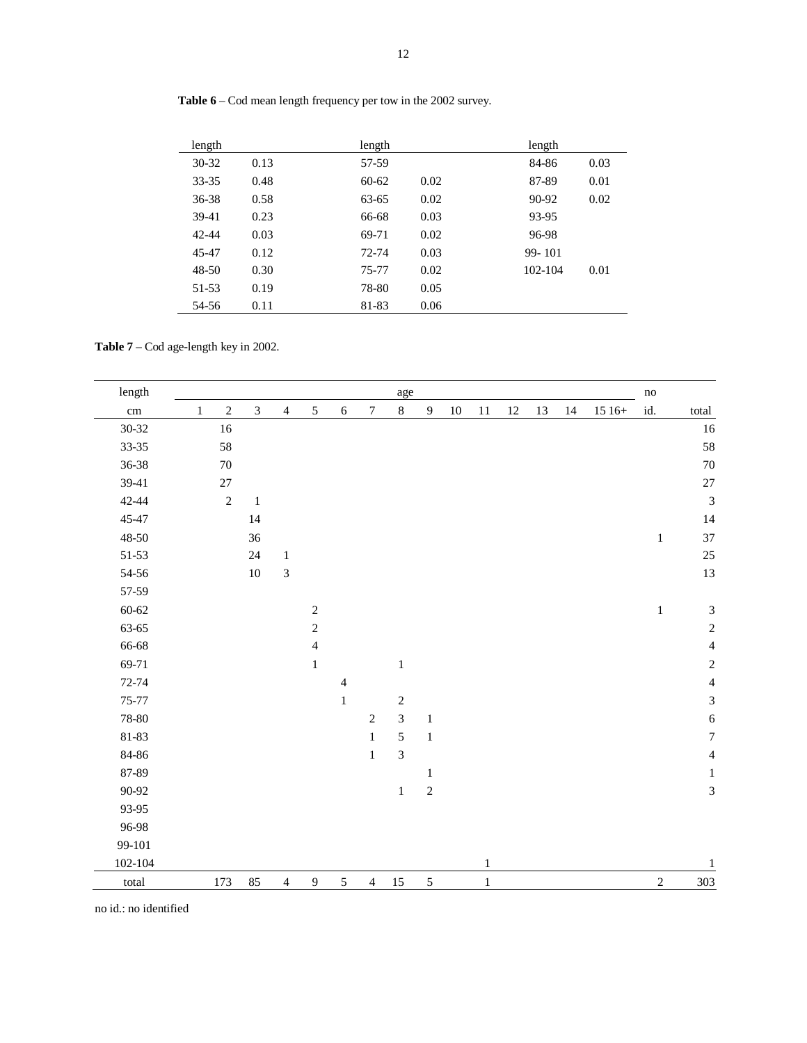**Table 6** – Cod mean length frequency per tow in the 2002 survey.

| length | | length | | length | |
|---|---|---|---|---|---|
| 30-32 | 0.13 | 57-59 | | 84-86 | 0.03 |
| 33-35 | 0.48 | 60-62 | 0.02 | 87-89 | 0.01 |
| 36-38 | 0.58 | 63-65 | 0.02 | 90-92 | 0.02 |
| 39-41 | 0.23 | 66-68 | 0.03 | 93-95 | |
| 42-44 | 0.03 | 69-71 | 0.02 | 96-98 | |
| 45-47 | 0.12 | 72-74 | 0.03 | 99- 101 | |
| 48-50 | 0.30 | 75-77 | 0.02 | 102-104 | 0.01 |
| 51-53 | 0.19 | 78-80 | 0.05 | | |
| 54-56 | 0.11 | 81-83 | 0.06 | | |

**Table 7** – Cod age-length key in 2002.

| length | age | | | | | | | | | | | | | | | no | |
|---|---|---|---|---|---|---|---|---|---|---|---|---|---|---|---|---|---|
| cm | 1 | 2 | 3 | 4 | 5 | 6 | 7 | 8 | 9 | 10 | 11 | 12 | 13 | 14 | 15 16+ | id. | total |
| 30-32 | | 16 | | | | | | | | | | | | | | | 16 |
| 33-35 | | 58 | | | | | | | | | | | | | | | 58 |
| 36-38 | | 70 | | | | | | | | | | | | | | | 70 |
| 39-41 | | 27 | | | | | | | | | | | | | | | 27 |
| 42-44 | | 2 | 1 | | | | | | | | | | | | | | 3 |
| 45-47 | | | 14 | | | | | | | | | | | | | | 14 |
| 48-50 | | | 36 | | | | | | | | | | | | | 1 | 37 |
| 51-53 | | | 24 | 1 | | | | | | | | | | | | | 25 |
| 54-56 | | | 10 | 3 | | | | | | | | | | | | | 13 |
| 57-59 | | | | | | | | | | | | | | | | | |
| 60-62 | | | | | 2 | | | | | | | | | | | 1 | 3 |
| 63-65 | | | | | 2 | | | | | | | | | | | | 2 |
| 66-68 | | | | | 4 | | | | | | | | | | | | 4 |
| 69-71 | | | | | 1 | | | 1 | | | | | | | | | 2 |
| 72-74 | | | | | | 4 | | | | | | | | | | | 4 |
| 75-77 | | | | | | 1 | | 2 | | | | | | | | | 3 |
| 78-80 | | | | | | | 2 | 3 | 1 | | | | | | | | 6 |
| 81-83 | | | | | | | 1 | 5 | 1 | | | | | | | | 7 |
| 84-86 | | | | | | | 1 | 3 | | | | | | | | | 4 |
| 87-89 | | | | | | | | | 1 | | | | | | | | 1 |
| 90-92 | | | | | | | | 1 | 2 | | | | | | | | 3 |
| 93-95 | | | | | | | | | | | | | | | | | |
| 96-98 | | | | | | | | | | | | | | | | | |
| 99-101 | | | | | | | | | | | | | | | | | |
| 102-104 | | | | | | | | | | | 1 | | | | | | 1 |
| total | | 173 | 85 | 4 | 9 | 5 | 4 | 15 | 5 | | 1 | | | | | 2 | 303 |

no id.: no identified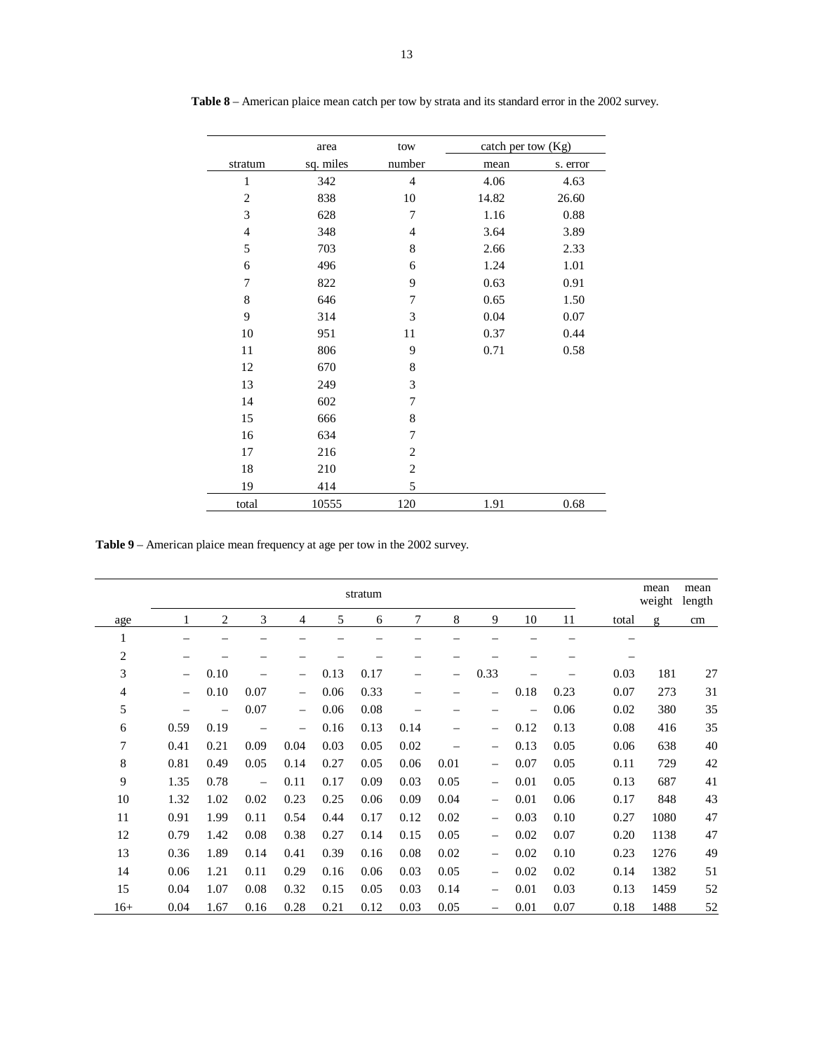**Table 8** – American plaice mean catch per tow by strata and its standard error in the 2002 survey.

| stratum | area sq. miles | tow number | catch per tow (Kg) mean | catch per tow (Kg) s. error |
|---|---|---|---|---|
| 1 | 342 | 4 | 4.06 | 4.63 |
| 2 | 838 | 10 | 14.82 | 26.60 |
| 3 | 628 | 7 | 1.16 | 0.88 |
| 4 | 348 | 4 | 3.64 | 3.89 |
| 5 | 703 | 8 | 2.66 | 2.33 |
| 6 | 496 | 6 | 1.24 | 1.01 |
| 7 | 822 | 9 | 0.63 | 0.91 |
| 8 | 646 | 7 | 0.65 | 1.50 |
| 9 | 314 | 3 | 0.04 | 0.07 |
| 10 | 951 | 11 | 0.37 | 0.44 |
| 11 | 806 | 9 | 0.71 | 0.58 |
| 12 | 670 | 8 | | |
| 13 | 249 | 3 | | |
| 14 | 602 | 7 | | |
| 15 | 666 | 8 | | |
| 16 | 634 | 7 | | |
| 17 | 216 | 2 | | |
| 18 | 210 | 2 | | |
| 19 | 414 | 5 | | |
| total | 10555 | 120 | 1.91 | 0.68 |

**Table 9** – American plaice mean frequency at age per tow in the 2002 survey.

| | stratum | | | | | | | | | | | | mean weight | mean length |
|---|---|---|---|---|---|---|---|---|---|---|---|---|---|---|
| age | 1 | 2 | 3 | 4 | 5 | 6 | 7 | 8 | 9 | 10 | 11 | total | g | cm |
| 1 | – | – | – | – | – | – | – | – | – | – | – | – | | |
| 2 | – | – | – | – | – | – | – | – | – | – | – | – | | |
| 3 | – | 0.10 | – | – | 0.13 | 0.17 | – | – | 0.33 | – | – | 0.03 | 181 | 27 |
| 4 | – | 0.10 | 0.07 | – | 0.06 | 0.33 | – | – | – | 0.18 | 0.23 | 0.07 | 273 | 31 |
| 5 | – | – | 0.07 | – | 0.06 | 0.08 | – | – | – | – | 0.06 | 0.02 | 380 | 35 |
| 6 | 0.59 | 0.19 | – | – | 0.16 | 0.13 | 0.14 | – | – | 0.12 | 0.13 | 0.08 | 416 | 35 |
| 7 | 0.41 | 0.21 | 0.09 | 0.04 | 0.03 | 0.05 | 0.02 | – | – | 0.13 | 0.05 | 0.06 | 638 | 40 |
| 8 | 0.81 | 0.49 | 0.05 | 0.14 | 0.27 | 0.05 | 0.06 | 0.01 | – | 0.07 | 0.05 | 0.11 | 729 | 42 |
| 9 | 1.35 | 0.78 | – | 0.11 | 0.17 | 0.09 | 0.03 | 0.05 | – | 0.01 | 0.05 | 0.13 | 687 | 41 |
| 10 | 1.32 | 1.02 | 0.02 | 0.23 | 0.25 | 0.06 | 0.09 | 0.04 | – | 0.01 | 0.06 | 0.17 | 848 | 43 |
| 11 | 0.91 | 1.99 | 0.11 | 0.54 | 0.44 | 0.17 | 0.12 | 0.02 | – | 0.03 | 0.10 | 0.27 | 1080 | 47 |
| 12 | 0.79 | 1.42 | 0.08 | 0.38 | 0.27 | 0.14 | 0.15 | 0.05 | – | 0.02 | 0.07 | 0.20 | 1138 | 47 |
| 13 | 0.36 | 1.89 | 0.14 | 0.41 | 0.39 | 0.16 | 0.08 | 0.02 | – | 0.02 | 0.10 | 0.23 | 1276 | 49 |
| 14 | 0.06 | 1.21 | 0.11 | 0.29 | 0.16 | 0.06 | 0.03 | 0.05 | – | 0.02 | 0.02 | 0.14 | 1382 | 51 |
| 15 | 0.04 | 1.07 | 0.08 | 0.32 | 0.15 | 0.05 | 0.03 | 0.14 | – | 0.01 | 0.03 | 0.13 | 1459 | 52 |
| 16+ | 0.04 | 1.67 | 0.16 | 0.28 | 0.21 | 0.12 | 0.03 | 0.05 | – | 0.01 | 0.07 | 0.18 | 1488 | 52 |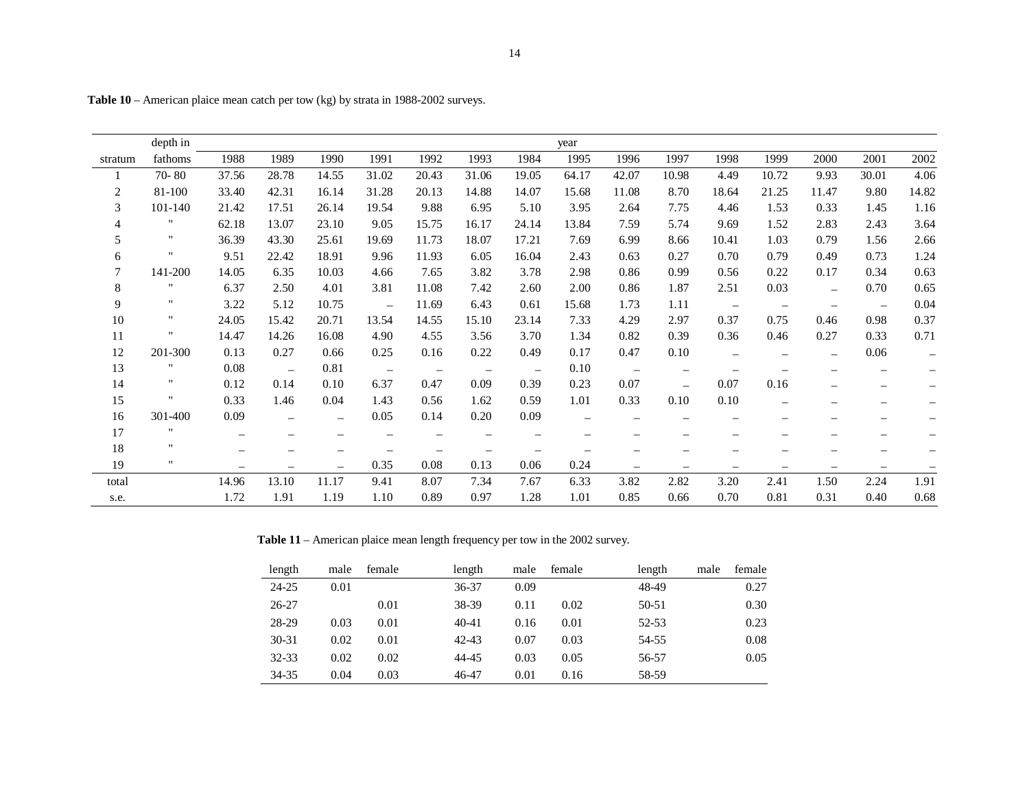**Table 10** – American plaice mean catch per tow (kg) by strata in 1988-2002 surveys.

| stratum | depth in fathoms | 1988 | 1989 | 1990 | 1991 | 1992 | 1993 | 1984 | 1995 | 1996 | 1997 | 1998 | 1999 | 2000 | 2001 | 2002 |
|---|---|---|---|---|---|---|---|---|---|---|---|---|---|---|---|---|
| 1 | 70- 80 | 37.56 | 28.78 | 14.55 | 31.02 | 20.43 | 31.06 | 19.05 | 64.17 | 42.07 | 10.98 | 4.49 | 10.72 | 9.93 | 30.01 | 4.06 |
| 2 | 81-100 | 33.40 | 42.31 | 16.14 | 31.28 | 20.13 | 14.88 | 14.07 | 15.68 | 11.08 | 8.70 | 18.64 | 21.25 | 11.47 | 9.80 | 14.82 |
| 3 | 101-140 | 21.42 | 17.51 | 26.14 | 19.54 | 9.88 | 6.95 | 5.10 | 3.95 | 2.64 | 7.75 | 4.46 | 1.53 | 0.33 | 1.45 | 1.16 |
| 4 | " | 62.18 | 13.07 | 23.10 | 9.05 | 15.75 | 16.17 | 24.14 | 13.84 | 7.59 | 5.74 | 9.69 | 1.52 | 2.83 | 2.43 | 3.64 |
| 5 | " | 36.39 | 43.30 | 25.61 | 19.69 | 11.73 | 18.07 | 17.21 | 7.69 | 6.99 | 8.66 | 10.41 | 1.03 | 0.79 | 1.56 | 2.66 |
| 6 | " | 9.51 | 22.42 | 18.91 | 9.96 | 11.93 | 6.05 | 16.04 | 2.43 | 0.63 | 0.27 | 0.70 | 0.79 | 0.49 | 0.73 | 1.24 |
| 7 | 141-200 | 14.05 | 6.35 | 10.03 | 4.66 | 7.65 | 3.82 | 3.78 | 2.98 | 0.86 | 0.99 | 0.56 | 0.22 | 0.17 | 0.34 | 0.63 |
| 8 | " | 6.37 | 2.50 | 4.01 | 3.81 | 11.08 | 7.42 | 2.60 | 2.00 | 0.86 | 1.87 | 2.51 | 0.03 | – | 0.70 | 0.65 |
| 9 | " | 3.22 | 5.12 | 10.75 | – | 11.69 | 6.43 | 0.61 | 15.68 | 1.73 | 1.11 | – | – | – | – | 0.04 |
| 10 | " | 24.05 | 15.42 | 20.71 | 13.54 | 14.55 | 15.10 | 23.14 | 7.33 | 4.29 | 2.97 | 0.37 | 0.75 | 0.46 | 0.98 | 0.37 |
| 11 | " | 14.47 | 14.26 | 16.08 | 4.90 | 4.55 | 3.56 | 3.70 | 1.34 | 0.82 | 0.39 | 0.36 | 0.46 | 0.27 | 0.33 | 0.71 |
| 12 | 201-300 | 0.13 | 0.27 | 0.66 | 0.25 | 0.16 | 0.22 | 0.49 | 0.17 | 0.47 | 0.10 | – | – | – | 0.06 | – |
| 13 | " | 0.08 | – | 0.81 | – | – | – | – | 0.10 | – | – | – | – | – | – | – |
| 14 | " | 0.12 | 0.14 | 0.10 | 6.37 | 0.47 | 0.09 | 0.39 | 0.23 | 0.07 | – | 0.07 | 0.16 | – | – | – |
| 15 | " | 0.33 | 1.46 | 0.04 | 1.43 | 0.56 | 1.62 | 0.59 | 1.01 | 0.33 | 0.10 | 0.10 | – | – | – | – |
| 16 | 301-400 | 0.09 | – | – | 0.05 | 0.14 | 0.20 | 0.09 | – | – | – | – | – | – | – | – |
| 17 | " | – | – | – | – | – | – | – | – | – | – | – | – | – | – | – |
| 18 | " | – | – | – | – | – | – | – | – | – | – | – | – | – | – | – |
| 19 | " | – | – | – | 0.35 | 0.08 | 0.13 | 0.06 | 0.24 | – | – | – | – | – | – | – |
| total | | 14.96 | 13.10 | 11.17 | 9.41 | 8.07 | 7.34 | 7.67 | 6.33 | 3.82 | 2.82 | 3.20 | 2.41 | 1.50 | 2.24 | 1.91 |
| s.e. | | 1.72 | 1.91 | 1.19 | 1.10 | 0.89 | 0.97 | 1.28 | 1.01 | 0.85 | 0.66 | 0.70 | 0.81 | 0.31 | 0.40 | 0.68 |

**Table 11** – American plaice mean length frequency per tow in the 2002 survey.

| length | male | female | length | male | female | length | male | female |
|---|---|---|---|---|---|---|---|---|
| 24-25 | 0.01 | | 36-37 | 0.09 | | 48-49 | | 0.27 |
| 26-27 | | 0.01 | 38-39 | 0.11 | 0.02 | 50-51 | | 0.30 |
| 28-29 | 0.03 | 0.01 | 40-41 | 0.16 | 0.01 | 52-53 | | 0.23 |
| 30-31 | 0.02 | 0.01 | 42-43 | 0.07 | 0.03 | 54-55 | | 0.08 |
| 32-33 | 0.02 | 0.02 | 44-45 | 0.03 | 0.05 | 56-57 | | 0.05 |
| 34-35 | 0.04 | 0.03 | 46-47 | 0.01 | 0.16 | 58-59 | | |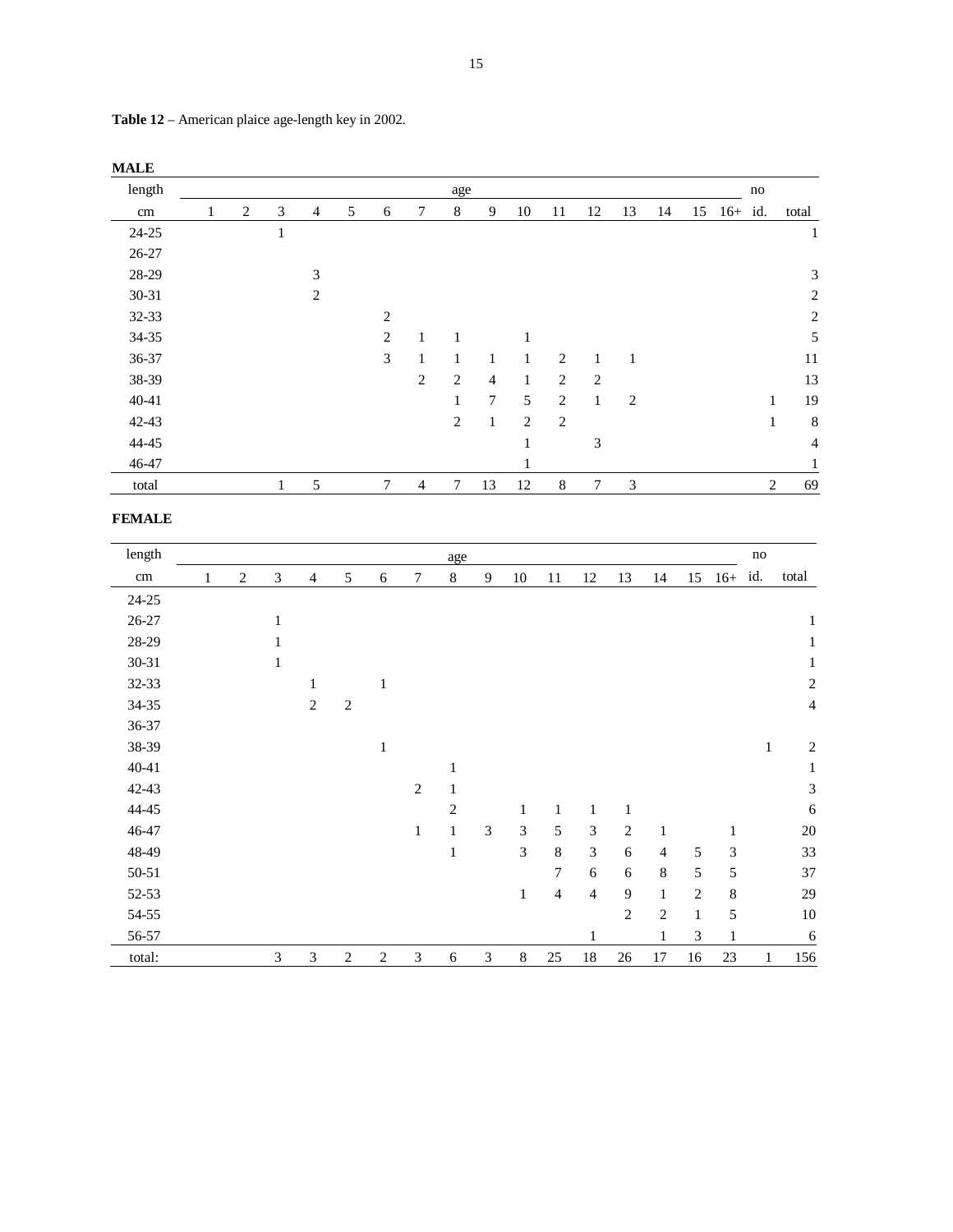**Table 12** – American plaice age-length key in 2002.

**MALE**

| length cm | 1 | 2 | 3 | 4 | 5 | 6 | 7 | 8 | 9 | 10 | 11 | 12 | 13 | 14 | 15 | 16+ | no id. | total |
|---|---|---|---|---|---|---|---|---|---|---|---|---|---|---|---|---|---|---|
| 24-25 | | | 1 | | | | | | | | | | | | | | | 1 |
| 26-27 | | | | | | | | | | | | | | | | | | |
| 28-29 | | | | 3 | | | | | | | | | | | | | | 3 |
| 30-31 | | | | 2 | | | | | | | | | | | | | | 2 |
| 32-33 | | | | | | 2 | | | | | | | | | | | | 2 |
| 34-35 | | | | | | 2 | 1 | 1 | | 1 | | | | | | | | 5 |
| 36-37 | | | | | | 3 | 1 | 1 | 1 | 1 | 2 | 1 | 1 | | | | | 11 |
| 38-39 | | | | | | | 2 | 2 | 4 | 1 | 2 | 2 | | | | | | 13 |
| 40-41 | | | | | | | | 1 | 7 | 5 | 2 | 1 | 2 | | | | 1 | 19 |
| 42-43 | | | | | | | | 2 | 1 | 2 | 2 | | | | | | 1 | 8 |
| 44-45 | | | | | | | | | | 1 | | 3 | | | | | | 4 |
| 46-47 | | | | | | | | | | 1 | | | | | | | | 1 |
| total | | | 1 | 5 | | 7 | 4 | 7 | 13 | 12 | 8 | 7 | 3 | | | | 2 | 69 |

**FEMALE**

| length cm | 1 | 2 | 3 | 4 | 5 | 6 | 7 | 8 | 9 | 10 | 11 | 12 | 13 | 14 | 15 | 16+ | no id. | total |
|---|---|---|---|---|---|---|---|---|---|---|---|---|---|---|---|---|---|---|
| 24-25 | | | | | | | | | | | | | | | | | | |
| 26-27 | | | 1 | | | | | | | | | | | | | | | 1 |
| 28-29 | | | 1 | | | | | | | | | | | | | | | 1 |
| 30-31 | | | 1 | | | | | | | | | | | | | | | 1 |
| 32-33 | | | | 1 | | 1 | | | | | | | | | | | | 2 |
| 34-35 | | | | 2 | 2 | | | | | | | | | | | | | 4 |
| 36-37 | | | | | | | | | | | | | | | | | | |
| 38-39 | | | | | | 1 | | | | | | | | | | | 1 | 2 |
| 40-41 | | | | | | | | 1 | | | | | | | | | | 1 |
| 42-43 | | | | | | | 2 | 1 | | | | | | | | | | 3 |
| 44-45 | | | | | | | | 2 | | 1 | 1 | 1 | 1 | | | | | 6 |
| 46-47 | | | | | | | 1 | 1 | 3 | 3 | 5 | 3 | 2 | 1 | | 1 | | 20 |
| 48-49 | | | | | | | | 1 | | 3 | 8 | 3 | 6 | 4 | 5 | 3 | | 33 |
| 50-51 | | | | | | | | | | | 7 | 6 | 6 | 8 | 5 | 5 | | 37 |
| 52-53 | | | | | | | | | | 1 | 4 | 4 | 9 | 1 | 2 | 8 | | 29 |
| 54-55 | | | | | | | | | | | | | 2 | 2 | 1 | 5 | | 10 |
| 56-57 | | | | | | | | | | | | 1 | | 1 | 3 | 1 | | 6 |
| total: | | | 3 | 3 | 2 | 2 | 3 | 6 | 3 | 8 | 25 | 18 | 26 | 17 | 16 | 23 | 1 | 156 |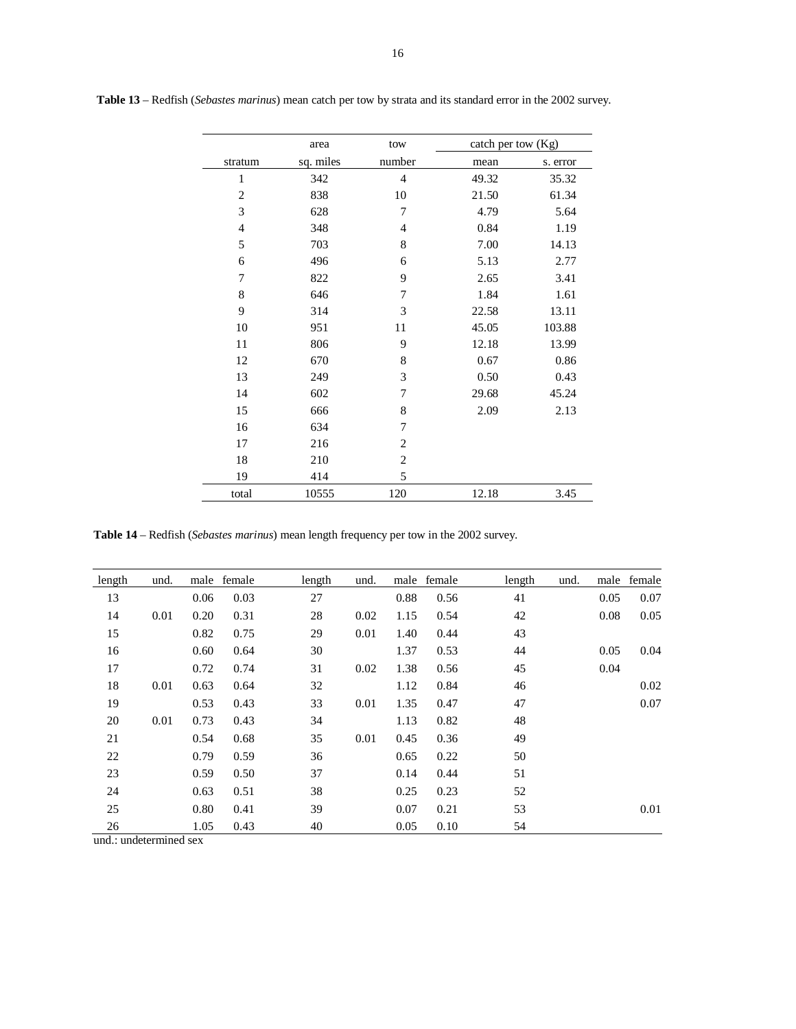**Table 13** – Redfish (*Sebastes marinus*) mean catch per tow by strata and its standard error in the 2002 survey.

| stratum | area sq. miles | tow number | catch per tow (Kg) mean | catch per tow (Kg) s. error |
|---|---|---|---|---|
| 1 | 342 | 4 | 49.32 | 35.32 |
| 2 | 838 | 10 | 21.50 | 61.34 |
| 3 | 628 | 7 | 4.79 | 5.64 |
| 4 | 348 | 4 | 0.84 | 1.19 |
| 5 | 703 | 8 | 7.00 | 14.13 |
| 6 | 496 | 6 | 5.13 | 2.77 |
| 7 | 822 | 9 | 2.65 | 3.41 |
| 8 | 646 | 7 | 1.84 | 1.61 |
| 9 | 314 | 3 | 22.58 | 13.11 |
| 10 | 951 | 11 | 45.05 | 103.88 |
| 11 | 806 | 9 | 12.18 | 13.99 |
| 12 | 670 | 8 | 0.67 | 0.86 |
| 13 | 249 | 3 | 0.50 | 0.43 |
| 14 | 602 | 7 | 29.68 | 45.24 |
| 15 | 666 | 8 | 2.09 | 2.13 |
| 16 | 634 | 7 | | |
| 17 | 216 | 2 | | |
| 18 | 210 | 2 | | |
| 19 | 414 | 5 | | |
| total | 10555 | 120 | 12.18 | 3.45 |

**Table 14** – Redfish (*Sebastes marinus*) mean length frequency per tow in the 2002 survey.

| length | und. | male | female | length | und. | male | female | length | und. | male | female |
|---|---|---|---|---|---|---|---|---|---|---|---|
| 13 | | 0.06 | 0.03 | 27 | | 0.88 | 0.56 | 41 | | 0.05 | 0.07 |
| 14 | 0.01 | 0.20 | 0.31 | 28 | 0.02 | 1.15 | 0.54 | 42 | | 0.08 | 0.05 |
| 15 | | 0.82 | 0.75 | 29 | 0.01 | 1.40 | 0.44 | 43 | | | |
| 16 | | 0.60 | 0.64 | 30 | | 1.37 | 0.53 | 44 | | 0.05 | 0.04 |
| 17 | | 0.72 | 0.74 | 31 | 0.02 | 1.38 | 0.56 | 45 | | 0.04 | |
| 18 | 0.01 | 0.63 | 0.64 | 32 | | 1.12 | 0.84 | 46 | | | 0.02 |
| 19 | | 0.53 | 0.43 | 33 | 0.01 | 1.35 | 0.47 | 47 | | | 0.07 |
| 20 | 0.01 | 0.73 | 0.43 | 34 | | 1.13 | 0.82 | 48 | | | |
| 21 | | 0.54 | 0.68 | 35 | 0.01 | 0.45 | 0.36 | 49 | | | |
| 22 | | 0.79 | 0.59 | 36 | | 0.65 | 0.22 | 50 | | | |
| 23 | | 0.59 | 0.50 | 37 | | 0.14 | 0.44 | 51 | | | |
| 24 | | 0.63 | 0.51 | 38 | | 0.25 | 0.23 | 52 | | | |
| 25 | | 0.80 | 0.41 | 39 | | 0.07 | 0.21 | 53 | | | 0.01 |
| 26 | | 1.05 | 0.43 | 40 | | 0.05 | 0.10 | 54 | | | |

und.: undetermined sex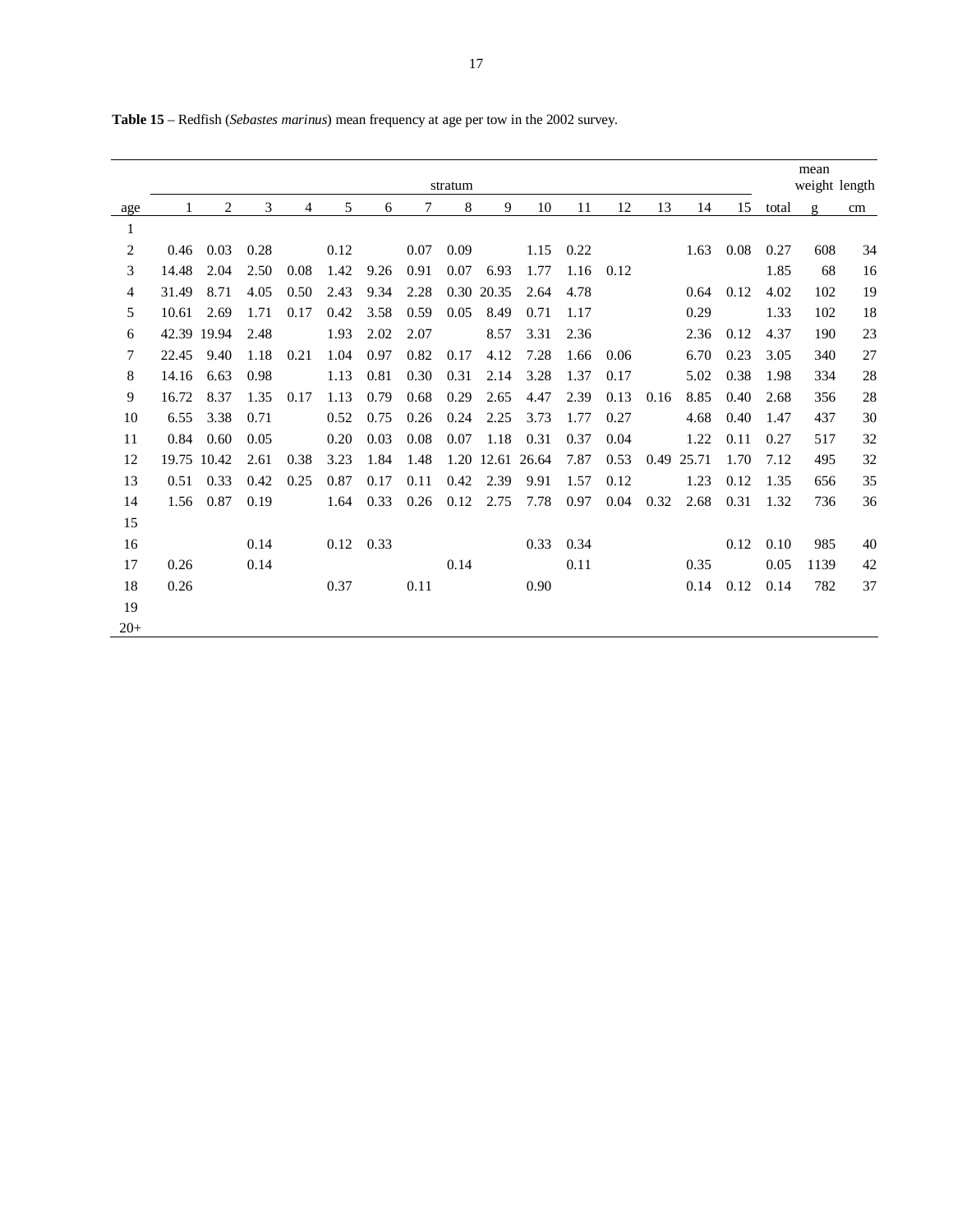**Table 15** – Redfish (*Sebastes marinus*) mean frequency at age per tow in the 2002 survey.

| | stratum | | | | | | | | | | | | | | | | mean | |
|---|---|---|---|---|---|---|---|---|---|---|---|---|---|---|---|---|---|---|
| age | 1 | 2 | 3 | 4 | 5 | 6 | 7 | 8 | 9 | 10 | 11 | 12 | 13 | 14 | 15 | total | weight g | length cm |
| 1 | | | | | | | | | | | | | | | | | | |
| 2 | 0.46 | 0.03 | 0.28 | | 0.12 | | 0.07 | 0.09 | | 1.15 | 0.22 | | | 1.63 | 0.08 | 0.27 | 608 | 34 |
| 3 | 14.48 | 2.04 | 2.50 | 0.08 | 1.42 | 9.26 | 0.91 | 0.07 | 6.93 | 1.77 | 1.16 | 0.12 | | | | 1.85 | 68 | 16 |
| 4 | 31.49 | 8.71 | 4.05 | 0.50 | 2.43 | 9.34 | 2.28 | 0.30 | 20.35 | 2.64 | 4.78 | | | 0.64 | 0.12 | 4.02 | 102 | 19 |
| 5 | 10.61 | 2.69 | 1.71 | 0.17 | 0.42 | 3.58 | 0.59 | 0.05 | 8.49 | 0.71 | 1.17 | | | 0.29 | | 1.33 | 102 | 18 |
| 6 | 42.39 | 19.94 | 2.48 | | 1.93 | 2.02 | 2.07 | | 8.57 | 3.31 | 2.36 | | | 2.36 | 0.12 | 4.37 | 190 | 23 |
| 7 | 22.45 | 9.40 | 1.18 | 0.21 | 1.04 | 0.97 | 0.82 | 0.17 | 4.12 | 7.28 | 1.66 | 0.06 | | 6.70 | 0.23 | 3.05 | 340 | 27 |
| 8 | 14.16 | 6.63 | 0.98 | | 1.13 | 0.81 | 0.30 | 0.31 | 2.14 | 3.28 | 1.37 | 0.17 | | 5.02 | 0.38 | 1.98 | 334 | 28 |
| 9 | 16.72 | 8.37 | 1.35 | 0.17 | 1.13 | 0.79 | 0.68 | 0.29 | 2.65 | 4.47 | 2.39 | 0.13 | 0.16 | 8.85 | 0.40 | 2.68 | 356 | 28 |
| 10 | 6.55 | 3.38 | 0.71 | | 0.52 | 0.75 | 0.26 | 0.24 | 2.25 | 3.73 | 1.77 | 0.27 | | 4.68 | 0.40 | 1.47 | 437 | 30 |
| 11 | 0.84 | 0.60 | 0.05 | | 0.20 | 0.03 | 0.08 | 0.07 | 1.18 | 0.31 | 0.37 | 0.04 | | 1.22 | 0.11 | 0.27 | 517 | 32 |
| 12 | 19.75 | 10.42 | 2.61 | 0.38 | 3.23 | 1.84 | 1.48 | 1.20 | 12.61 | 26.64 | 7.87 | 0.53 | 0.49 | 25.71 | 1.70 | 7.12 | 495 | 32 |
| 13 | 0.51 | 0.33 | 0.42 | 0.25 | 0.87 | 0.17 | 0.11 | 0.42 | 2.39 | 9.91 | 1.57 | 0.12 | | 1.23 | 0.12 | 1.35 | 656 | 35 |
| 14 | 1.56 | 0.87 | 0.19 | | 1.64 | 0.33 | 0.26 | 0.12 | 2.75 | 7.78 | 0.97 | 0.04 | 0.32 | 2.68 | 0.31 | 1.32 | 736 | 36 |
| 15 | | | | | | | | | | | | | | | | | | |
| 16 | | | 0.14 | | 0.12 | 0.33 | | | | 0.33 | 0.34 | | | | 0.12 | 0.10 | 985 | 40 |
| 17 | 0.26 | | 0.14 | | | | | 0.14 | | | 0.11 | | | 0.35 | | 0.05 | 1139 | 42 |
| 18 | 0.26 | | | | 0.37 | | 0.11 | | | 0.90 | | | | 0.14 | 0.12 | 0.14 | 782 | 37 |
| 19 | | | | | | | | | | | | | | | | | | |
| 20+ | | | | | | | | | | | | | | | | | | |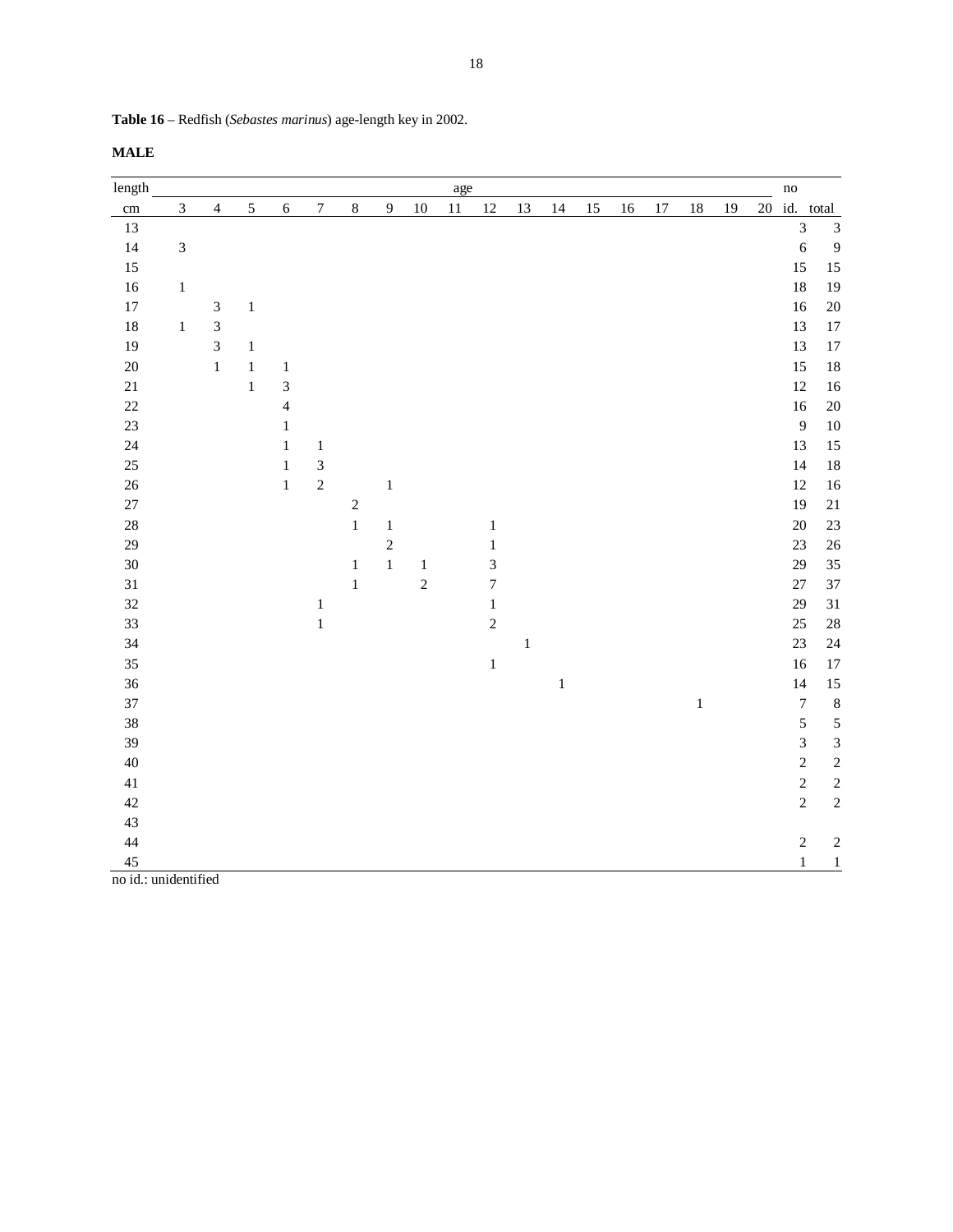**Table 16** – Redfish (*Sebastes marinus*) age-length key in 2002.

**MALE**

| length | age | | | | | | | | | | | | | | | | | | no | |
|---|---|---|---|---|---|---|---|---|---|---|---|---|---|---|---|---|---|---|---|---|
| cm | 3 | 4 | 5 | 6 | 7 | 8 | 9 | 10 | 11 | 12 | 13 | 14 | 15 | 16 | 17 | 18 | 19 | 20 | id. | total |
| 13 | | | | | | | | | | | | | | | | | | | 3 | 3 |
| 14 | 3 | | | | | | | | | | | | | | | | | | 6 | 9 |
| 15 | | | | | | | | | | | | | | | | | | | 15 | 15 |
| 16 | 1 | | | | | | | | | | | | | | | | | | 18 | 19 |
| 17 | | 3 | 1 | | | | | | | | | | | | | | | | 16 | 20 |
| 18 | 1 | 3 | | | | | | | | | | | | | | | | | 13 | 17 |
| 19 | | 3 | 1 | | | | | | | | | | | | | | | | 13 | 17 |
| 20 | | 1 | 1 | 1 | | | | | | | | | | | | | | | 15 | 18 |
| 21 | | | 1 | 3 | | | | | | | | | | | | | | | 12 | 16 |
| 22 | | | | 4 | | | | | | | | | | | | | | | 16 | 20 |
| 23 | | | | 1 | | | | | | | | | | | | | | | 9 | 10 |
| 24 | | | | 1 | 1 | | | | | | | | | | | | | | 13 | 15 |
| 25 | | | | 1 | 3 | | | | | | | | | | | | | | 14 | 18 |
| 26 | | | | 1 | 2 | | 1 | | | | | | | | | | | | 12 | 16 |
| 27 | | | | | | 2 | | | | | | | | | | | | | 19 | 21 |
| 28 | | | | | | 1 | 1 | | | 1 | | | | | | | | | 20 | 23 |
| 29 | | | | | | | 2 | | | 1 | | | | | | | | | 23 | 26 |
| 30 | | | | | | 1 | 1 | 1 | | 3 | | | | | | | | | 29 | 35 |
| 31 | | | | | | 1 | | 2 | | 7 | | | | | | | | | 27 | 37 |
| 32 | | | | | 1 | | | | | 1 | | | | | | | | | 29 | 31 |
| 33 | | | | | 1 | | | | | 2 | | | | | | | | | 25 | 28 |
| 34 | | | | | | | | | | | 1 | | | | | | | | 23 | 24 |
| 35 | | | | | | | | | | 1 | | | | | | | | | 16 | 17 |
| 36 | | | | | | | | | | | | 1 | | | | | | | 14 | 15 |
| 37 | | | | | | | | | | | | | | | | 1 | | | 7 | 8 |
| 38 | | | | | | | | | | | | | | | | | | | 5 | 5 |
| 39 | | | | | | | | | | | | | | | | | | | 3 | 3 |
| 40 | | | | | | | | | | | | | | | | | | | 2 | 2 |
| 41 | | | | | | | | | | | | | | | | | | | 2 | 2 |
| 42 | | | | | | | | | | | | | | | | | | | 2 | 2 |
| 43 | | | | | | | | | | | | | | | | | | | | |
| 44 | | | | | | | | | | | | | | | | | | | 2 | 2 |
| 45 | | | | | | | | | | | | | | | | | | | 1 | 1 |

no id.: unidentified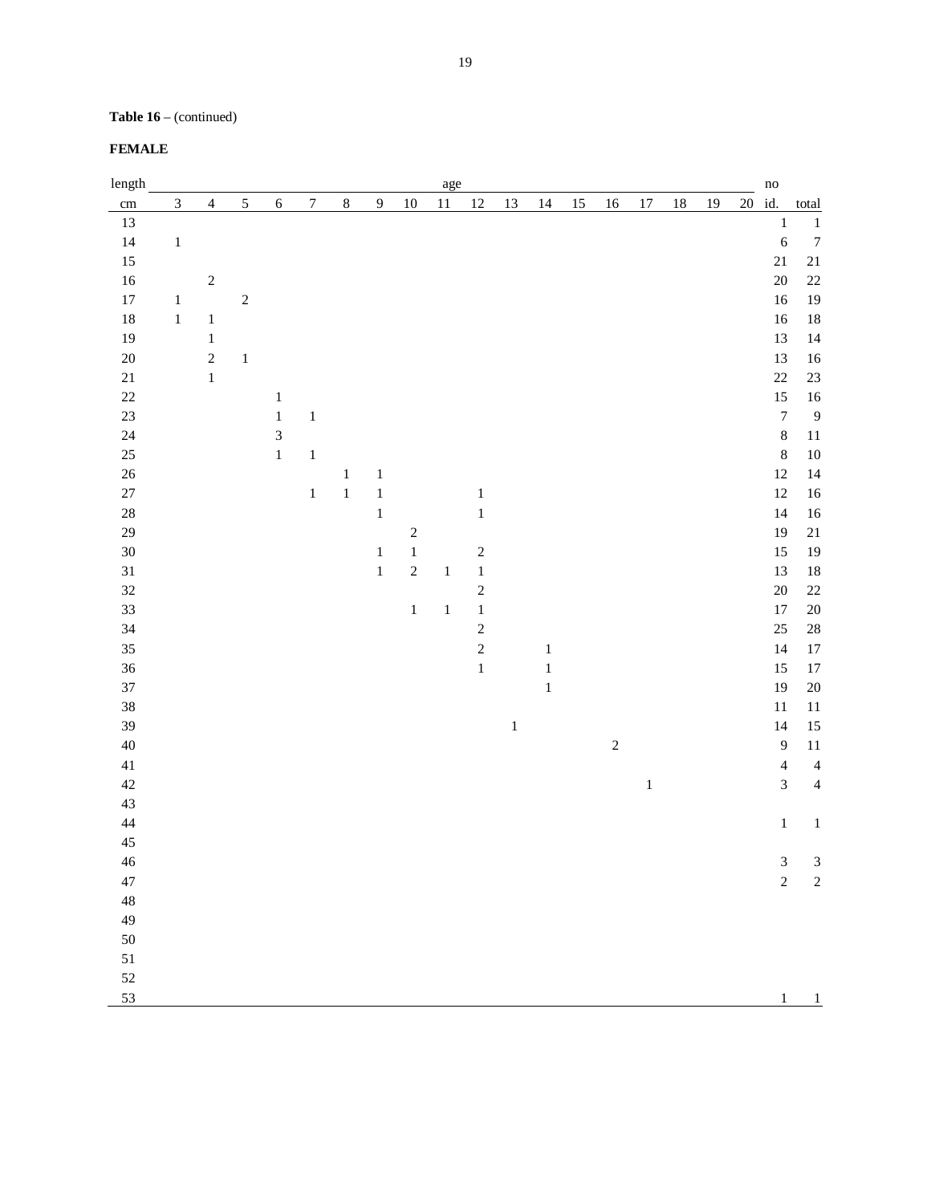**Table 16** – (continued)

**FEMALE**

| length | age | | | | | | | | | | | | | | | | | | no | |
|---|---|---|---|---|---|---|---|---|---|---|---|---|---|---|---|---|---|---|---|---|
| cm | 3 | 4 | 5 | 6 | 7 | 8 | 9 | 10 | 11 | 12 | 13 | 14 | 15 | 16 | 17 | 18 | 19 | 20 | id. | total |
| 13 | | | | | | | | | | | | | | | | | | | 1 | 1 |
| 14 | 1 | | | | | | | | | | | | | | | | | | 6 | 7 |
| 15 | | | | | | | | | | | | | | | | | | | 21 | 21 |
| 16 | | 2 | | | | | | | | | | | | | | | | | 20 | 22 |
| 17 | 1 | | 2 | | | | | | | | | | | | | | | | 16 | 19 |
| 18 | 1 | 1 | | | | | | | | | | | | | | | | | 16 | 18 |
| 19 | | 1 | | | | | | | | | | | | | | | | | 13 | 14 |
| 20 | | 2 | 1 | | | | | | | | | | | | | | | | 13 | 16 |
| 21 | | 1 | | | | | | | | | | | | | | | | | 22 | 23 |
| 22 | | | | 1 | | | | | | | | | | | | | | | 15 | 16 |
| 23 | | | | 1 | 1 | | | | | | | | | | | | | | 7 | 9 |
| 24 | | | | 3 | | | | | | | | | | | | | | | 8 | 11 |
| 25 | | | | 1 | 1 | | | | | | | | | | | | | | 8 | 10 |
| 26 | | | | | | 1 | 1 | | | | | | | | | | | | 12 | 14 |
| 27 | | | | | 1 | 1 | 1 | | | 1 | | | | | | | | | 12 | 16 |
| 28 | | | | | | | 1 | | | 1 | | | | | | | | | 14 | 16 |
| 29 | | | | | | | | 2 | | | | | | | | | | | 19 | 21 |
| 30 | | | | | | | 1 | 1 | | 2 | | | | | | | | | 15 | 19 |
| 31 | | | | | | | 1 | 2 | 1 | 1 | | | | | | | | | 13 | 18 |
| 32 | | | | | | | | | | 2 | | | | | | | | | 20 | 22 |
| 33 | | | | | | | | 1 | 1 | 1 | | | | | | | | | 17 | 20 |
| 34 | | | | | | | | | | 2 | | | | | | | | | 25 | 28 |
| 35 | | | | | | | | | | 2 | | 1 | | | | | | | 14 | 17 |
| 36 | | | | | | | | | | 1 | | 1 | | | | | | | 15 | 17 |
| 37 | | | | | | | | | | | | 1 | | | | | | | 19 | 20 |
| 38 | | | | | | | | | | | | | | | | | | | 11 | 11 |
| 39 | | | | | | | | | | | 1 | | | | | | | | 14 | 15 |
| 40 | | | | | | | | | | | | | | 2 | | | | | 9 | 11 |
| 41 | | | | | | | | | | | | | | | | | | | 4 | 4 |
| 42 | | | | | | | | | | | | | | | 1 | | | | 3 | 4 |
| 43 | | | | | | | | | | | | | | | | | | | | |
| 44 | | | | | | | | | | | | | | | | | | | 1 | 1 |
| 45 | | | | | | | | | | | | | | | | | | | | |
| 46 | | | | | | | | | | | | | | | | | | | 3 | 3 |
| 47 | | | | | | | | | | | | | | | | | | | 2 | 2 |
| 48 | | | | | | | | | | | | | | | | | | | | |
| 49 | | | | | | | | | | | | | | | | | | | | |
| 50 | | | | | | | | | | | | | | | | | | | | |
| 51 | | | | | | | | | | | | | | | | | | | | |
| 52 | | | | | | | | | | | | | | | | | | | | |
| 53 | | | | | | | | | | | | | | | | | | | 1 | 1 |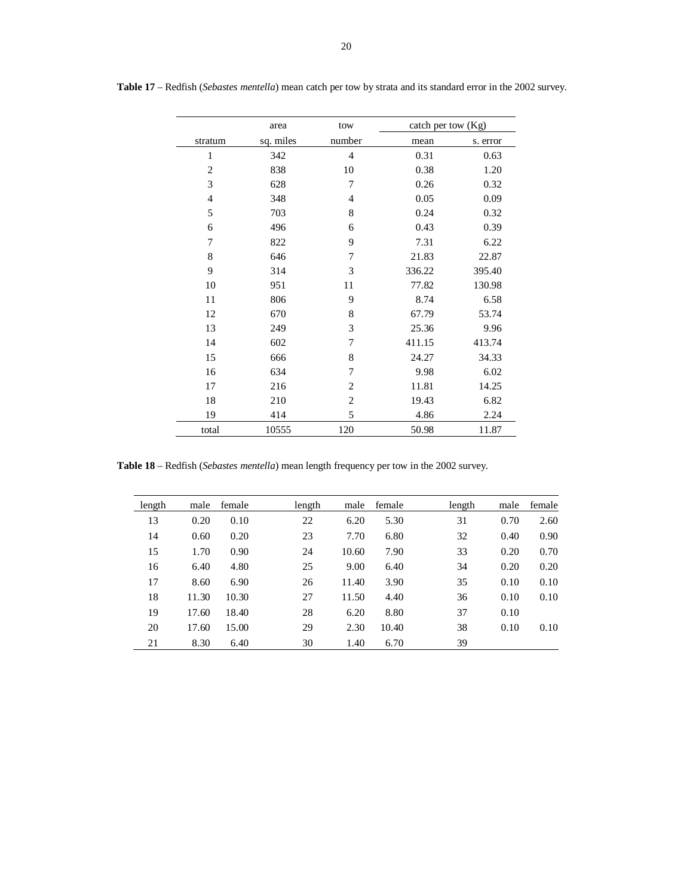**Table 17** – Redfish (*Sebastes mentella*) mean catch per tow by strata and its standard error in the 2002 survey.

| | area | tow | catch per tow (Kg) | |
|---|---|---|---|---|
| stratum | sq. miles | number | mean | s. error |
| 1 | 342 | 4 | 0.31 | 0.63 |
| 2 | 838 | 10 | 0.38 | 1.20 |
| 3 | 628 | 7 | 0.26 | 0.32 |
| 4 | 348 | 4 | 0.05 | 0.09 |
| 5 | 703 | 8 | 0.24 | 0.32 |
| 6 | 496 | 6 | 0.43 | 0.39 |
| 7 | 822 | 9 | 7.31 | 6.22 |
| 8 | 646 | 7 | 21.83 | 22.87 |
| 9 | 314 | 3 | 336.22 | 395.40 |
| 10 | 951 | 11 | 77.82 | 130.98 |
| 11 | 806 | 9 | 8.74 | 6.58 |
| 12 | 670 | 8 | 67.79 | 53.74 |
| 13 | 249 | 3 | 25.36 | 9.96 |
| 14 | 602 | 7 | 411.15 | 413.74 |
| 15 | 666 | 8 | 24.27 | 34.33 |
| 16 | 634 | 7 | 9.98 | 6.02 |
| 17 | 216 | 2 | 11.81 | 14.25 |
| 18 | 210 | 2 | 19.43 | 6.82 |
| 19 | 414 | 5 | 4.86 | 2.24 |
| total | 10555 | 120 | 50.98 | 11.87 |

**Table 18** – Redfish (*Sebastes mentella*) mean length frequency per tow in the 2002 survey.

| length | male | female | length | male | female | length | male | female |
|---|---|---|---|---|---|---|---|---|
| 13 | 0.20 | 0.10 | 22 | 6.20 | 5.30 | 31 | 0.70 | 2.60 |
| 14 | 0.60 | 0.20 | 23 | 7.70 | 6.80 | 32 | 0.40 | 0.90 |
| 15 | 1.70 | 0.90 | 24 | 10.60 | 7.90 | 33 | 0.20 | 0.70 |
| 16 | 6.40 | 4.80 | 25 | 9.00 | 6.40 | 34 | 0.20 | 0.20 |
| 17 | 8.60 | 6.90 | 26 | 11.40 | 3.90 | 35 | 0.10 | 0.10 |
| 18 | 11.30 | 10.30 | 27 | 11.50 | 4.40 | 36 | 0.10 | 0.10 |
| 19 | 17.60 | 18.40 | 28 | 6.20 | 8.80 | 37 | 0.10 | |
| 20 | 17.60 | 15.00 | 29 | 2.30 | 10.40 | 38 | 0.10 | 0.10 |
| 21 | 8.30 | 6.40 | 30 | 1.40 | 6.70 | 39 | | |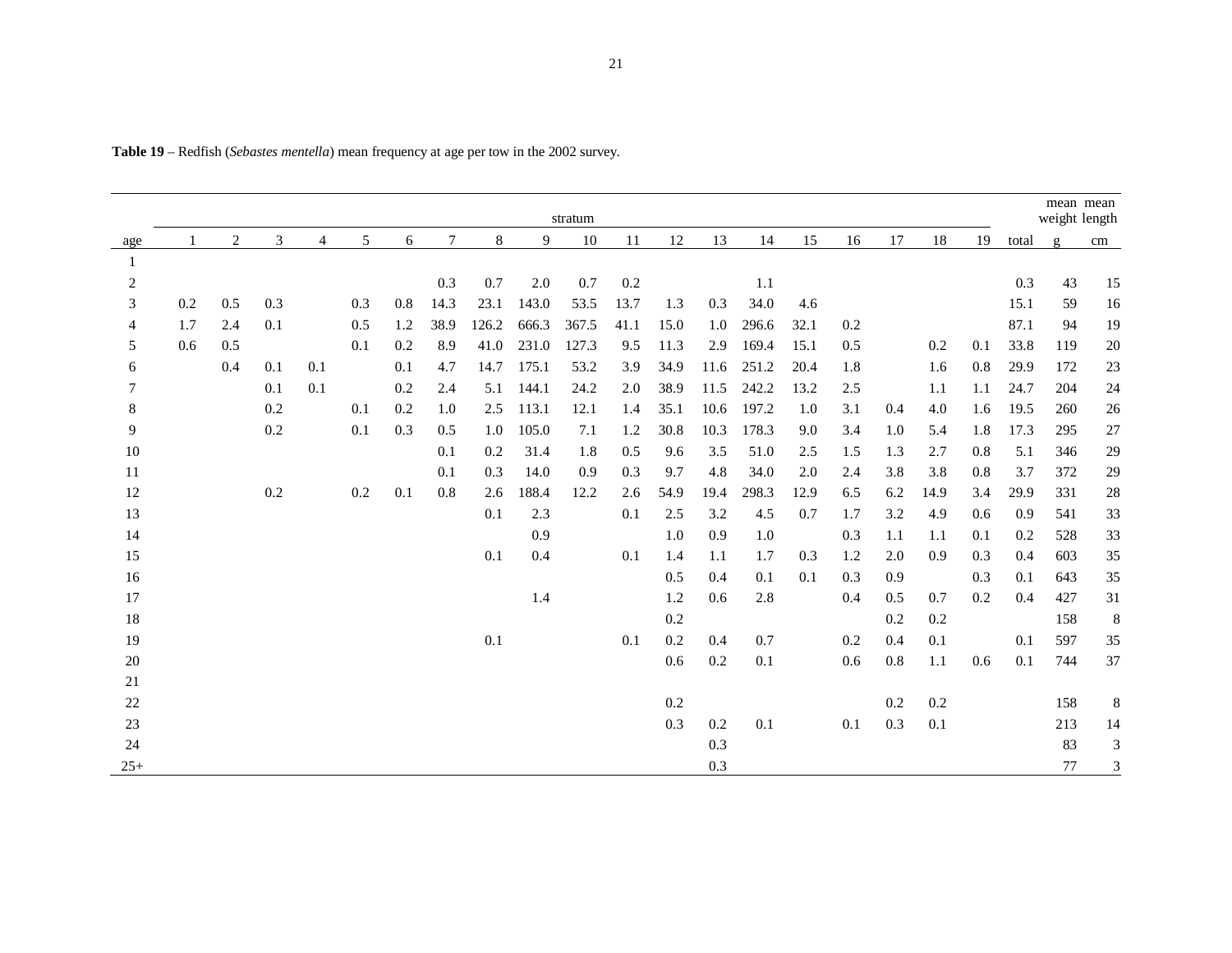**Table 19** – Redfish (*Sebastes mentella*) mean frequency at age per tow in the 2002 survey.

| | stratum | | | | | | | | | | | | | | | | | | | | mean weight | mean length |
|---|---|---|---|---|---|---|---|---|---|---|---|---|---|---|---|---|---|---|---|---|---|---|
| age | 1 | 2 | 3 | 4 | 5 | 6 | 7 | 8 | 9 | 10 | 11 | 12 | 13 | 14 | 15 | 16 | 17 | 18 | 19 | total | g | cm |
| 1 | | | | | | | | | | | | | | | | | | | | | | |
| 2 | | | | | | | 0.3 | 0.7 | 2.0 | 0.7 | 0.2 | | | 1.1 | | | | | | 0.3 | 43 | 15 |
| 3 | 0.2 | 0.5 | 0.3 | | 0.3 | 0.8 | 14.3 | 23.1 | 143.0 | 53.5 | 13.7 | 1.3 | 0.3 | 34.0 | 4.6 | | | | | 15.1 | 59 | 16 |
| 4 | 1.7 | 2.4 | 0.1 | | 0.5 | 1.2 | 38.9 | 126.2 | 666.3 | 367.5 | 41.1 | 15.0 | 1.0 | 296.6 | 32.1 | 0.2 | | | | 87.1 | 94 | 19 |
| 5 | 0.6 | 0.5 | | | 0.1 | 0.2 | 8.9 | 41.0 | 231.0 | 127.3 | 9.5 | 11.3 | 2.9 | 169.4 | 15.1 | 0.5 | | 0.2 | 0.1 | 33.8 | 119 | 20 |
| 6 | | 0.4 | 0.1 | 0.1 | | 0.1 | 4.7 | 14.7 | 175.1 | 53.2 | 3.9 | 34.9 | 11.6 | 251.2 | 20.4 | 1.8 | | 1.6 | 0.8 | 29.9 | 172 | 23 |
| 7 | | | 0.1 | 0.1 | | 0.2 | 2.4 | 5.1 | 144.1 | 24.2 | 2.0 | 38.9 | 11.5 | 242.2 | 13.2 | 2.5 | | 1.1 | 1.1 | 24.7 | 204 | 24 |
| 8 | | | 0.2 | | 0.1 | 0.2 | 1.0 | 2.5 | 113.1 | 12.1 | 1.4 | 35.1 | 10.6 | 197.2 | 1.0 | 3.1 | 0.4 | 4.0 | 1.6 | 19.5 | 260 | 26 |
| 9 | | | 0.2 | | 0.1 | 0.3 | 0.5 | 1.0 | 105.0 | 7.1 | 1.2 | 30.8 | 10.3 | 178.3 | 9.0 | 3.4 | 1.0 | 5.4 | 1.8 | 17.3 | 295 | 27 |
| 10 | | | | | | | 0.1 | 0.2 | 31.4 | 1.8 | 0.5 | 9.6 | 3.5 | 51.0 | 2.5 | 1.5 | 1.3 | 2.7 | 0.8 | 5.1 | 346 | 29 |
| 11 | | | | | | | 0.1 | 0.3 | 14.0 | 0.9 | 0.3 | 9.7 | 4.8 | 34.0 | 2.0 | 2.4 | 3.8 | 3.8 | 0.8 | 3.7 | 372 | 29 |
| 12 | | | 0.2 | | 0.2 | 0.1 | 0.8 | 2.6 | 188.4 | 12.2 | 2.6 | 54.9 | 19.4 | 298.3 | 12.9 | 6.5 | 6.2 | 14.9 | 3.4 | 29.9 | 331 | 28 |
| 13 | | | | | | | | 0.1 | 2.3 | | 0.1 | 2.5 | 3.2 | 4.5 | 0.7 | 1.7 | 3.2 | 4.9 | 0.6 | 0.9 | 541 | 33 |
| 14 | | | | | | | | | 0.9 | | | 1.0 | 0.9 | 1.0 | | 0.3 | 1.1 | 1.1 | 0.1 | 0.2 | 528 | 33 |
| 15 | | | | | | | | 0.1 | 0.4 | | 0.1 | 1.4 | 1.1 | 1.7 | 0.3 | 1.2 | 2.0 | 0.9 | 0.3 | 0.4 | 603 | 35 |
| 16 | | | | | | | | | | | | 0.5 | 0.4 | 0.1 | 0.1 | 0.3 | 0.9 | | 0.3 | 0.1 | 643 | 35 |
| 17 | | | | | | | | | 1.4 | | | 1.2 | 0.6 | 2.8 | | 0.4 | 0.5 | 0.7 | 0.2 | 0.4 | 427 | 31 |
| 18 | | | | | | | | | | | | 0.2 | | | | | 0.2 | 0.2 | | | 158 | 8 |
| 19 | | | | | | | | 0.1 | | | 0.1 | 0.2 | 0.4 | 0.7 | | 0.2 | 0.4 | 0.1 | | 0.1 | 597 | 35 |
| 20 | | | | | | | | | | | | 0.6 | 0.2 | 0.1 | | 0.6 | 0.8 | 1.1 | 0.6 | 0.1 | 744 | 37 |
| 21 | | | | | | | | | | | | | | | | | | | | | | |
| 22 | | | | | | | | | | | | 0.2 | | | | | 0.2 | 0.2 | | | 158 | 8 |
| 23 | | | | | | | | | | | | 0.3 | 0.2 | 0.1 | | 0.1 | 0.3 | 0.1 | | | 213 | 14 |
| 24 | | | | | | | | | | | | | 0.3 | | | | | | | | 83 | 3 |
| 25+ | | | | | | | | | | | | | 0.3 | | | | | | | | 77 | 3 |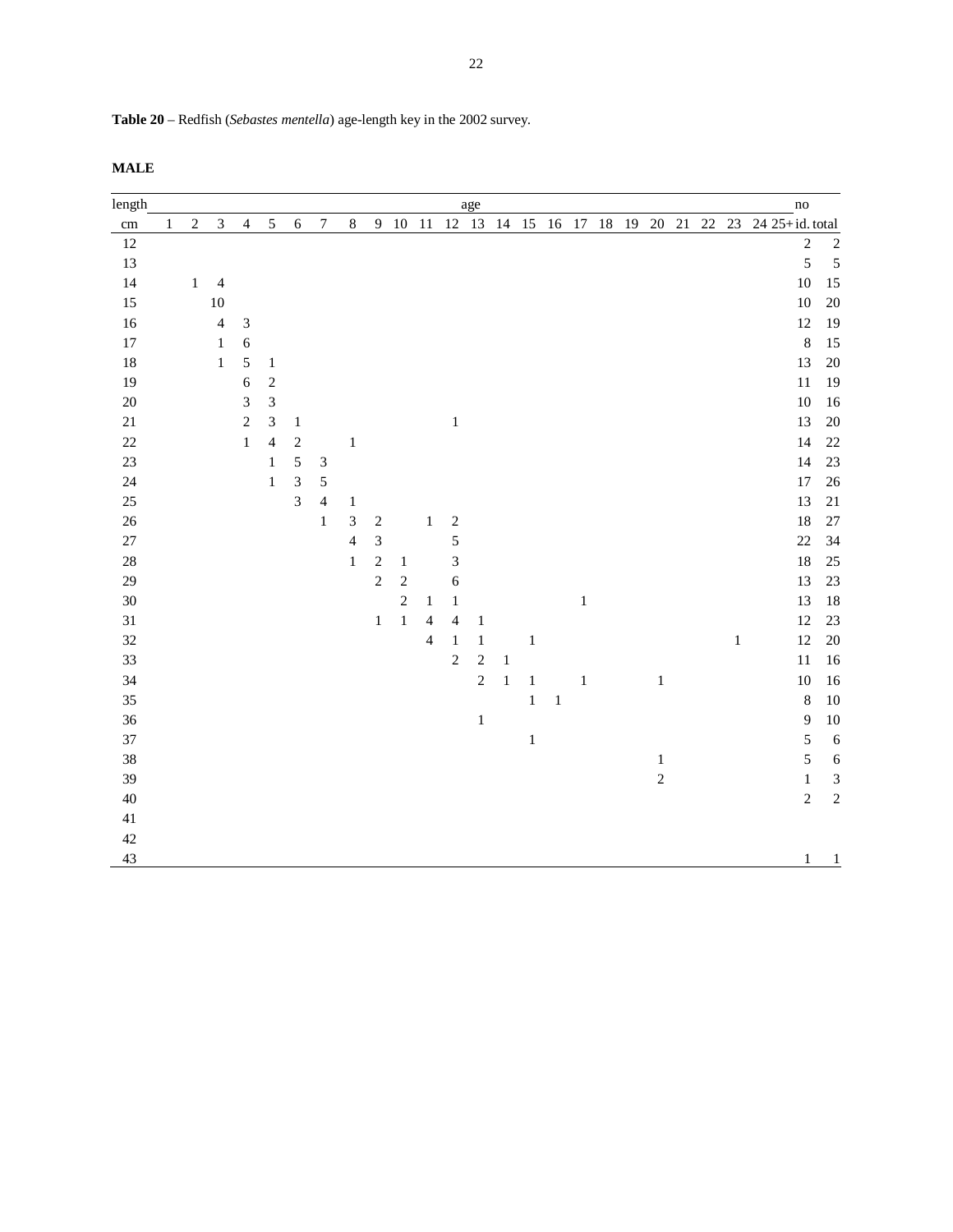**Table 20** – Redfish (*Sebastes mentella*) age-length key in the 2002 survey.

**MALE**

| length | age | | | | | | | | | | | | | | | | | | | | | | | | | no | |
|---|---|---|---|---|---|---|---|---|---|---|---|---|---|---|---|---|---|---|---|---|---|---|---|---|---|---|---|
| cm | 1 | 2 | 3 | 4 | 5 | 6 | 7 | 8 | 9 | 10 | 11 | 12 | 13 | 14 | 15 | 16 | 17 | 18 | 19 | 20 | 21 | 22 | 23 | 24 | 25+ | id. | total |
| 12 | | | | | | | | | | | | | | | | | | | | | | | | | | 2 | 2 |
| 13 | | | | | | | | | | | | | | | | | | | | | | | | | | 5 | 5 |
| 14 | | 1 | 4 | | | | | | | | | | | | | | | | | | | | | | | 10 | 15 |
| 15 | | | 10 | | | | | | | | | | | | | | | | | | | | | | | 10 | 20 |
| 16 | | | 4 | 3 | | | | | | | | | | | | | | | | | | | | | | 12 | 19 |
| 17 | | | 1 | 6 | | | | | | | | | | | | | | | | | | | | | | 8 | 15 |
| 18 | | | 1 | 5 | 1 | | | | | | | | | | | | | | | | | | | | | 13 | 20 |
| 19 | | | | 6 | 2 | | | | | | | | | | | | | | | | | | | | | 11 | 19 |
| 20 | | | | 3 | 3 | | | | | | | | | | | | | | | | | | | | | 10 | 16 |
| 21 | | | | 2 | 3 | 1 | | | | | | 1 | | | | | | | | | | | | | | 13 | 20 |
| 22 | | | | 1 | 4 | 2 | | 1 | | | | | | | | | | | | | | | | | | 14 | 22 |
| 23 | | | | | 1 | 5 | 3 | | | | | | | | | | | | | | | | | | | 14 | 23 |
| 24 | | | | | 1 | 3 | 5 | | | | | | | | | | | | | | | | | | | 17 | 26 |
| 25 | | | | | | 3 | 4 | 1 | | | | | | | | | | | | | | | | | | 13 | 21 |
| 26 | | | | | | | 1 | 3 | 2 | | 1 | 2 | | | | | | | | | | | | | | 18 | 27 |
| 27 | | | | | | | | 4 | 3 | | | 5 | | | | | | | | | | | | | | 22 | 34 |
| 28 | | | | | | | | 1 | 2 | 1 | | 3 | | | | | | | | | | | | | | 18 | 25 |
| 29 | | | | | | | | | 2 | 2 | | 6 | | | | | | | | | | | | | | 13 | 23 |
| 30 | | | | | | | | | | 2 | 1 | 1 | | | | | 1 | | | | | | | | | 13 | 18 |
| 31 | | | | | | | | | 1 | 1 | 4 | 4 | 1 | | | | | | | | | | | | | 12 | 23 |
| 32 | | | | | | | | | | | 4 | 1 | 1 | | 1 | | | | | | | | 1 | | | 12 | 20 |
| 33 | | | | | | | | | | | | 2 | 2 | 1 | | | | | | | | | | | | 11 | 16 |
| 34 | | | | | | | | | | | | | 2 | 1 | 1 | | 1 | | | 1 | | | | | | 10 | 16 |
| 35 | | | | | | | | | | | | | | | 1 | 1 | | | | | | | | | | 8 | 10 |
| 36 | | | | | | | | | | | | | 1 | | | | | | | | | | | | | 9 | 10 |
| 37 | | | | | | | | | | | | | | | 1 | | | | | | | | | | | 5 | 6 |
| 38 | | | | | | | | | | | | | | | | | | | | 1 | | | | | | 5 | 6 |
| 39 | | | | | | | | | | | | | | | | | | | | 2 | | | | | | 1 | 3 |
| 40 | | | | | | | | | | | | | | | | | | | | | | | | | | 2 | 2 |
| 41 | | | | | | | | | | | | | | | | | | | | | | | | | | | |
| 42 | | | | | | | | | | | | | | | | | | | | | | | | | | | |
| 43 | | | | | | | | | | | | | | | | | | | | | | | | | | 1 | 1 |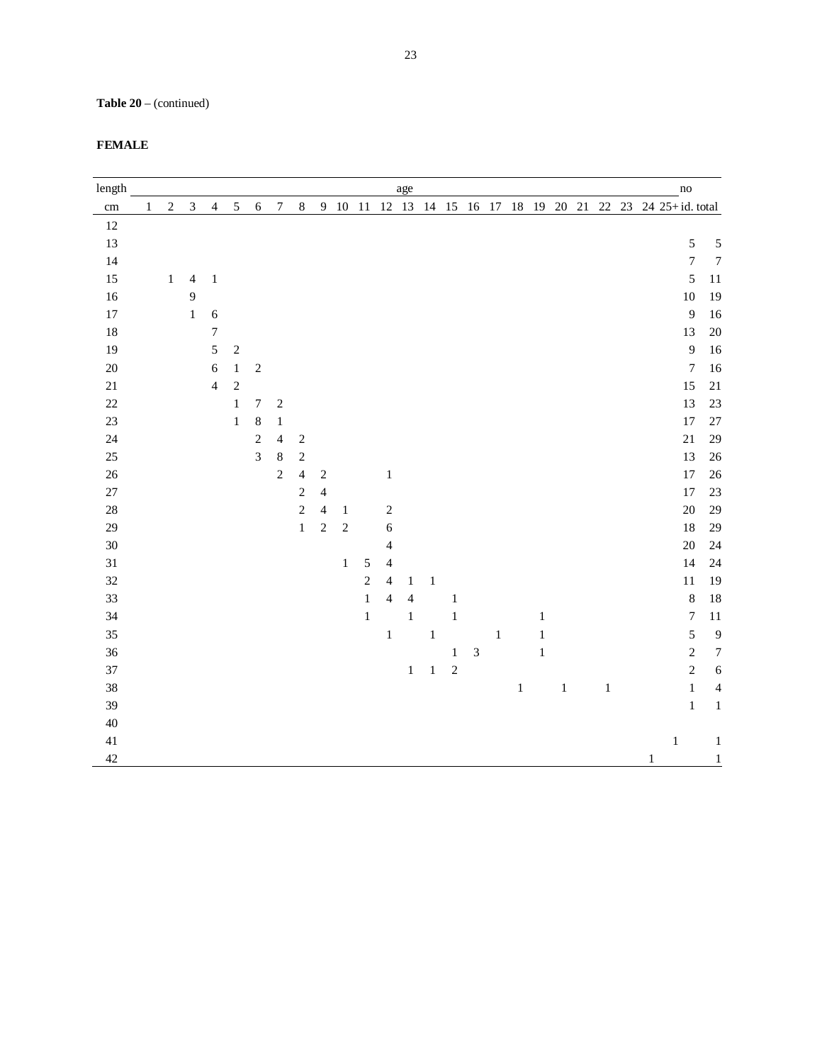**Table 20** – (continued)

**FEMALE**

| length | age | | | | | | | | | | | | | | | | | | | | | | | | no | |
|---|---|---|---|---|---|---|---|---|---|---|---|---|---|---|---|---|---|---|---|---|---|---|---|---|---|---|
| cm | 1 | 2 | 3 | 4 | 5 | 6 | 7 | 8 | 9 | 10 | 11 | 12 | 13 | 14 | 15 | 16 | 17 | 18 | 19 | 20 | 21 | 22 | 23 | 24 | 25+ | id. | total |
| 12 | | | | | | | | | | | | | | | | | | | | | | | | | | | |
| 13 | | | | | | | | | | | | | | | | | | | | | | | | | | 5 | 5 |
| 14 | | | | | | | | | | | | | | | | | | | | | | | | | | 7 | 7 |
| 15 | | 1 | 4 | 1 | | | | | | | | | | | | | | | | | | | | | | 5 | 11 |
| 16 | | | 9 | | | | | | | | | | | | | | | | | | | | | | | 10 | 19 |
| 17 | | | 1 | 6 | | | | | | | | | | | | | | | | | | | | | | 9 | 16 |
| 18 | | | | 7 | | | | | | | | | | | | | | | | | | | | | | 13 | 20 |
| 19 | | | | 5 | 2 | | | | | | | | | | | | | | | | | | | | | 9 | 16 |
| 20 | | | | 6 | 1 | 2 | | | | | | | | | | | | | | | | | | | | 7 | 16 |
| 21 | | | | 4 | 2 | | | | | | | | | | | | | | | | | | | | | 15 | 21 |
| 22 | | | | | 1 | 7 | 2 | | | | | | | | | | | | | | | | | | | 13 | 23 |
| 23 | | | | | 1 | 8 | 1 | | | | | | | | | | | | | | | | | | | 17 | 27 |
| 24 | | | | | | 2 | 4 | 2 | | | | | | | | | | | | | | | | | | 21 | 29 |
| 25 | | | | | | 3 | 8 | 2 | | | | | | | | | | | | | | | | | | 13 | 26 |
| 26 | | | | | | | 2 | 4 | 2 | | | 1 | | | | | | | | | | | | | | 17 | 26 |
| 27 | | | | | | | | 2 | 4 | | | | | | | | | | | | | | | | | 17 | 23 |
| 28 | | | | | | | | 2 | 4 | 1 | | 2 | | | | | | | | | | | | | | 20 | 29 |
| 29 | | | | | | | | 1 | 2 | 2 | | 6 | | | | | | | | | | | | | | 18 | 29 |
| 30 | | | | | | | | | | | | 4 | | | | | | | | | | | | | | 20 | 24 |
| 31 | | | | | | | | | | 1 | 5 | 4 | | | | | | | | | | | | | | 14 | 24 |
| 32 | | | | | | | | | | | 2 | 4 | 1 | 1 | | | | | | | | | | | | 11 | 19 |
| 33 | | | | | | | | | | | 1 | 4 | 4 | | 1 | | | | | | | | | | | 8 | 18 |
| 34 | | | | | | | | | | | 1 | | 1 | | 1 | | | | 1 | | | | | | | 7 | 11 |
| 35 | | | | | | | | | | | | 1 | | 1 | | | 1 | | 1 | | | | | | | 5 | 9 |
| 36 | | | | | | | | | | | | | | | 1 | 3 | | | 1 | | | | | | | 2 | 7 |
| 37 | | | | | | | | | | | | | 1 | 1 | 2 | | | | | | | | | | | 2 | 6 |
| 38 | | | | | | | | | | | | | | | | | | 1 | | 1 | | 1 | | | | 1 | 4 |
| 39 | | | | | | | | | | | | | | | | | | | | | | | | | | 1 | 1 |
| 40 | | | | | | | | | | | | | | | | | | | | | | | | | | | |
| 41 | | | | | | | | | | | | | | | | | | | | | | | | | 1 | | 1 |
| 42 | | | | | | | | | | | | | | | | | | | | | | | | 1 | | | 1 |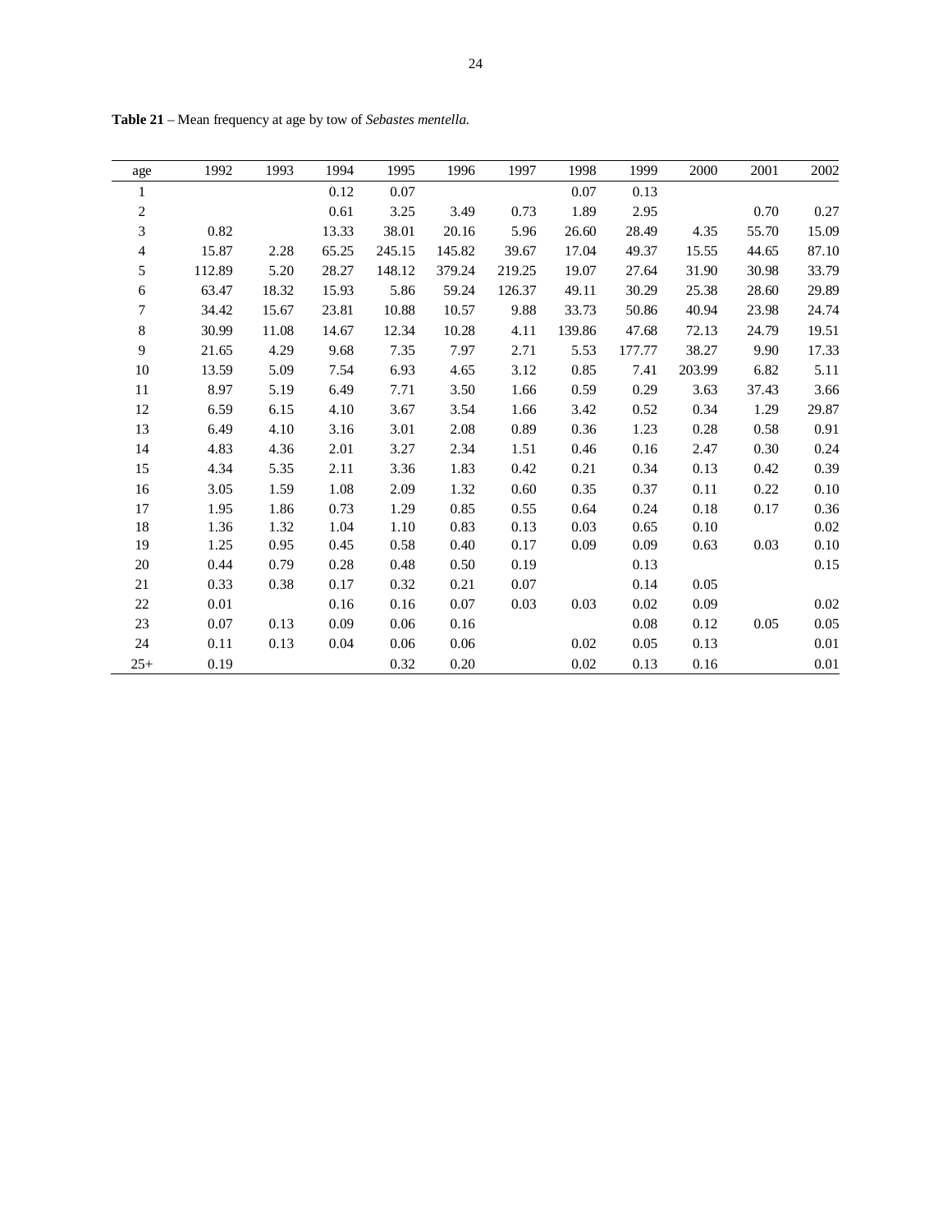**Table 21** – Mean frequency at age by tow of *Sebastes mentella.*

| age | 1992 | 1993 | 1994 | 1995 | 1996 | 1997 | 1998 | 1999 | 2000 | 2001 | 2002 |
|---|---|---|---|---|---|---|---|---|---|---|---|
| 1 | | | 0.12 | 0.07 | | | 0.07 | 0.13 | | | |
| 2 | | | 0.61 | 3.25 | 3.49 | 0.73 | 1.89 | 2.95 | | 0.70 | 0.27 |
| 3 | 0.82 | | 13.33 | 38.01 | 20.16 | 5.96 | 26.60 | 28.49 | 4.35 | 55.70 | 15.09 |
| 4 | 15.87 | 2.28 | 65.25 | 245.15 | 145.82 | 39.67 | 17.04 | 49.37 | 15.55 | 44.65 | 87.10 |
| 5 | 112.89 | 5.20 | 28.27 | 148.12 | 379.24 | 219.25 | 19.07 | 27.64 | 31.90 | 30.98 | 33.79 |
| 6 | 63.47 | 18.32 | 15.93 | 5.86 | 59.24 | 126.37 | 49.11 | 30.29 | 25.38 | 28.60 | 29.89 |
| 7 | 34.42 | 15.67 | 23.81 | 10.88 | 10.57 | 9.88 | 33.73 | 50.86 | 40.94 | 23.98 | 24.74 |
| 8 | 30.99 | 11.08 | 14.67 | 12.34 | 10.28 | 4.11 | 139.86 | 47.68 | 72.13 | 24.79 | 19.51 |
| 9 | 21.65 | 4.29 | 9.68 | 7.35 | 7.97 | 2.71 | 5.53 | 177.77 | 38.27 | 9.90 | 17.33 |
| 10 | 13.59 | 5.09 | 7.54 | 6.93 | 4.65 | 3.12 | 0.85 | 7.41 | 203.99 | 6.82 | 5.11 |
| 11 | 8.97 | 5.19 | 6.49 | 7.71 | 3.50 | 1.66 | 0.59 | 0.29 | 3.63 | 37.43 | 3.66 |
| 12 | 6.59 | 6.15 | 4.10 | 3.67 | 3.54 | 1.66 | 3.42 | 0.52 | 0.34 | 1.29 | 29.87 |
| 13 | 6.49 | 4.10 | 3.16 | 3.01 | 2.08 | 0.89 | 0.36 | 1.23 | 0.28 | 0.58 | 0.91 |
| 14 | 4.83 | 4.36 | 2.01 | 3.27 | 2.34 | 1.51 | 0.46 | 0.16 | 2.47 | 0.30 | 0.24 |
| 15 | 4.34 | 5.35 | 2.11 | 3.36 | 1.83 | 0.42 | 0.21 | 0.34 | 0.13 | 0.42 | 0.39 |
| 16 | 3.05 | 1.59 | 1.08 | 2.09 | 1.32 | 0.60 | 0.35 | 0.37 | 0.11 | 0.22 | 0.10 |
| 17 | 1.95 | 1.86 | 0.73 | 1.29 | 0.85 | 0.55 | 0.64 | 0.24 | 0.18 | 0.17 | 0.36 |
| 18 | 1.36 | 1.32 | 1.04 | 1.10 | 0.83 | 0.13 | 0.03 | 0.65 | 0.10 | | 0.02 |
| 19 | 1.25 | 0.95 | 0.45 | 0.58 | 0.40 | 0.17 | 0.09 | 0.09 | 0.63 | 0.03 | 0.10 |
| 20 | 0.44 | 0.79 | 0.28 | 0.48 | 0.50 | 0.19 | | 0.13 | | | 0.15 |
| 21 | 0.33 | 0.38 | 0.17 | 0.32 | 0.21 | 0.07 | | 0.14 | 0.05 | | |
| 22 | 0.01 | | 0.16 | 0.16 | 0.07 | 0.03 | 0.03 | 0.02 | 0.09 | | 0.02 |
| 23 | 0.07 | 0.13 | 0.09 | 0.06 | 0.16 | | | 0.08 | 0.12 | 0.05 | 0.05 |
| 24 | 0.11 | 0.13 | 0.04 | 0.06 | 0.06 | | 0.02 | 0.05 | 0.13 | | 0.01 |
| 25+ | 0.19 | | | 0.32 | 0.20 | | 0.02 | 0.13 | 0.16 | | 0.01 |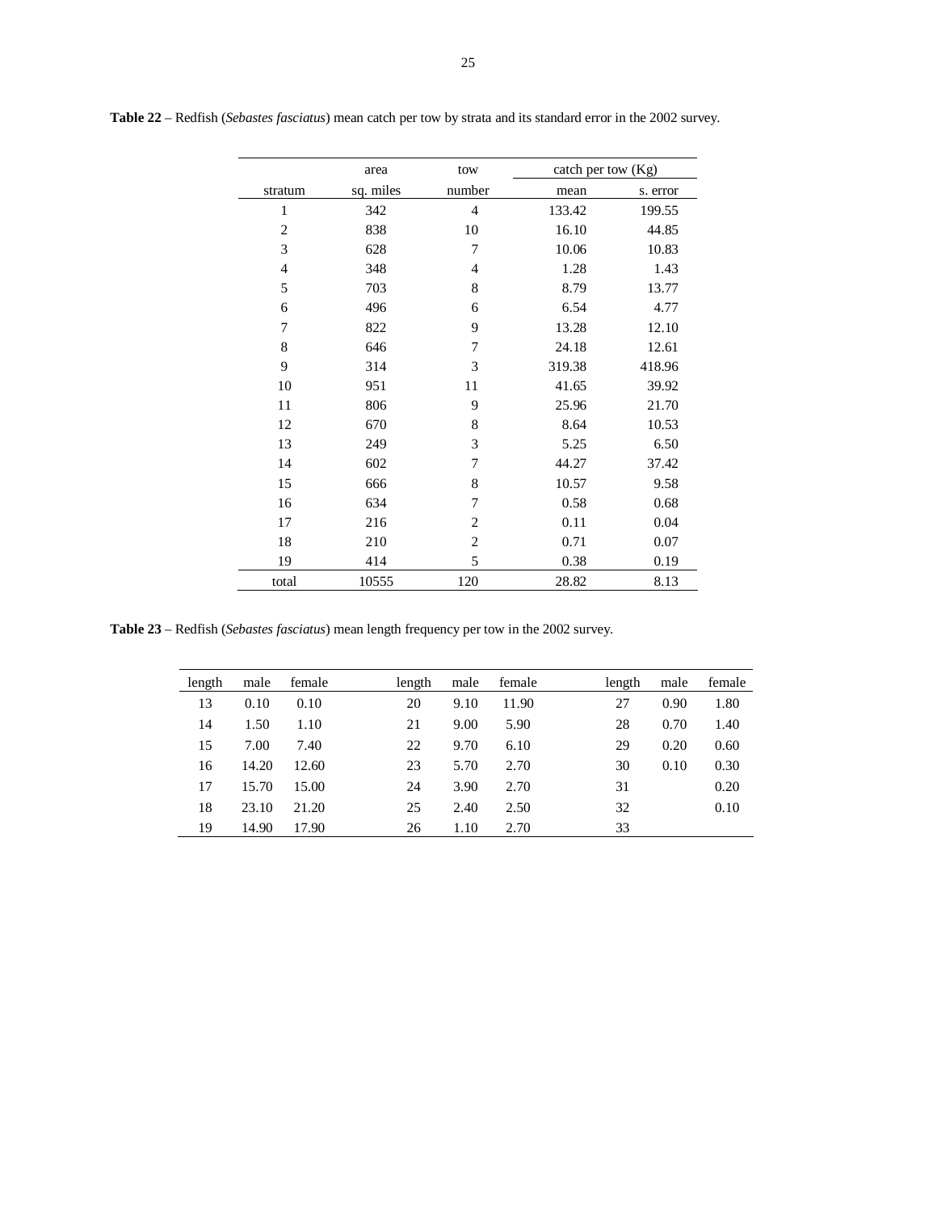**Table 22** – Redfish (*Sebastes fasciatus*) mean catch per tow by strata and its standard error in the 2002 survey.

| | area | tow | catch per tow (Kg) | |
|---|---|---|---|---|
| stratum | sq. miles | number | mean | s. error |
| 1 | 342 | 4 | 133.42 | 199.55 |
| 2 | 838 | 10 | 16.10 | 44.85 |
| 3 | 628 | 7 | 10.06 | 10.83 |
| 4 | 348 | 4 | 1.28 | 1.43 |
| 5 | 703 | 8 | 8.79 | 13.77 |
| 6 | 496 | 6 | 6.54 | 4.77 |
| 7 | 822 | 9 | 13.28 | 12.10 |
| 8 | 646 | 7 | 24.18 | 12.61 |
| 9 | 314 | 3 | 319.38 | 418.96 |
| 10 | 951 | 11 | 41.65 | 39.92 |
| 11 | 806 | 9 | 25.96 | 21.70 |
| 12 | 670 | 8 | 8.64 | 10.53 |
| 13 | 249 | 3 | 5.25 | 6.50 |
| 14 | 602 | 7 | 44.27 | 37.42 |
| 15 | 666 | 8 | 10.57 | 9.58 |
| 16 | 634 | 7 | 0.58 | 0.68 |
| 17 | 216 | 2 | 0.11 | 0.04 |
| 18 | 210 | 2 | 0.71 | 0.07 |
| 19 | 414 | 5 | 0.38 | 0.19 |
| total | 10555 | 120 | 28.82 | 8.13 |

**Table 23** – Redfish (*Sebastes fasciatus*) mean length frequency per tow in the 2002 survey.

| length | male | female | length | male | female | length | male | female |
|---|---|---|---|---|---|---|---|---|
| 13 | 0.10 | 0.10 | 20 | 9.10 | 11.90 | 27 | 0.90 | 1.80 |
| 14 | 1.50 | 1.10 | 21 | 9.00 | 5.90 | 28 | 0.70 | 1.40 |
| 15 | 7.00 | 7.40 | 22 | 9.70 | 6.10 | 29 | 0.20 | 0.60 |
| 16 | 14.20 | 12.60 | 23 | 5.70 | 2.70 | 30 | 0.10 | 0.30 |
| 17 | 15.70 | 15.00 | 24 | 3.90 | 2.70 | 31 | | 0.20 |
| 18 | 23.10 | 21.20 | 25 | 2.40 | 2.50 | 32 | | 0.10 |
| 19 | 14.90 | 17.90 | 26 | 1.10 | 2.70 | 33 | | |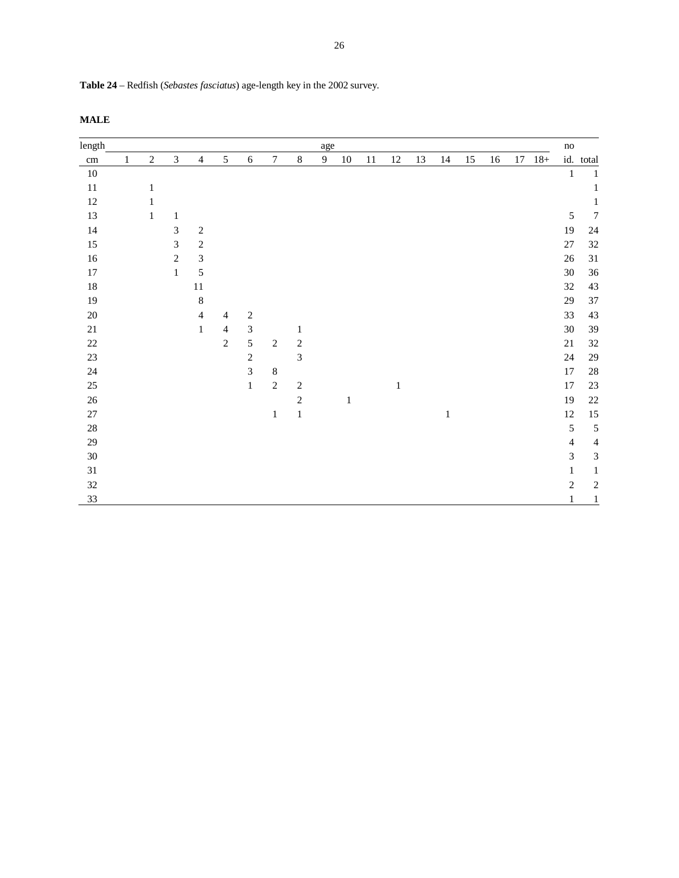**Table 24** – Redfish (*Sebastes fasciatus*) age-length key in the 2002 survey.

**MALE**

| length | age | | | | | | | | | | | | | | | | | | no | |
|---|---|---|---|---|---|---|---|---|---|---|---|---|---|---|---|---|---|---|---|---|
| cm | 1 | 2 | 3 | 4 | 5 | 6 | 7 | 8 | 9 | 10 | 11 | 12 | 13 | 14 | 15 | 16 | 17 | 18+ | id. | total |
| 10 | | | | | | | | | | | | | | | | | | | 1 | 1 |
| 11 | | 1 | | | | | | | | | | | | | | | | | | 1 |
| 12 | | 1 | | | | | | | | | | | | | | | | | | 1 |
| 13 | | 1 | 1 | | | | | | | | | | | | | | | | 5 | 7 |
| 14 | | | 3 | 2 | | | | | | | | | | | | | | | 19 | 24 |
| 15 | | | 3 | 2 | | | | | | | | | | | | | | | 27 | 32 |
| 16 | | | 2 | 3 | | | | | | | | | | | | | | | 26 | 31 |
| 17 | | | 1 | 5 | | | | | | | | | | | | | | | 30 | 36 |
| 18 | | | | 11 | | | | | | | | | | | | | | | 32 | 43 |
| 19 | | | | 8 | | | | | | | | | | | | | | | 29 | 37 |
| 20 | | | | 4 | 4 | 2 | | | | | | | | | | | | | 33 | 43 |
| 21 | | | | 1 | 4 | 3 | | 1 | | | | | | | | | | | 30 | 39 |
| 22 | | | | | 2 | 5 | 2 | 2 | | | | | | | | | | | 21 | 32 |
| 23 | | | | | | 2 | | 3 | | | | | | | | | | | 24 | 29 |
| 24 | | | | | | 3 | 8 | | | | | | | | | | | | 17 | 28 |
| 25 | | | | | | 1 | 2 | 2 | | | | 1 | | | | | | | 17 | 23 |
| 26 | | | | | | | | 2 | | 1 | | | | | | | | | 19 | 22 |
| 27 | | | | | | | 1 | 1 | | | | | | 1 | | | | | 12 | 15 |
| 28 | | | | | | | | | | | | | | | | | | | 5 | 5 |
| 29 | | | | | | | | | | | | | | | | | | | 4 | 4 |
| 30 | | | | | | | | | | | | | | | | | | | 3 | 3 |
| 31 | | | | | | | | | | | | | | | | | | | 1 | 1 |
| 32 | | | | | | | | | | | | | | | | | | | 2 | 2 |
| 33 | | | | | | | | | | | | | | | | | | | 1 | 1 |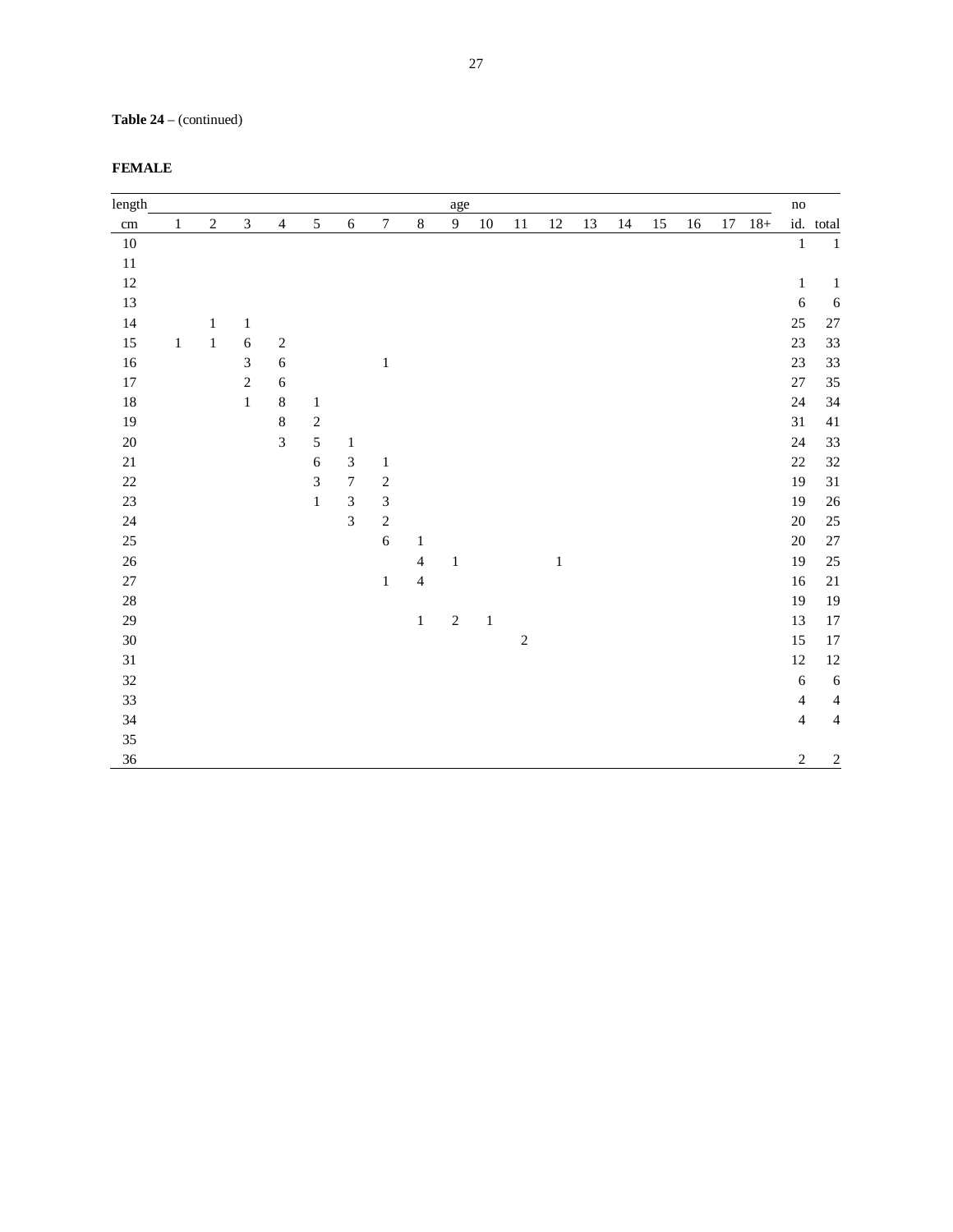**Table 24** – (continued)

**FEMALE**

| length | age | | | | | | | | | | | | | | | | | | no | |
|---|---|---|---|---|---|---|---|---|---|---|---|---|---|---|---|---|---|---|---|---|
| cm | 1 | 2 | 3 | 4 | 5 | 6 | 7 | 8 | 9 | 10 | 11 | 12 | 13 | 14 | 15 | 16 | 17 | 18+ | id. | total |
| 10 | | | | | | | | | | | | | | | | | | | 1 | 1 |
| 11 | | | | | | | | | | | | | | | | | | | | |
| 12 | | | | | | | | | | | | | | | | | | | 1 | 1 |
| 13 | | | | | | | | | | | | | | | | | | | 6 | 6 |
| 14 | | 1 | 1 | | | | | | | | | | | | | | | | 25 | 27 |
| 15 | 1 | 1 | 6 | 2 | | | | | | | | | | | | | | | 23 | 33 |
| 16 | | | 3 | 6 | | | 1 | | | | | | | | | | | | 23 | 33 |
| 17 | | | 2 | 6 | | | | | | | | | | | | | | | 27 | 35 |
| 18 | | | 1 | 8 | 1 | | | | | | | | | | | | | | 24 | 34 |
| 19 | | | | 8 | 2 | | | | | | | | | | | | | | 31 | 41 |
| 20 | | | | 3 | 5 | 1 | | | | | | | | | | | | | 24 | 33 |
| 21 | | | | | 6 | 3 | 1 | | | | | | | | | | | | 22 | 32 |
| 22 | | | | | 3 | 7 | 2 | | | | | | | | | | | | 19 | 31 |
| 23 | | | | | 1 | 3 | 3 | | | | | | | | | | | | 19 | 26 |
| 24 | | | | | | 3 | 2 | | | | | | | | | | | | 20 | 25 |
| 25 | | | | | | | 6 | 1 | | | | | | | | | | | 20 | 27 |
| 26 | | | | | | | | 4 | 1 | | | 1 | | | | | | | 19 | 25 |
| 27 | | | | | | | 1 | 4 | | | | | | | | | | | 16 | 21 |
| 28 | | | | | | | | | | | | | | | | | | | 19 | 19 |
| 29 | | | | | | | | 1 | 2 | 1 | | | | | | | | | 13 | 17 |
| 30 | | | | | | | | | | | 2 | | | | | | | | 15 | 17 |
| 31 | | | | | | | | | | | | | | | | | | | 12 | 12 |
| 32 | | | | | | | | | | | | | | | | | | | 6 | 6 |
| 33 | | | | | | | | | | | | | | | | | | | 4 | 4 |
| 34 | | | | | | | | | | | | | | | | | | | 4 | 4 |
| 35 | | | | | | | | | | | | | | | | | | | | |
| 36 | | | | | | | | | | | | | | | | | | | 2 | 2 |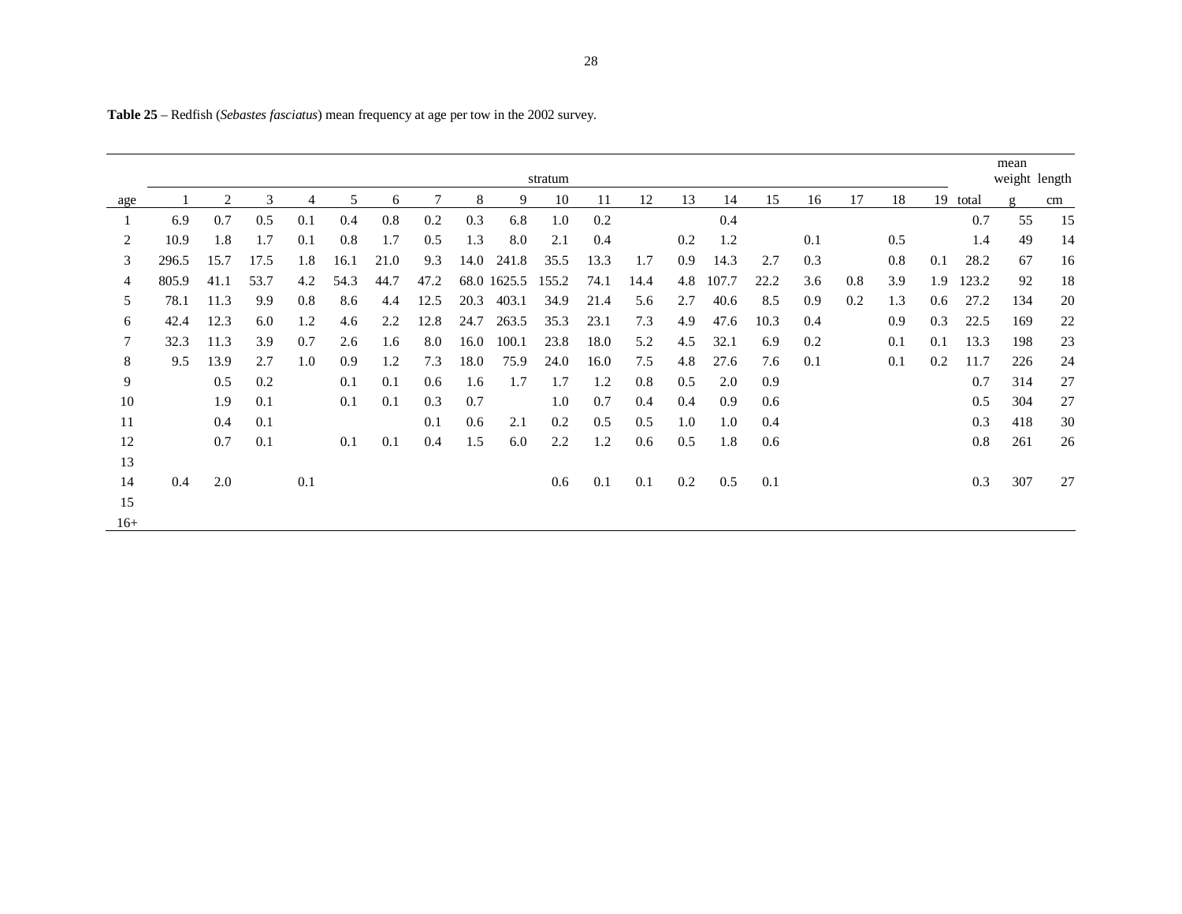**Table 25** – Redfish (*Sebastes fasciatus*) mean frequency at age per tow in the 2002 survey.

| | stratum | | | | | | | | | | | | | | | | | | | | mean weight | length |
|---|---|---|---|---|---|---|---|---|---|---|---|---|---|---|---|---|---|---|---|---|---|---|
| age | 1 | 2 | 3 | 4 | 5 | 6 | 7 | 8 | 9 | 10 | 11 | 12 | 13 | 14 | 15 | 16 | 17 | 18 | 19 | total | g | cm |
| 1 | 6.9 | 0.7 | 0.5 | 0.1 | 0.4 | 0.8 | 0.2 | 0.3 | 6.8 | 1.0 | 0.2 | | | 0.4 | | | | | | 0.7 | 55 | 15 |
| 2 | 10.9 | 1.8 | 1.7 | 0.1 | 0.8 | 1.7 | 0.5 | 1.3 | 8.0 | 2.1 | 0.4 | | 0.2 | 1.2 | | 0.1 | | 0.5 | | 1.4 | 49 | 14 |
| 3 | 296.5 | 15.7 | 17.5 | 1.8 | 16.1 | 21.0 | 9.3 | 14.0 | 241.8 | 35.5 | 13.3 | 1.7 | 0.9 | 14.3 | 2.7 | 0.3 | | 0.8 | 0.1 | 28.2 | 67 | 16 |
| 4 | 805.9 | 41.1 | 53.7 | 4.2 | 54.3 | 44.7 | 47.2 | 68.0 | 1625.5 | 155.2 | 74.1 | 14.4 | 4.8 | 107.7 | 22.2 | 3.6 | 0.8 | 3.9 | 1.9 | 123.2 | 92 | 18 |
| 5 | 78.1 | 11.3 | 9.9 | 0.8 | 8.6 | 4.4 | 12.5 | 20.3 | 403.1 | 34.9 | 21.4 | 5.6 | 2.7 | 40.6 | 8.5 | 0.9 | 0.2 | 1.3 | 0.6 | 27.2 | 134 | 20 |
| 6 | 42.4 | 12.3 | 6.0 | 1.2 | 4.6 | 2.2 | 12.8 | 24.7 | 263.5 | 35.3 | 23.1 | 7.3 | 4.9 | 47.6 | 10.3 | 0.4 | | 0.9 | 0.3 | 22.5 | 169 | 22 |
| 7 | 32.3 | 11.3 | 3.9 | 0.7 | 2.6 | 1.6 | 8.0 | 16.0 | 100.1 | 23.8 | 18.0 | 5.2 | 4.5 | 32.1 | 6.9 | 0.2 | | 0.1 | 0.1 | 13.3 | 198 | 23 |
| 8 | 9.5 | 13.9 | 2.7 | 1.0 | 0.9 | 1.2 | 7.3 | 18.0 | 75.9 | 24.0 | 16.0 | 7.5 | 4.8 | 27.6 | 7.6 | 0.1 | | 0.1 | 0.2 | 11.7 | 226 | 24 |
| 9 | | 0.5 | 0.2 | | 0.1 | 0.1 | 0.6 | 1.6 | 1.7 | 1.7 | 1.2 | 0.8 | 0.5 | 2.0 | 0.9 | | | | | 0.7 | 314 | 27 |
| 10 | | 1.9 | 0.1 | | 0.1 | 0.1 | 0.3 | 0.7 | | 1.0 | 0.7 | 0.4 | 0.4 | 0.9 | 0.6 | | | | | 0.5 | 304 | 27 |
| 11 | | 0.4 | 0.1 | | | | 0.1 | 0.6 | 2.1 | 0.2 | 0.5 | 0.5 | 1.0 | 1.0 | 0.4 | | | | | 0.3 | 418 | 30 |
| 12 | | 0.7 | 0.1 | | 0.1 | 0.1 | 0.4 | 1.5 | 6.0 | 2.2 | 1.2 | 0.6 | 0.5 | 1.8 | 0.6 | | | | | 0.8 | 261 | 26 |
| 13 | | | | | | | | | | | | | | | | | | | | | | |
| 14 | 0.4 | 2.0 | | 0.1 | | | | | | 0.6 | 0.1 | 0.1 | 0.2 | 0.5 | 0.1 | | | | | 0.3 | 307 | 27 |
| 15 | | | | | | | | | | | | | | | | | | | | | | |
| 16+ | | | | | | | | | | | | | | | | | | | | | | |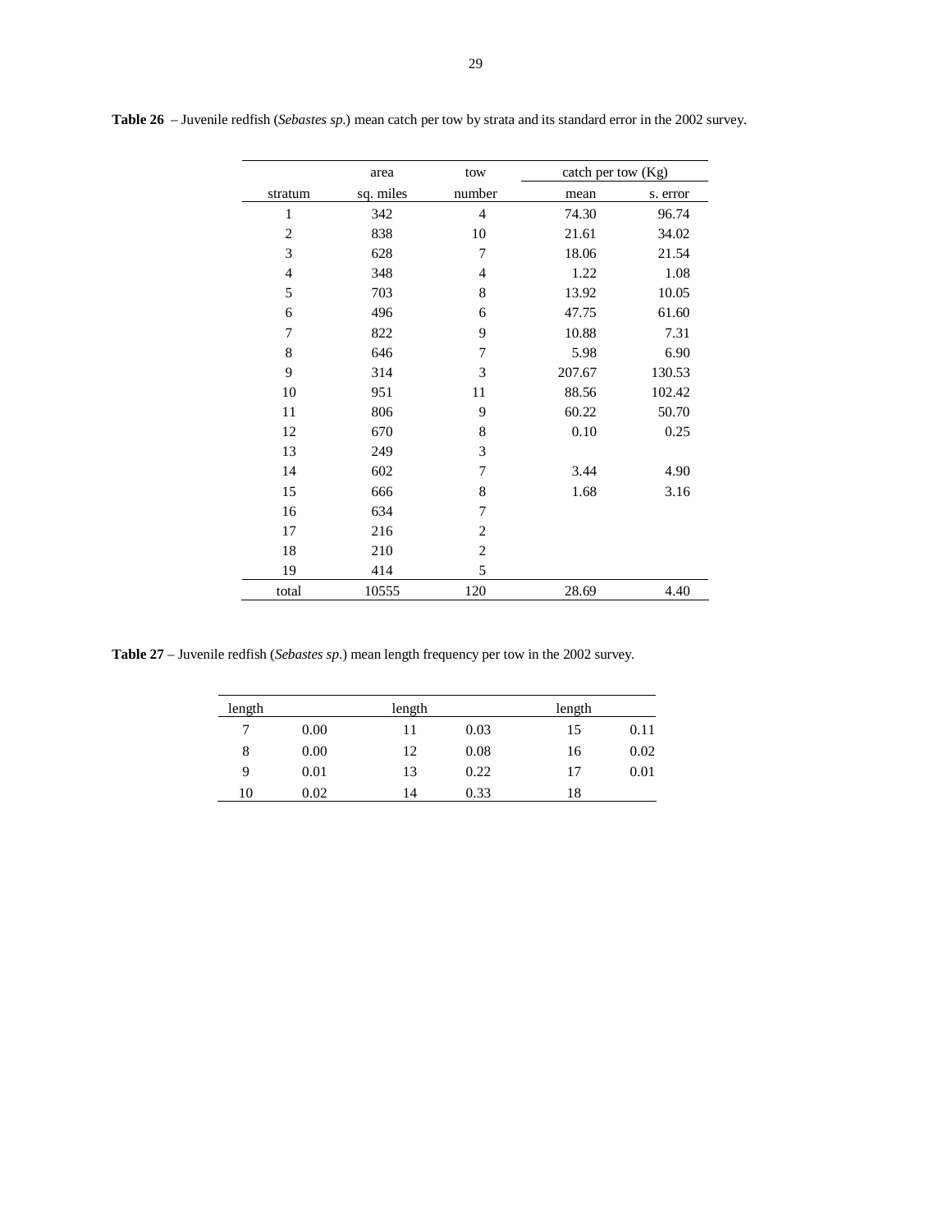**Table 26** – Juvenile redfish (*Sebastes sp.*) mean catch per tow by strata and its standard error in the 2002 survey.

| | area | tow | catch per tow (Kg) | |
|---|---|---|---|---|
| stratum | sq. miles | number | mean | s. error |
| 1 | 342 | 4 | 74.30 | 96.74 |
| 2 | 838 | 10 | 21.61 | 34.02 |
| 3 | 628 | 7 | 18.06 | 21.54 |
| 4 | 348 | 4 | 1.22 | 1.08 |
| 5 | 703 | 8 | 13.92 | 10.05 |
| 6 | 496 | 6 | 47.75 | 61.60 |
| 7 | 822 | 9 | 10.88 | 7.31 |
| 8 | 646 | 7 | 5.98 | 6.90 |
| 9 | 314 | 3 | 207.67 | 130.53 |
| 10 | 951 | 11 | 88.56 | 102.42 |
| 11 | 806 | 9 | 60.22 | 50.70 |
| 12 | 670 | 8 | 0.10 | 0.25 |
| 13 | 249 | 3 | | |
| 14 | 602 | 7 | 3.44 | 4.90 |
| 15 | 666 | 8 | 1.68 | 3.16 |
| 16 | 634 | 7 | | |
| 17 | 216 | 2 | | |
| 18 | 210 | 2 | | |
| 19 | 414 | 5 | | |
| total | 10555 | 120 | 28.69 | 4.40 |

**Table 27** – Juvenile redfish (*Sebastes sp.*) mean length frequency per tow in the 2002 survey.

| length | | length | | length | |
|---|---|---|---|---|---|
| 7 | 0.00 | 11 | 0.03 | 15 | 0.11 |
| 8 | 0.00 | 12 | 0.08 | 16 | 0.02 |
| 9 | 0.01 | 13 | 0.22 | 17 | 0.01 |
| 10 | 0.02 | 14 | 0.33 | 18 | |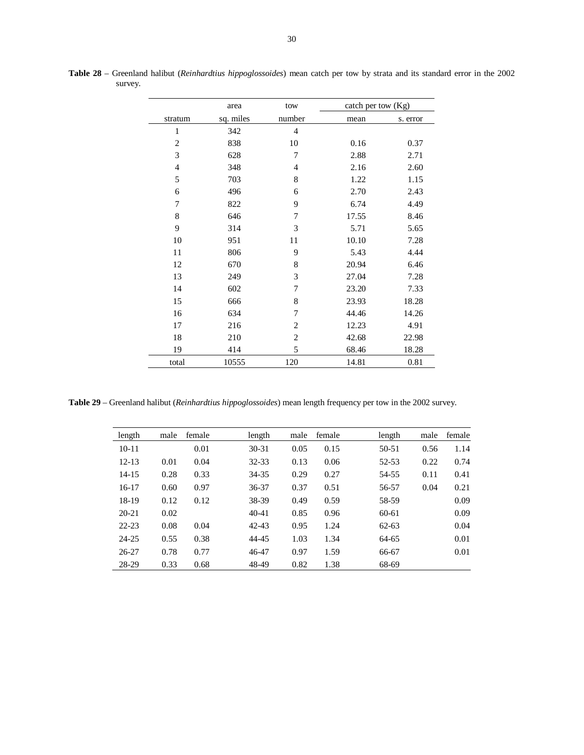**Table 28** – Greenland halibut (*Reinhardtius hippoglossoides*) mean catch per tow by strata and its standard error in the 2002 survey.

| stratum | area sq. miles | tow number | catch per tow (Kg) mean | catch per tow (Kg) s. error |
|---|---|---|---|---|
| 1 | 342 | 4 | | |
| 2 | 838 | 10 | 0.16 | 0.37 |
| 3 | 628 | 7 | 2.88 | 2.71 |
| 4 | 348 | 4 | 2.16 | 2.60 |
| 5 | 703 | 8 | 1.22 | 1.15 |
| 6 | 496 | 6 | 2.70 | 2.43 |
| 7 | 822 | 9 | 6.74 | 4.49 |
| 8 | 646 | 7 | 17.55 | 8.46 |
| 9 | 314 | 3 | 5.71 | 5.65 |
| 10 | 951 | 11 | 10.10 | 7.28 |
| 11 | 806 | 9 | 5.43 | 4.44 |
| 12 | 670 | 8 | 20.94 | 6.46 |
| 13 | 249 | 3 | 27.04 | 7.28 |
| 14 | 602 | 7 | 23.20 | 7.33 |
| 15 | 666 | 8 | 23.93 | 18.28 |
| 16 | 634 | 7 | 44.46 | 14.26 |
| 17 | 216 | 2 | 12.23 | 4.91 |
| 18 | 210 | 2 | 42.68 | 22.98 |
| 19 | 414 | 5 | 68.46 | 18.28 |
| total | 10555 | 120 | 14.81 | 0.81 |

**Table 29** – Greenland halibut (*Reinhardtius hippoglossoides*) mean length frequency per tow in the 2002 survey.

| length | male | female | length | male | female | length | male | female |
|---|---|---|---|---|---|---|---|---|
| 10-11 | | 0.01 | 30-31 | 0.05 | 0.15 | 50-51 | 0.56 | 1.14 |
| 12-13 | 0.01 | 0.04 | 32-33 | 0.13 | 0.06 | 52-53 | 0.22 | 0.74 |
| 14-15 | 0.28 | 0.33 | 34-35 | 0.29 | 0.27 | 54-55 | 0.11 | 0.41 |
| 16-17 | 0.60 | 0.97 | 36-37 | 0.37 | 0.51 | 56-57 | 0.04 | 0.21 |
| 18-19 | 0.12 | 0.12 | 38-39 | 0.49 | 0.59 | 58-59 | | 0.09 |
| 20-21 | 0.02 | | 40-41 | 0.85 | 0.96 | 60-61 | | 0.09 |
| 22-23 | 0.08 | 0.04 | 42-43 | 0.95 | 1.24 | 62-63 | | 0.04 |
| 24-25 | 0.55 | 0.38 | 44-45 | 1.03 | 1.34 | 64-65 | | 0.01 |
| 26-27 | 0.78 | 0.77 | 46-47 | 0.97 | 1.59 | 66-67 | | 0.01 |
| 28-29 | 0.33 | 0.68 | 48-49 | 0.82 | 1.38 | 68-69 | | |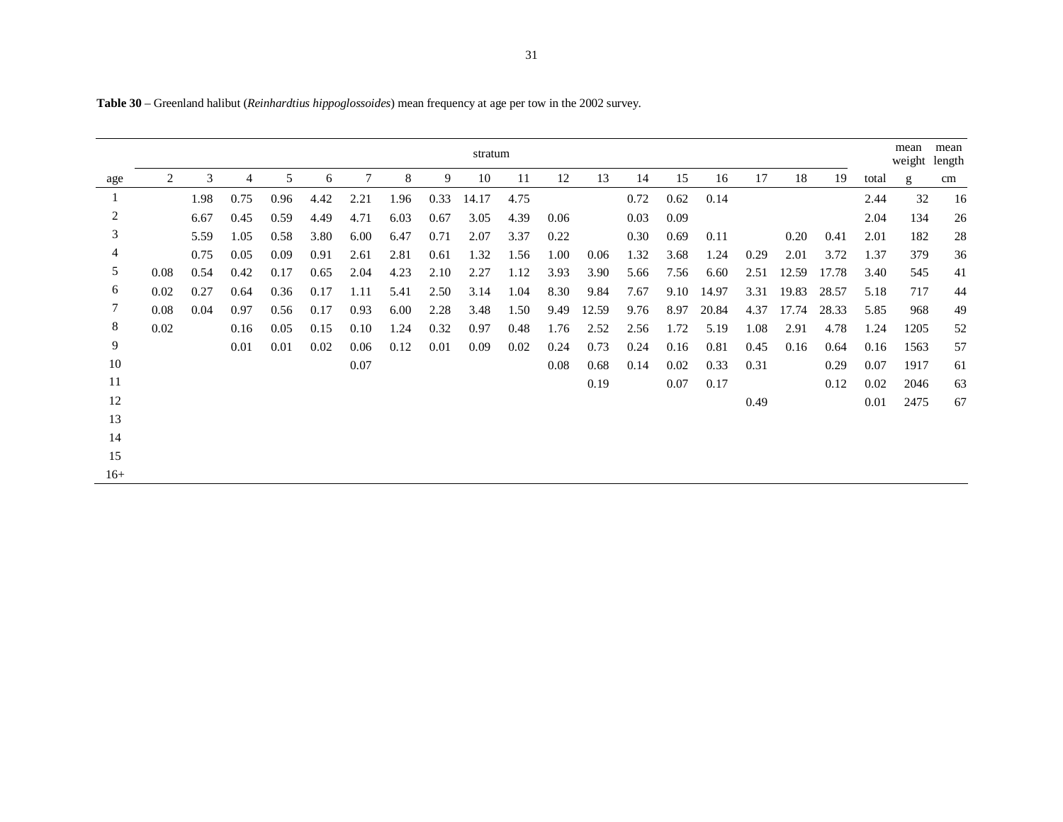**Table 30** – Greenland halibut (*Reinhardtius hippoglossoides*) mean frequency at age per tow in the 2002 survey.

| | stratum | | | | | | | | | | | | | | | | | | | mean weight | mean length |
|---|---|---|---|---|---|---|---|---|---|---|---|---|---|---|---|---|---|---|---|---|---|
| age | 2 | 3 | 4 | 5 | 6 | 7 | 8 | 9 | 10 | 11 | 12 | 13 | 14 | 15 | 16 | 17 | 18 | 19 | total | g | cm |
| 1 | | 1.98 | 0.75 | 0.96 | 4.42 | 2.21 | 1.96 | 0.33 | 14.17 | 4.75 | | | 0.72 | 0.62 | 0.14 | | | | 2.44 | 32 | 16 |
| 2 | | 6.67 | 0.45 | 0.59 | 4.49 | 4.71 | 6.03 | 0.67 | 3.05 | 4.39 | 0.06 | | 0.03 | 0.09 | | | | | 2.04 | 134 | 26 |
| 3 | | 5.59 | 1.05 | 0.58 | 3.80 | 6.00 | 6.47 | 0.71 | 2.07 | 3.37 | 0.22 | | 0.30 | 0.69 | 0.11 | | 0.20 | 0.41 | 2.01 | 182 | 28 |
| 4 | | 0.75 | 0.05 | 0.09 | 0.91 | 2.61 | 2.81 | 0.61 | 1.32 | 1.56 | 1.00 | 0.06 | 1.32 | 3.68 | 1.24 | 0.29 | 2.01 | 3.72 | 1.37 | 379 | 36 |
| 5 | 0.08 | 0.54 | 0.42 | 0.17 | 0.65 | 2.04 | 4.23 | 2.10 | 2.27 | 1.12 | 3.93 | 3.90 | 5.66 | 7.56 | 6.60 | 2.51 | 12.59 | 17.78 | 3.40 | 545 | 41 |
| 6 | 0.02 | 0.27 | 0.64 | 0.36 | 0.17 | 1.11 | 5.41 | 2.50 | 3.14 | 1.04 | 8.30 | 9.84 | 7.67 | 9.10 | 14.97 | 3.31 | 19.83 | 28.57 | 5.18 | 717 | 44 |
| 7 | 0.08 | 0.04 | 0.97 | 0.56 | 0.17 | 0.93 | 6.00 | 2.28 | 3.48 | 1.50 | 9.49 | 12.59 | 9.76 | 8.97 | 20.84 | 4.37 | 17.74 | 28.33 | 5.85 | 968 | 49 |
| 8 | 0.02 | | 0.16 | 0.05 | 0.15 | 0.10 | 1.24 | 0.32 | 0.97 | 0.48 | 1.76 | 2.52 | 2.56 | 1.72 | 5.19 | 1.08 | 2.91 | 4.78 | 1.24 | 1205 | 52 |
| 9 | | | 0.01 | 0.01 | 0.02 | 0.06 | 0.12 | 0.01 | 0.09 | 0.02 | 0.24 | 0.73 | 0.24 | 0.16 | 0.81 | 0.45 | 0.16 | 0.64 | 0.16 | 1563 | 57 |
| 10 | | | | | | 0.07 | | | | | 0.08 | 0.68 | 0.14 | 0.02 | 0.33 | 0.31 | | 0.29 | 0.07 | 1917 | 61 |
| 11 | | | | | | | | | | | | 0.19 | | 0.07 | 0.17 | | | 0.12 | 0.02 | 2046 | 63 |
| 12 | | | | | | | | | | | | | | | | 0.49 | | | 0.01 | 2475 | 67 |
| 13 | | | | | | | | | | | | | | | | | | | | | |
| 14 | | | | | | | | | | | | | | | | | | | | | |
| 15 | | | | | | | | | | | | | | | | | | | | | |
| 16+ | | | | | | | | | | | | | | | | | | | | | |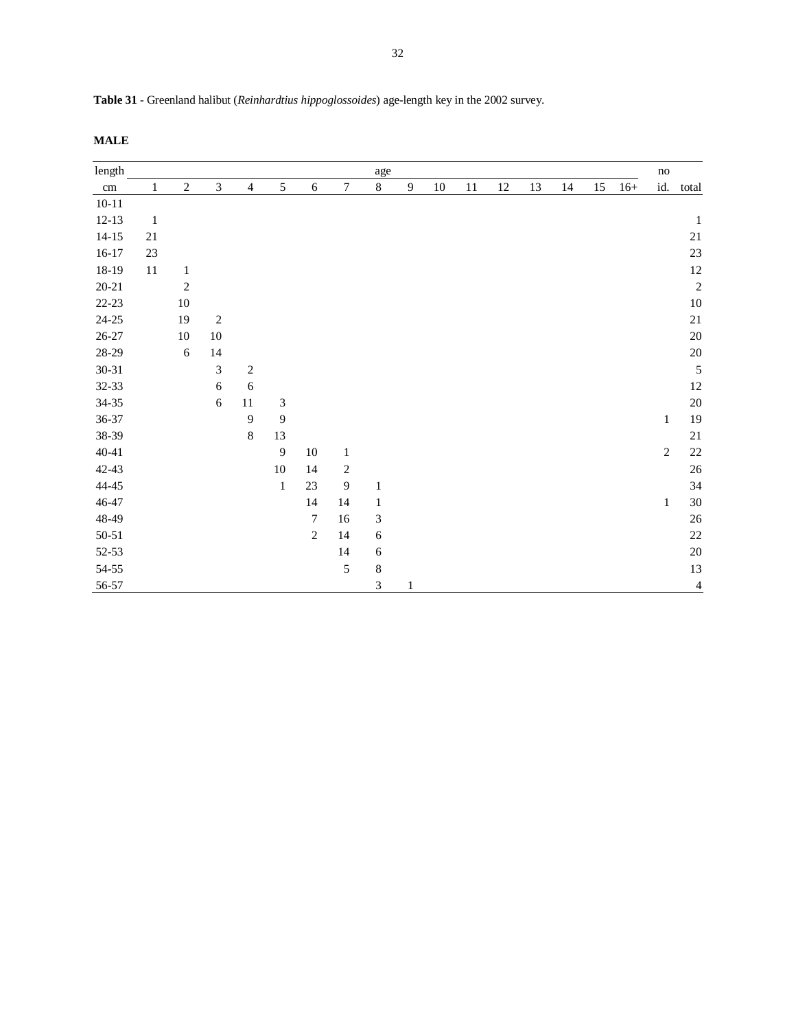**Table 31** - Greenland halibut (*Reinhardtius hippoglossoides*) age-length key in the 2002 survey.

**MALE**

| length | age | | | | | | | | | | | | | | | | no | |
|---|---|---|---|---|---|---|---|---|---|---|---|---|---|---|---|---|---|---|
| cm | 1 | 2 | 3 | 4 | 5 | 6 | 7 | 8 | 9 | 10 | 11 | 12 | 13 | 14 | 15 | 16+ | id. | total |
| 10-11 | | | | | | | | | | | | | | | | | | |
| 12-13 | 1 | | | | | | | | | | | | | | | | | 1 |
| 14-15 | 21 | | | | | | | | | | | | | | | | | 21 |
| 16-17 | 23 | | | | | | | | | | | | | | | | | 23 |
| 18-19 | 11 | 1 | | | | | | | | | | | | | | | | 12 |
| 20-21 | | 2 | | | | | | | | | | | | | | | | 2 |
| 22-23 | | 10 | | | | | | | | | | | | | | | | 10 |
| 24-25 | | 19 | 2 | | | | | | | | | | | | | | | 21 |
| 26-27 | | 10 | 10 | | | | | | | | | | | | | | | 20 |
| 28-29 | | 6 | 14 | | | | | | | | | | | | | | | 20 |
| 30-31 | | | 3 | 2 | | | | | | | | | | | | | | 5 |
| 32-33 | | | 6 | 6 | | | | | | | | | | | | | | 12 |
| 34-35 | | | 6 | 11 | 3 | | | | | | | | | | | | | 20 |
| 36-37 | | | | 9 | 9 | | | | | | | | | | | | 1 | 19 |
| 38-39 | | | | 8 | 13 | | | | | | | | | | | | | 21 |
| 40-41 | | | | | 9 | 10 | 1 | | | | | | | | | | 2 | 22 |
| 42-43 | | | | | 10 | 14 | 2 | | | | | | | | | | | 26 |
| 44-45 | | | | | 1 | 23 | 9 | 1 | | | | | | | | | | 34 |
| 46-47 | | | | | | 14 | 14 | 1 | | | | | | | | | 1 | 30 |
| 48-49 | | | | | | 7 | 16 | 3 | | | | | | | | | | 26 |
| 50-51 | | | | | | 2 | 14 | 6 | | | | | | | | | | 22 |
| 52-53 | | | | | | | 14 | 6 | | | | | | | | | | 20 |
| 54-55 | | | | | | | 5 | 8 | | | | | | | | | | 13 |
| 56-57 | | | | | | | | 3 | 1 | | | | | | | | | 4 |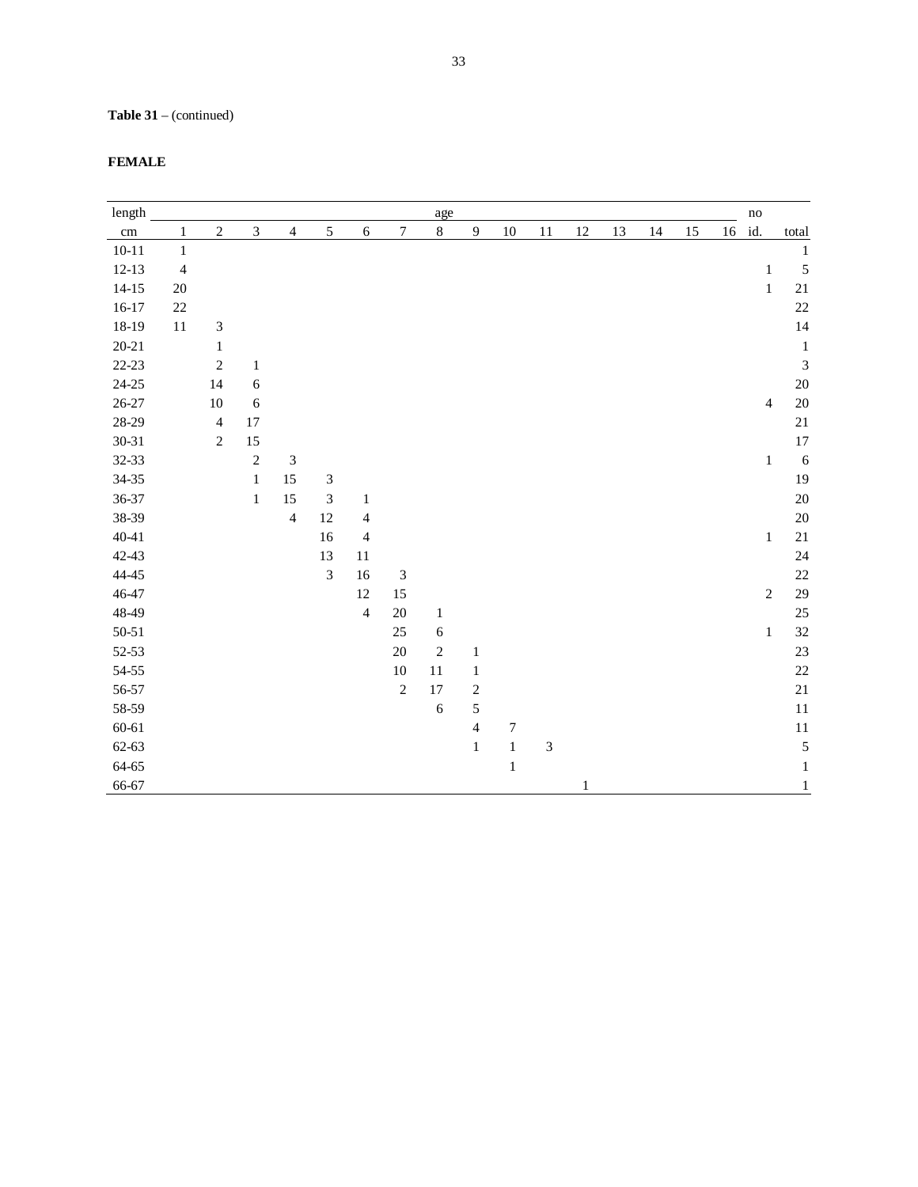**Table 31** – (continued)

**FEMALE**

| length | age | | | | | | | | | | | | | | | | no | |
|---|---|---|---|---|---|---|---|---|---|---|---|---|---|---|---|---|---|---|
| cm | 1 | 2 | 3 | 4 | 5 | 6 | 7 | 8 | 9 | 10 | 11 | 12 | 13 | 14 | 15 | 16 | id. | total |
| 10-11 | 1 | | | | | | | | | | | | | | | | | 1 |
| 12-13 | 4 | | | | | | | | | | | | | | | | 1 | 5 |
| 14-15 | 20 | | | | | | | | | | | | | | | | 1 | 21 |
| 16-17 | 22 | | | | | | | | | | | | | | | | | 22 |
| 18-19 | 11 | 3 | | | | | | | | | | | | | | | | 14 |
| 20-21 | | 1 | | | | | | | | | | | | | | | | 1 |
| 22-23 | | 2 | 1 | | | | | | | | | | | | | | | 3 |
| 24-25 | | 14 | 6 | | | | | | | | | | | | | | | 20 |
| 26-27 | | 10 | 6 | | | | | | | | | | | | | | 4 | 20 |
| 28-29 | | 4 | 17 | | | | | | | | | | | | | | | 21 |
| 30-31 | | 2 | 15 | | | | | | | | | | | | | | | 17 |
| 32-33 | | | 2 | 3 | | | | | | | | | | | | | 1 | 6 |
| 34-35 | | | 1 | 15 | 3 | | | | | | | | | | | | | 19 |
| 36-37 | | | 1 | 15 | 3 | 1 | | | | | | | | | | | | 20 |
| 38-39 | | | | 4 | 12 | 4 | | | | | | | | | | | | 20 |
| 40-41 | | | | | 16 | 4 | | | | | | | | | | | 1 | 21 |
| 42-43 | | | | | 13 | 11 | | | | | | | | | | | | 24 |
| 44-45 | | | | | 3 | 16 | 3 | | | | | | | | | | | 22 |
| 46-47 | | | | | | 12 | 15 | | | | | | | | | | 2 | 29 |
| 48-49 | | | | | | 4 | 20 | 1 | | | | | | | | | | 25 |
| 50-51 | | | | | | | 25 | 6 | | | | | | | | | 1 | 32 |
| 52-53 | | | | | | | 20 | 2 | 1 | | | | | | | | | 23 |
| 54-55 | | | | | | | 10 | 11 | 1 | | | | | | | | | 22 |
| 56-57 | | | | | | | 2 | 17 | 2 | | | | | | | | | 21 |
| 58-59 | | | | | | | | 6 | 5 | | | | | | | | | 11 |
| 60-61 | | | | | | | | | 4 | 7 | | | | | | | | 11 |
| 62-63 | | | | | | | | | 1 | 1 | 3 | | | | | | | 5 |
| 64-65 | | | | | | | | | | 1 | | | | | | | | 1 |
| 66-67 | | | | | | | | | | | | 1 | | | | | | 1 |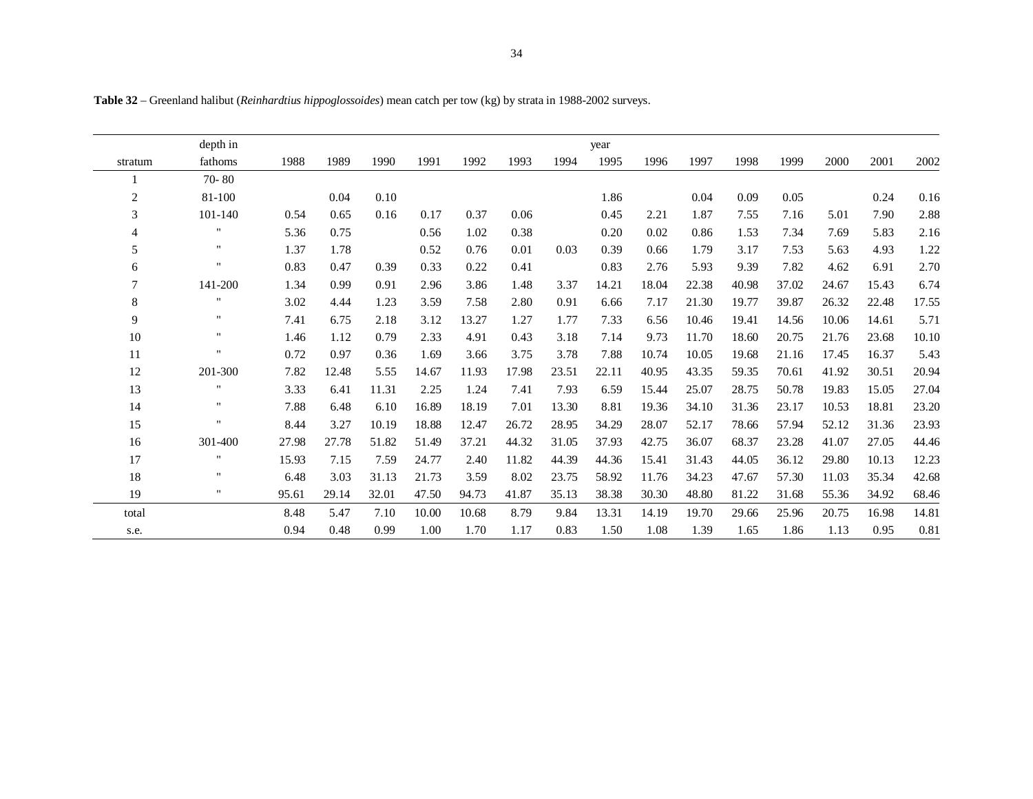**Table 32** – Greenland halibut (*Reinhardtius hippoglossoides*) mean catch per tow (kg) by strata in 1988-2002 surveys.

| stratum | depth in fathoms | 1988 | 1989 | 1990 | 1991 | 1992 | 1993 | 1994 | 1995 | 1996 | 1997 | 1998 | 1999 | 2000 | 2001 | 2002 |
|---|---|---|---|---|---|---|---|---|---|---|---|---|---|---|---|---|
| 1 | 70- 80 | | | | | | | | | | | | | | | |
| 2 | 81-100 | | 0.04 | 0.10 | | | | | 1.86 | | 0.04 | 0.09 | 0.05 | | 0.24 | 0.16 |
| 3 | 101-140 | 0.54 | 0.65 | 0.16 | 0.17 | 0.37 | 0.06 | | 0.45 | 2.21 | 1.87 | 7.55 | 7.16 | 5.01 | 7.90 | 2.88 |
| 4 | " | 5.36 | 0.75 | | 0.56 | 1.02 | 0.38 | | 0.20 | 0.02 | 0.86 | 1.53 | 7.34 | 7.69 | 5.83 | 2.16 |
| 5 | " | 1.37 | 1.78 | | 0.52 | 0.76 | 0.01 | 0.03 | 0.39 | 0.66 | 1.79 | 3.17 | 7.53 | 5.63 | 4.93 | 1.22 |
| 6 | " | 0.83 | 0.47 | 0.39 | 0.33 | 0.22 | 0.41 | | 0.83 | 2.76 | 5.93 | 9.39 | 7.82 | 4.62 | 6.91 | 2.70 |
| 7 | 141-200 | 1.34 | 0.99 | 0.91 | 2.96 | 3.86 | 1.48 | 3.37 | 14.21 | 18.04 | 22.38 | 40.98 | 37.02 | 24.67 | 15.43 | 6.74 |
| 8 | " | 3.02 | 4.44 | 1.23 | 3.59 | 7.58 | 2.80 | 0.91 | 6.66 | 7.17 | 21.30 | 19.77 | 39.87 | 26.32 | 22.48 | 17.55 |
| 9 | " | 7.41 | 6.75 | 2.18 | 3.12 | 13.27 | 1.27 | 1.77 | 7.33 | 6.56 | 10.46 | 19.41 | 14.56 | 10.06 | 14.61 | 5.71 |
| 10 | " | 1.46 | 1.12 | 0.79 | 2.33 | 4.91 | 0.43 | 3.18 | 7.14 | 9.73 | 11.70 | 18.60 | 20.75 | 21.76 | 23.68 | 10.10 |
| 11 | " | 0.72 | 0.97 | 0.36 | 1.69 | 3.66 | 3.75 | 3.78 | 7.88 | 10.74 | 10.05 | 19.68 | 21.16 | 17.45 | 16.37 | 5.43 |
| 12 | 201-300 | 7.82 | 12.48 | 5.55 | 14.67 | 11.93 | 17.98 | 23.51 | 22.11 | 40.95 | 43.35 | 59.35 | 70.61 | 41.92 | 30.51 | 20.94 |
| 13 | " | 3.33 | 6.41 | 11.31 | 2.25 | 1.24 | 7.41 | 7.93 | 6.59 | 15.44 | 25.07 | 28.75 | 50.78 | 19.83 | 15.05 | 27.04 |
| 14 | " | 7.88 | 6.48 | 6.10 | 16.89 | 18.19 | 7.01 | 13.30 | 8.81 | 19.36 | 34.10 | 31.36 | 23.17 | 10.53 | 18.81 | 23.20 |
| 15 | " | 8.44 | 3.27 | 10.19 | 18.88 | 12.47 | 26.72 | 28.95 | 34.29 | 28.07 | 52.17 | 78.66 | 57.94 | 52.12 | 31.36 | 23.93 |
| 16 | 301-400 | 27.98 | 27.78 | 51.82 | 51.49 | 37.21 | 44.32 | 31.05 | 37.93 | 42.75 | 36.07 | 68.37 | 23.28 | 41.07 | 27.05 | 44.46 |
| 17 | " | 15.93 | 7.15 | 7.59 | 24.77 | 2.40 | 11.82 | 44.39 | 44.36 | 15.41 | 31.43 | 44.05 | 36.12 | 29.80 | 10.13 | 12.23 |
| 18 | " | 6.48 | 3.03 | 31.13 | 21.73 | 3.59 | 8.02 | 23.75 | 58.92 | 11.76 | 34.23 | 47.67 | 57.30 | 11.03 | 35.34 | 42.68 |
| 19 | " | 95.61 | 29.14 | 32.01 | 47.50 | 94.73 | 41.87 | 35.13 | 38.38 | 30.30 | 48.80 | 81.22 | 31.68 | 55.36 | 34.92 | 68.46 |
| total | | 8.48 | 5.47 | 7.10 | 10.00 | 10.68 | 8.79 | 9.84 | 13.31 | 14.19 | 19.70 | 29.66 | 25.96 | 20.75 | 16.98 | 14.81 |
| s.e. | | 0.94 | 0.48 | 0.99 | 1.00 | 1.70 | 1.17 | 0.83 | 1.50 | 1.08 | 1.39 | 1.65 | 1.86 | 1.13 | 0.95 | 0.81 |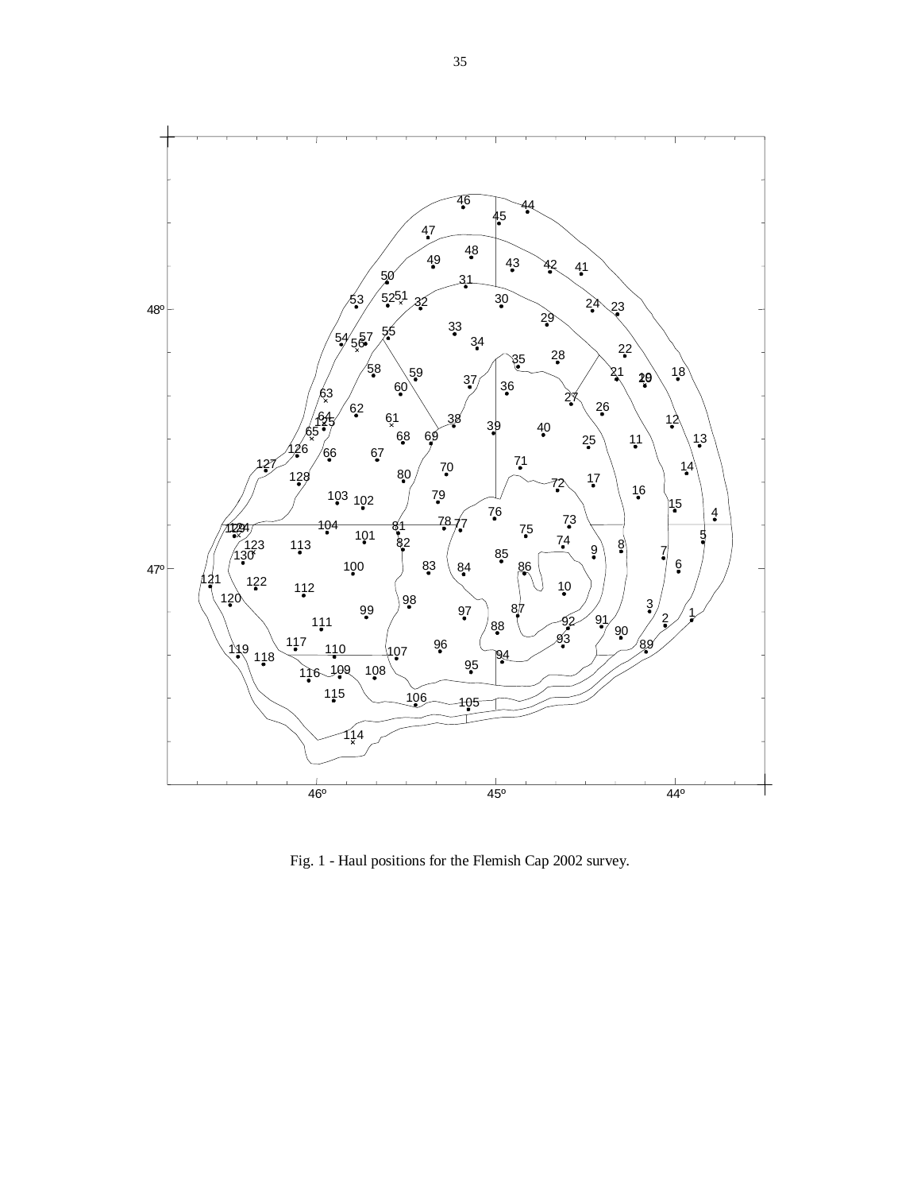Fig. 1 - Haul positions for the Flemish Cap 2002 survey.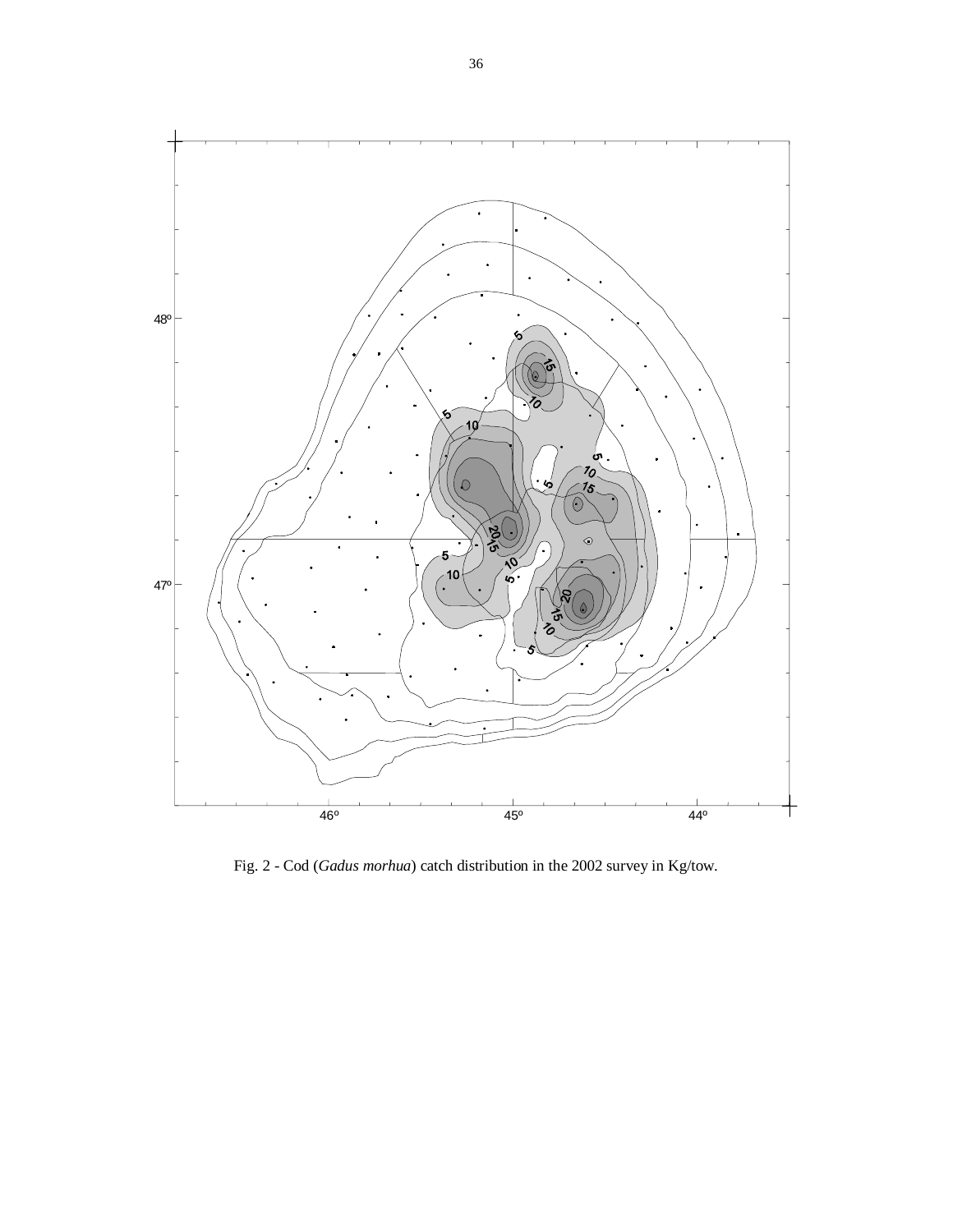Fig. 2 - Cod (*Gadus morhua*) catch distribution in the 2002 survey in Kg/tow.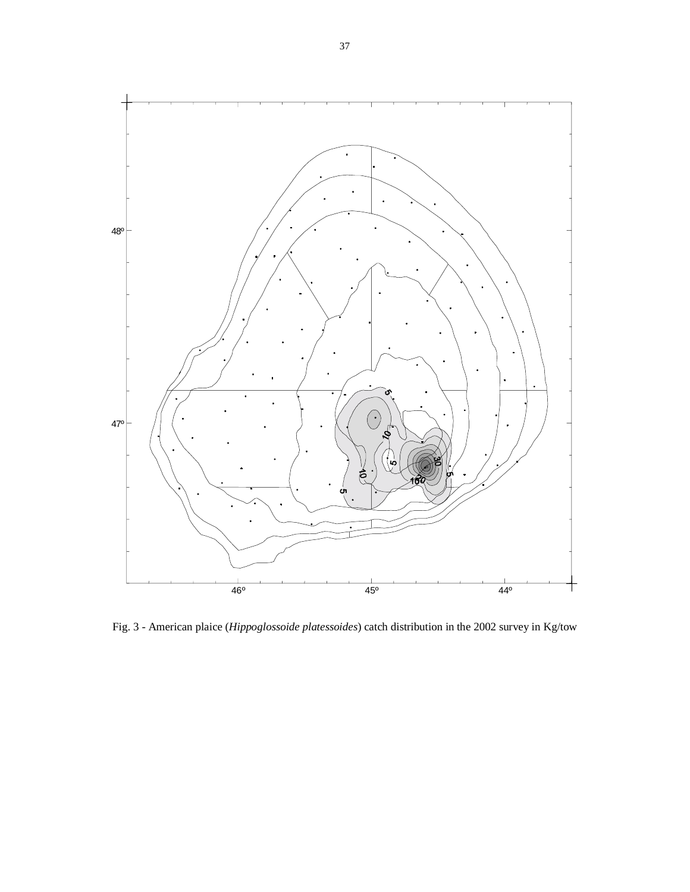Fig. 3 - American plaice (*Hippoglossoide platessoides*) catch distribution in the 2002 survey in Kg/tow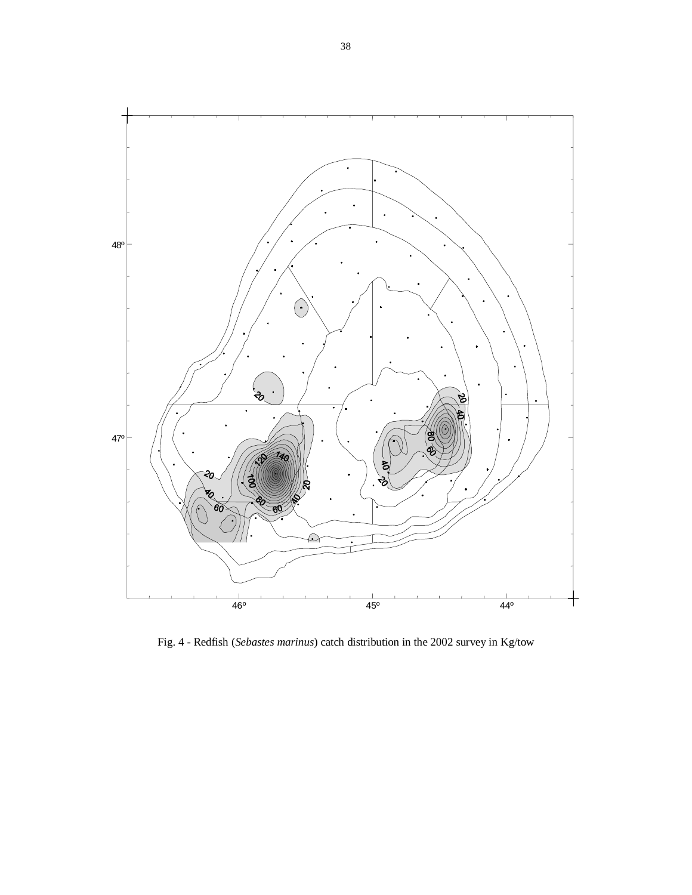Fig. 4 - Redfish (*Sebastes marinus*) catch distribution in the 2002 survey in Kg/tow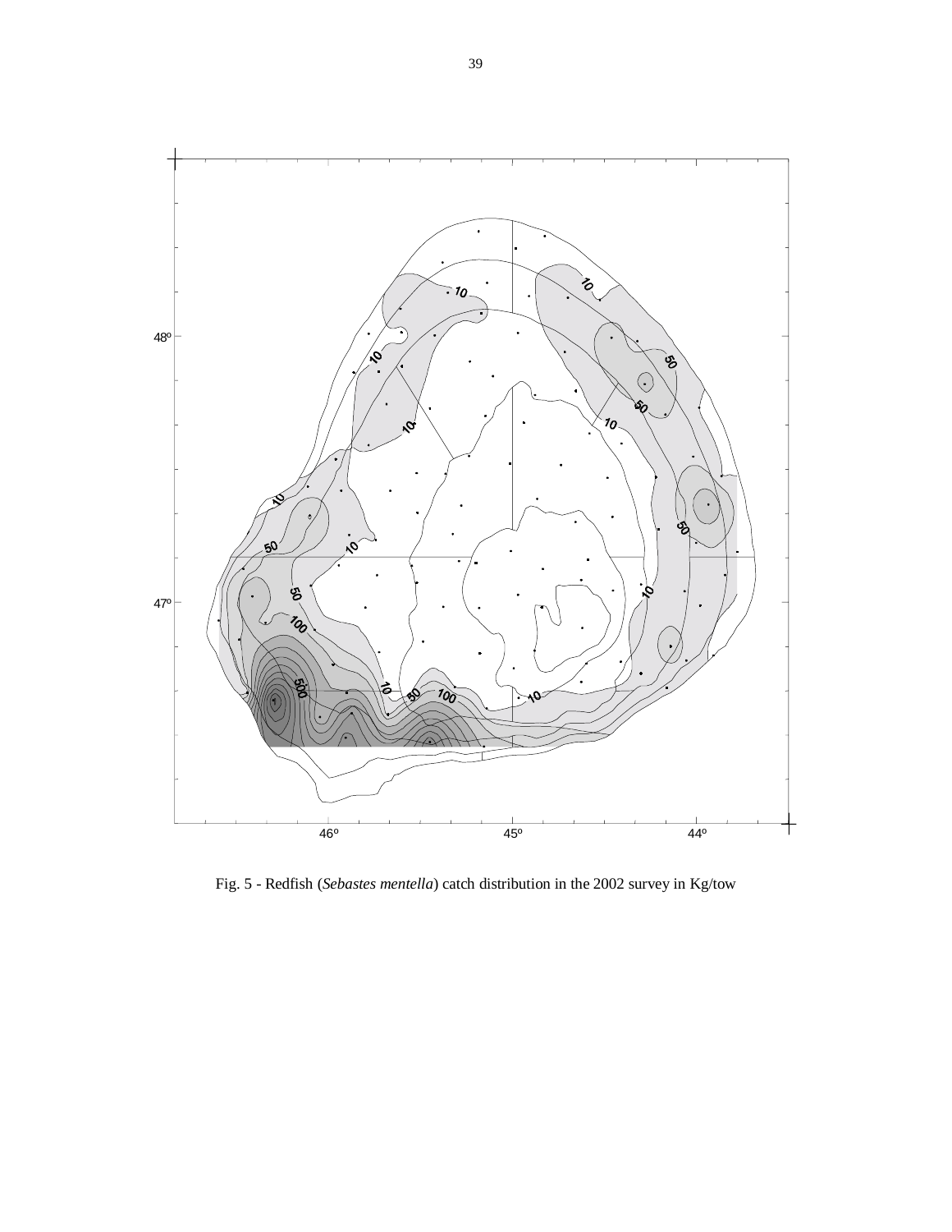Fig. 5 - Redfish (*Sebastes mentella*) catch distribution in the 2002 survey in Kg/tow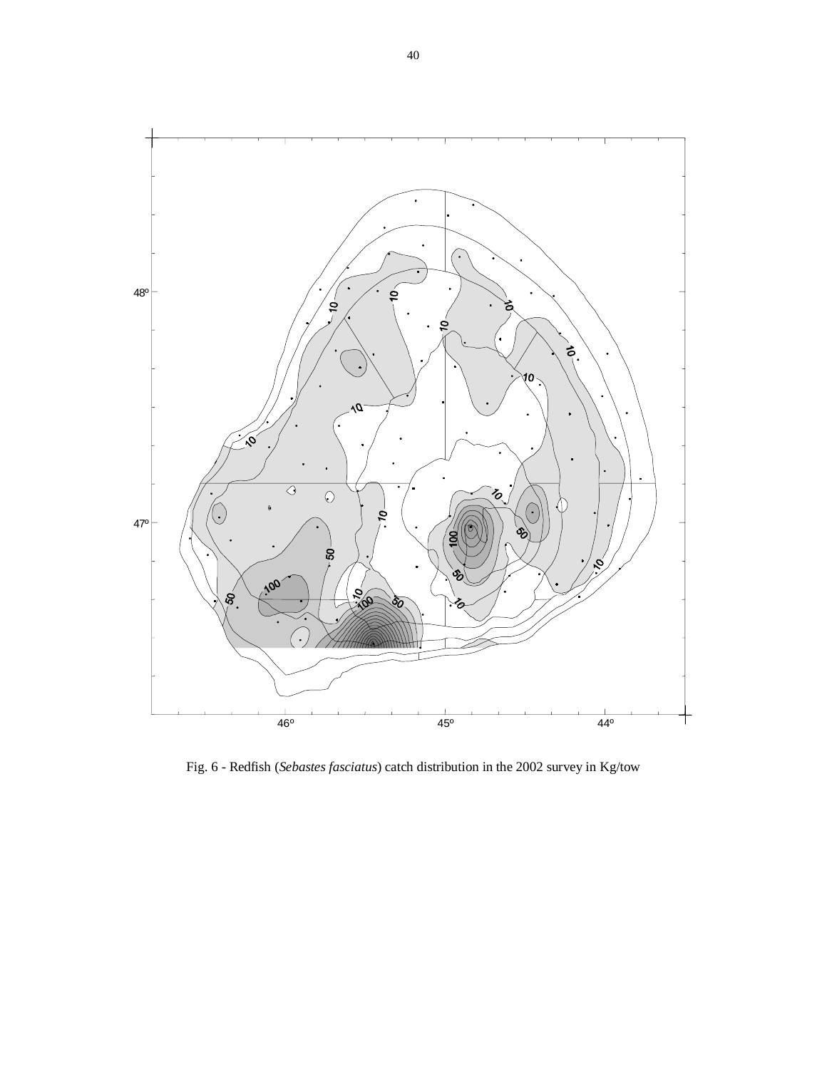Fig. 6 - Redfish (*Sebastes fasciatus*) catch distribution in the 2002 survey in Kg/tow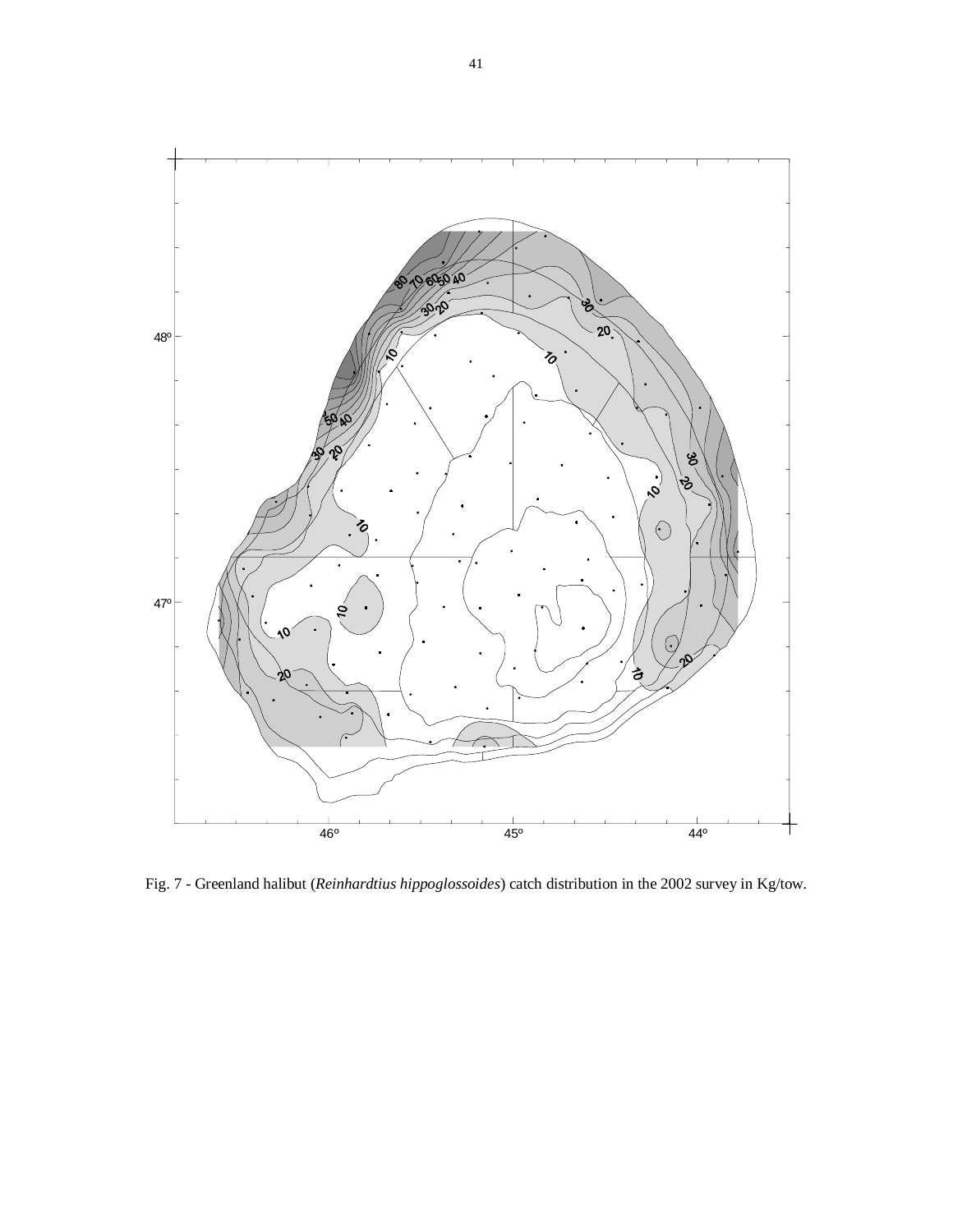48º

47º

46º

45º

44º

80 70 60 50 40

30 20

10

10

30

20

50 40

30 20

10

30

20

10

10

10

20

10

20

Fig. 7 - Greenland halibut (*Reinhardtius hippoglossoides*) catch distribution in the 2002 survey in Kg/tow.